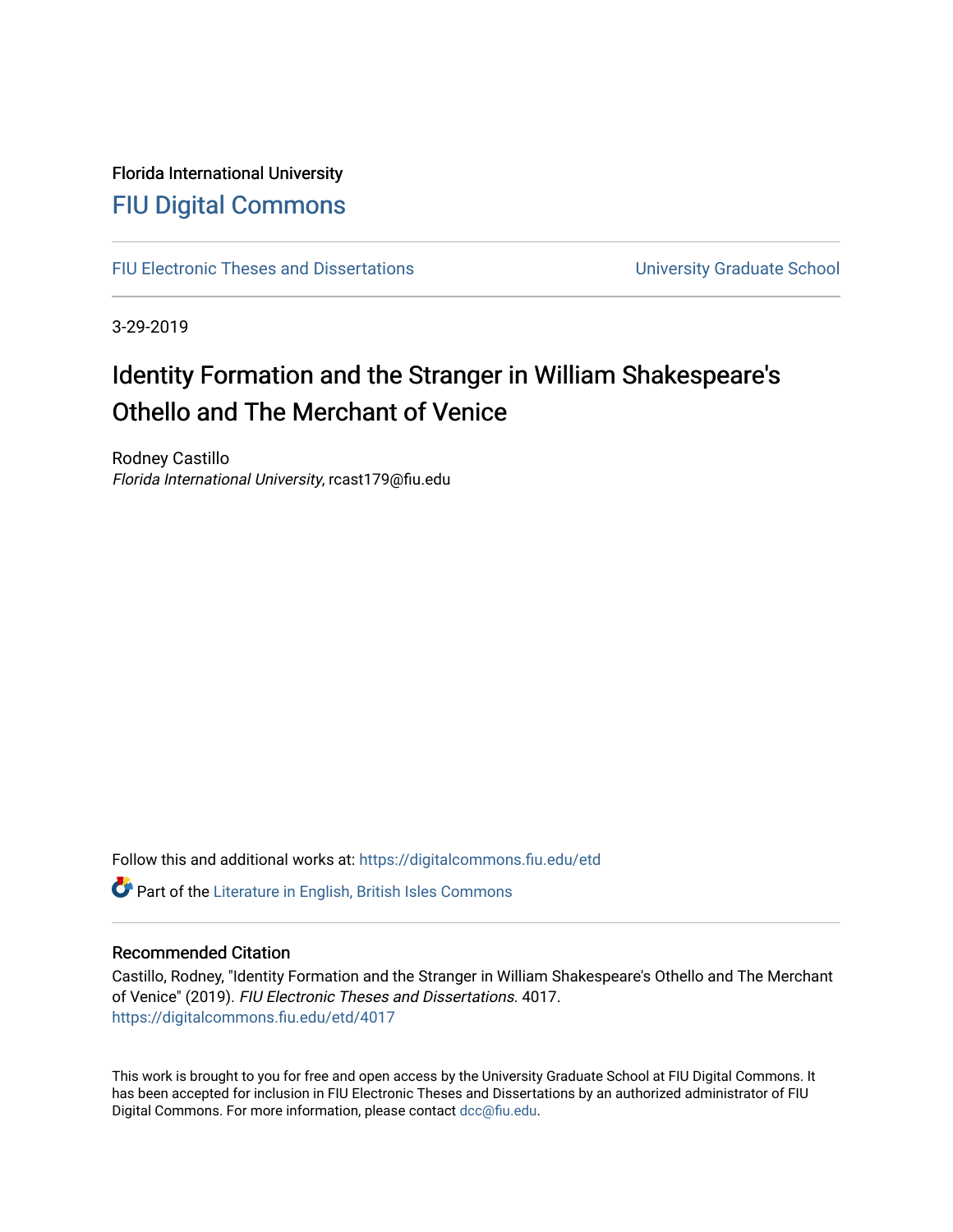Florida International University

# FIU Digital Commons

FIU Electronic Theses and Dissertations | University Graduate School

3-29-2019

# Identity Formation and the Stranger in William Shakespeare's Othello and The Merchant of Venice

Rodney Castillo
*Florida International University*, rcast179@fiu.edu

Follow this and additional works at: https://digitalcommons.fiu.edu/etd

Part of the Literature in English, British Isles Commons

## Recommended Citation

Castillo, Rodney, "Identity Formation and the Stranger in William Shakespeare's Othello and The Merchant of Venice" (2019). *FIU Electronic Theses and Dissertations.* 4017.
https://digitalcommons.fiu.edu/etd/4017

This work is brought to you for free and open access by the University Graduate School at FIU Digital Commons. It has been accepted for inclusion in FIU Electronic Theses and Dissertations by an authorized administrator of FIU Digital Commons. For more information, please contact dcc@fiu.edu.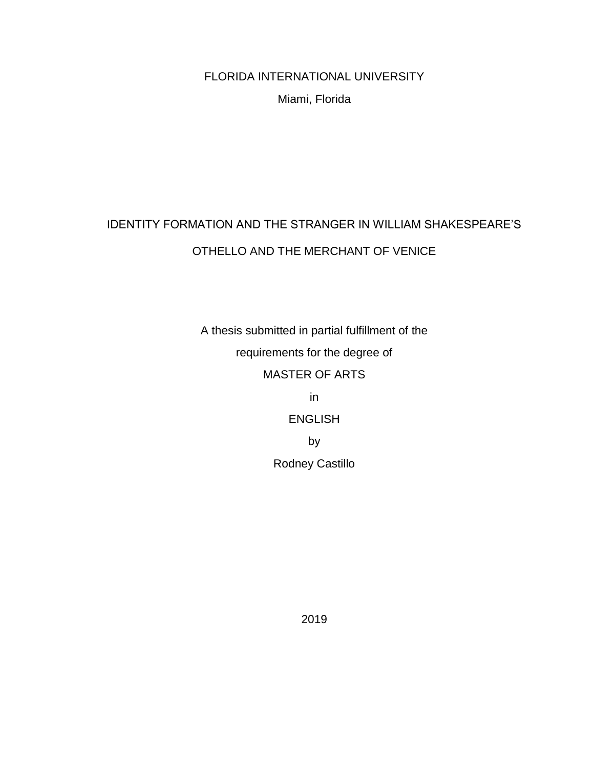FLORIDA INTERNATIONAL UNIVERSITY

Miami, Florida

# IDENTITY FORMATION AND THE STRANGER IN WILLIAM SHAKESPEARE'S OTHELLO AND THE MERCHANT OF VENICE

A thesis submitted in partial fulfillment of the

requirements for the degree of

MASTER OF ARTS

in

ENGLISH

by

Rodney Castillo

2019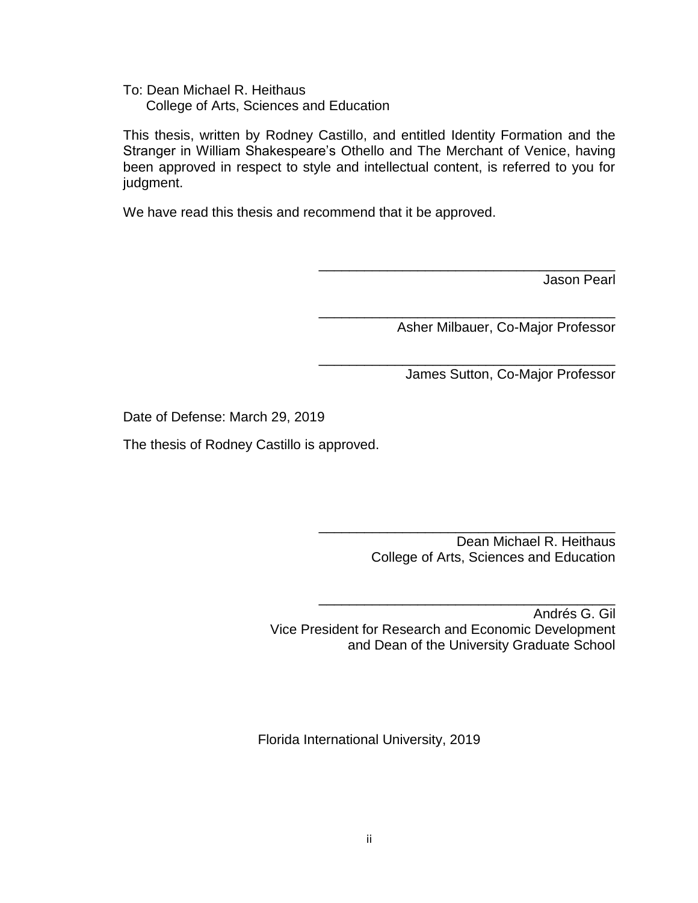To: Dean Michael R. Heithaus
College of Arts, Sciences and Education

This thesis, written by Rodney Castillo, and entitled Identity Formation and the Stranger in William Shakespeare's Othello and The Merchant of Venice, having been approved in respect to style and intellectual content, is referred to you for judgment.

We have read this thesis and recommend that it be approved.

_______________________________________
Jason Pearl

_______________________________________
Asher Milbauer, Co-Major Professor

_______________________________________
James Sutton, Co-Major Professor

Date of Defense: March 29, 2019

The thesis of Rodney Castillo is approved.

_______________________________________
Dean Michael R. Heithaus
College of Arts, Sciences and Education

_______________________________________
Andrés G. Gil
Vice President for Research and Economic Development
and Dean of the University Graduate School

Florida International University, 2019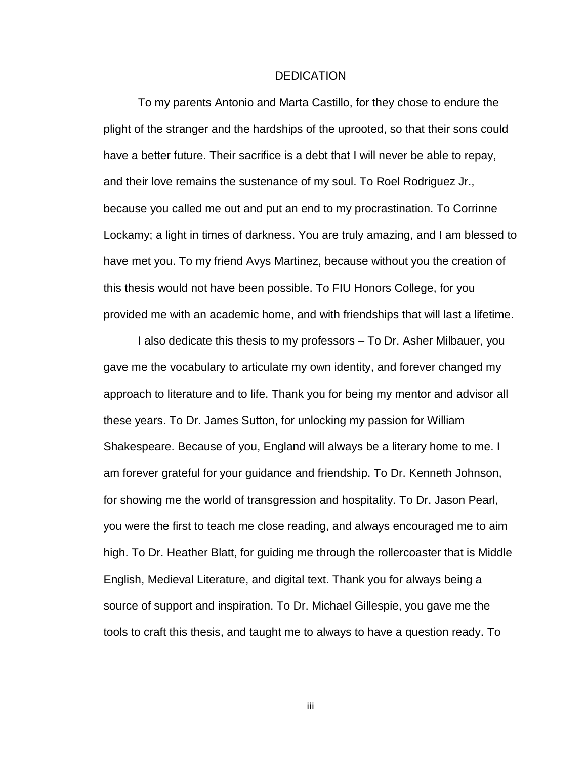# DEDICATION

To my parents Antonio and Marta Castillo, for they chose to endure the plight of the stranger and the hardships of the uprooted, so that their sons could have a better future. Their sacrifice is a debt that I will never be able to repay, and their love remains the sustenance of my soul. To Roel Rodriguez Jr., because you called me out and put an end to my procrastination. To Corrinne Lockamy; a light in times of darkness. You are truly amazing, and I am blessed to have met you. To my friend Avys Martinez, because without you the creation of this thesis would not have been possible. To FIU Honors College, for you provided me with an academic home, and with friendships that will last a lifetime.

I also dedicate this thesis to my professors – To Dr. Asher Milbauer, you gave me the vocabulary to articulate my own identity, and forever changed my approach to literature and to life. Thank you for being my mentor and advisor all these years. To Dr. James Sutton, for unlocking my passion for William Shakespeare. Because of you, England will always be a literary home to me. I am forever grateful for your guidance and friendship. To Dr. Kenneth Johnson, for showing me the world of transgression and hospitality. To Dr. Jason Pearl, you were the first to teach me close reading, and always encouraged me to aim high. To Dr. Heather Blatt, for guiding me through the rollercoaster that is Middle English, Medieval Literature, and digital text. Thank you for always being a source of support and inspiration. To Dr. Michael Gillespie, you gave me the tools to craft this thesis, and taught me to always to have a question ready. To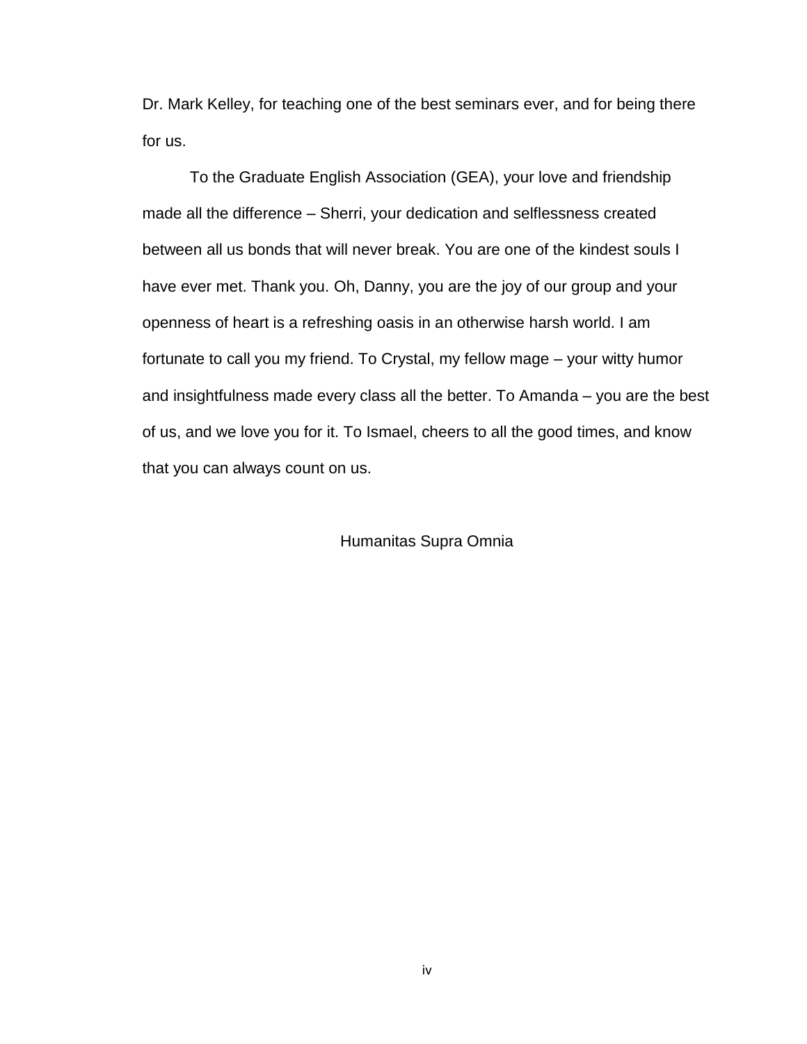Dr. Mark Kelley, for teaching one of the best seminars ever, and for being there for us.

To the Graduate English Association (GEA), your love and friendship made all the difference – Sherri, your dedication and selflessness created between all us bonds that will never break. You are one of the kindest souls I have ever met. Thank you. Oh, Danny, you are the joy of our group and your openness of heart is a refreshing oasis in an otherwise harsh world. I am fortunate to call you my friend. To Crystal, my fellow mage – your witty humor and insightfulness made every class all the better. To Amanda – you are the best of us, and we love you for it. To Ismael, cheers to all the good times, and know that you can always count on us.

Humanitas Supra Omnia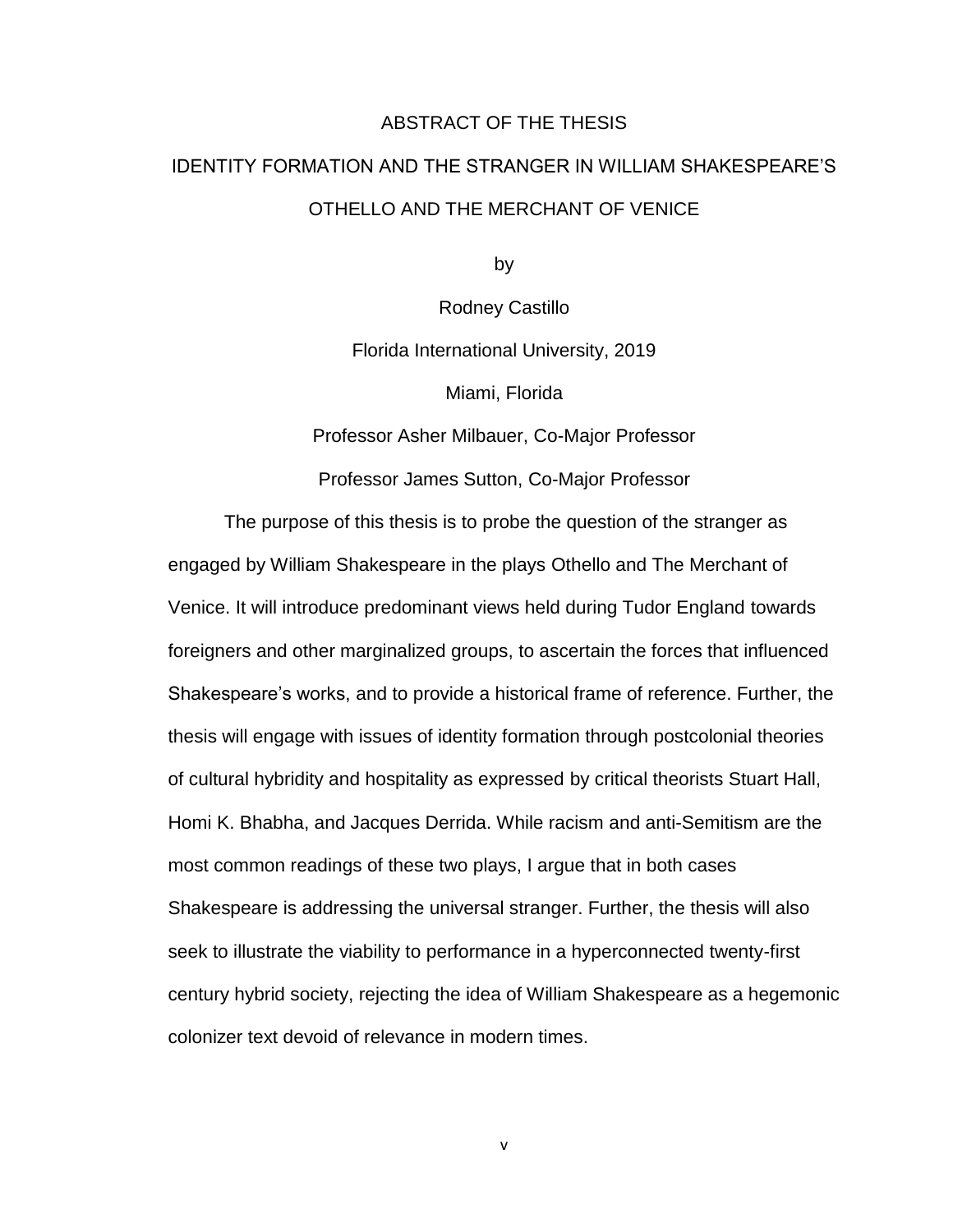# ABSTRACT OF THE THESIS

## IDENTITY FORMATION AND THE STRANGER IN WILLIAM SHAKESPEARE'S OTHELLO AND THE MERCHANT OF VENICE

by

Rodney Castillo

Florida International University, 2019

Miami, Florida

Professor Asher Milbauer, Co-Major Professor

Professor James Sutton, Co-Major Professor

The purpose of this thesis is to probe the question of the stranger as engaged by William Shakespeare in the plays Othello and The Merchant of Venice. It will introduce predominant views held during Tudor England towards foreigners and other marginalized groups, to ascertain the forces that influenced Shakespeare's works, and to provide a historical frame of reference. Further, the thesis will engage with issues of identity formation through postcolonial theories of cultural hybridity and hospitality as expressed by critical theorists Stuart Hall, Homi K. Bhabha, and Jacques Derrida. While racism and anti-Semitism are the most common readings of these two plays, I argue that in both cases Shakespeare is addressing the universal stranger. Further, the thesis will also seek to illustrate the viability to performance in a hyperconnected twenty-first century hybrid society, rejecting the idea of William Shakespeare as a hegemonic colonizer text devoid of relevance in modern times.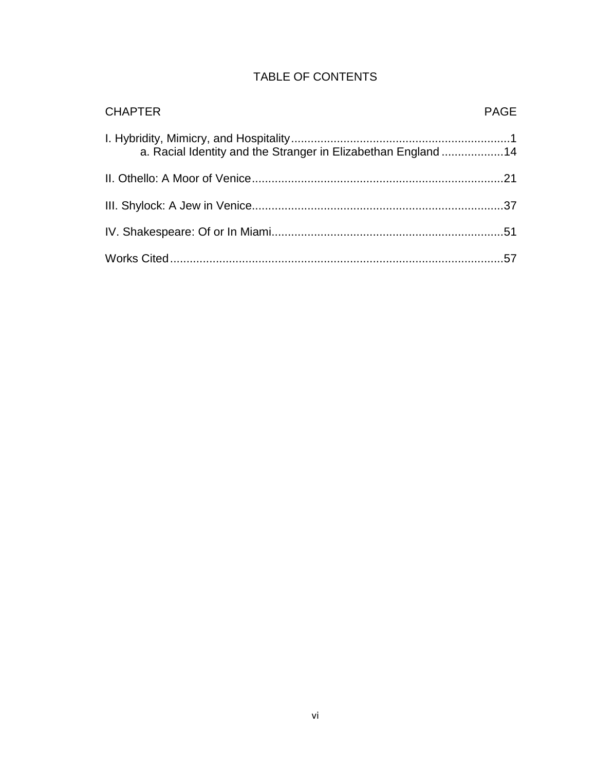# TABLE OF CONTENTS

| CHAPTER | PAGE |
| --- | --- |
| I. Hybridity, Mimicry, and Hospitality | 1 |
| a. Racial Identity and the Stranger in Elizabethan England | 14 |
| II. Othello: A Moor of Venice | 21 |
| III. Shylock: A Jew in Venice | 37 |
| IV. Shakespeare: Of or In Miami | 51 |
| Works Cited | 57 |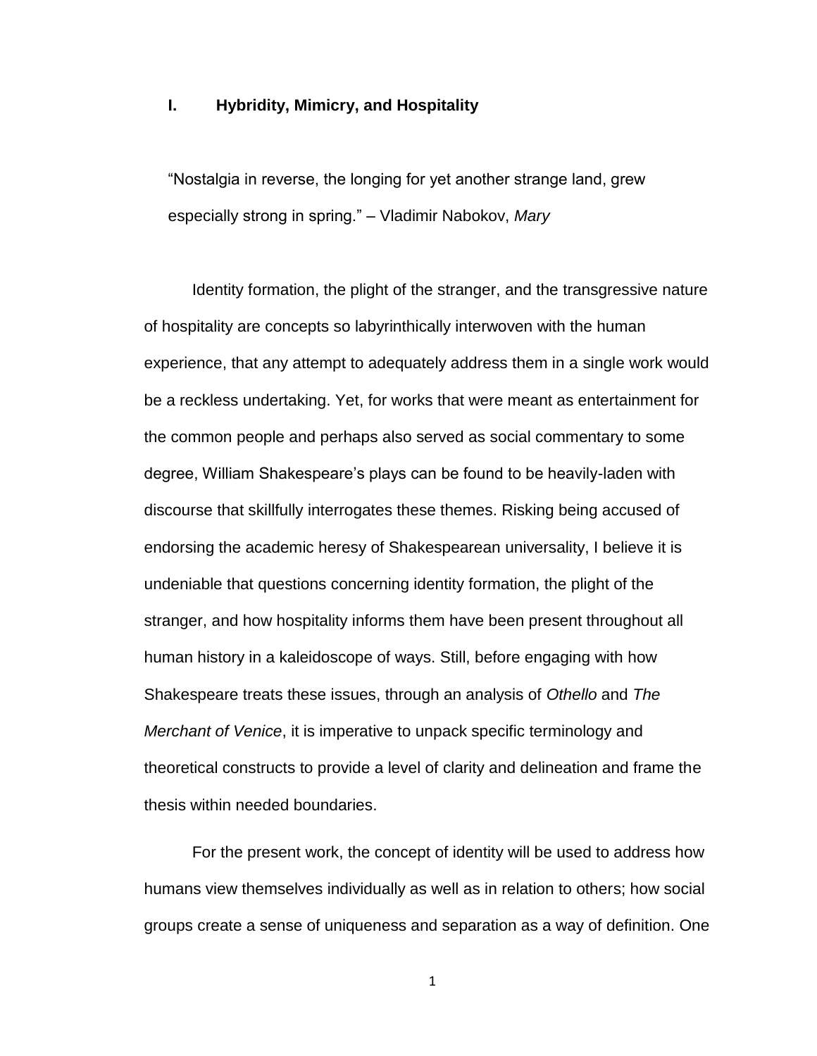## I. Hybridity, Mimicry, and Hospitality

"Nostalgia in reverse, the longing for yet another strange land, grew especially strong in spring." – Vladimir Nabokov, *Mary*

Identity formation, the plight of the stranger, and the transgressive nature of hospitality are concepts so labyrinthically interwoven with the human experience, that any attempt to adequately address them in a single work would be a reckless undertaking. Yet, for works that were meant as entertainment for the common people and perhaps also served as social commentary to some degree, William Shakespeare's plays can be found to be heavily-laden with discourse that skillfully interrogates these themes. Risking being accused of endorsing the academic heresy of Shakespearean universality, I believe it is undeniable that questions concerning identity formation, the plight of the stranger, and how hospitality informs them have been present throughout all human history in a kaleidoscope of ways. Still, before engaging with how Shakespeare treats these issues, through an analysis of *Othello* and *The Merchant of Venice*, it is imperative to unpack specific terminology and theoretical constructs to provide a level of clarity and delineation and frame the thesis within needed boundaries.

For the present work, the concept of identity will be used to address how humans view themselves individually as well as in relation to others; how social groups create a sense of uniqueness and separation as a way of definition. One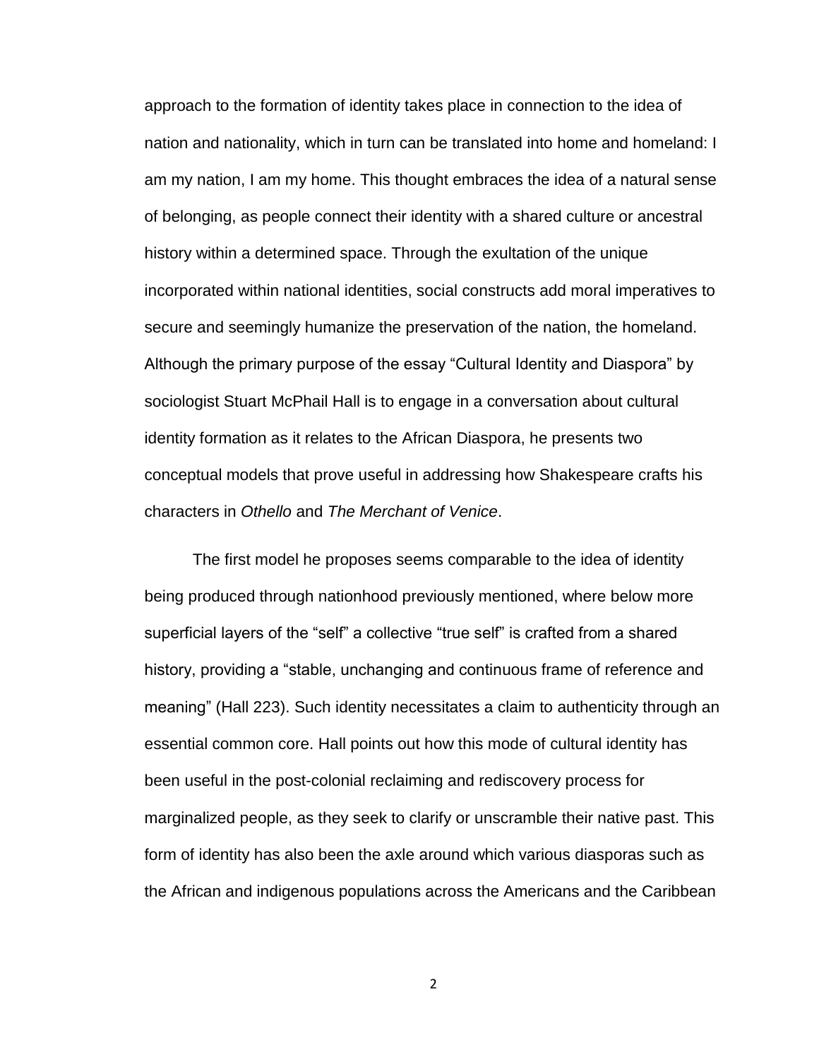approach to the formation of identity takes place in connection to the idea of nation and nationality, which in turn can be translated into home and homeland: I am my nation, I am my home. This thought embraces the idea of a natural sense of belonging, as people connect their identity with a shared culture or ancestral history within a determined space. Through the exultation of the unique incorporated within national identities, social constructs add moral imperatives to secure and seemingly humanize the preservation of the nation, the homeland. Although the primary purpose of the essay "Cultural Identity and Diaspora" by sociologist Stuart McPhail Hall is to engage in a conversation about cultural identity formation as it relates to the African Diaspora, he presents two conceptual models that prove useful in addressing how Shakespeare crafts his characters in *Othello* and *The Merchant of Venice*.

The first model he proposes seems comparable to the idea of identity being produced through nationhood previously mentioned, where below more superficial layers of the "self" a collective "true self" is crafted from a shared history, providing a "stable, unchanging and continuous frame of reference and meaning" (Hall 223). Such identity necessitates a claim to authenticity through an essential common core. Hall points out how this mode of cultural identity has been useful in the post-colonial reclaiming and rediscovery process for marginalized people, as they seek to clarify or unscramble their native past. This form of identity has also been the axle around which various diasporas such as the African and indigenous populations across the Americans and the Caribbean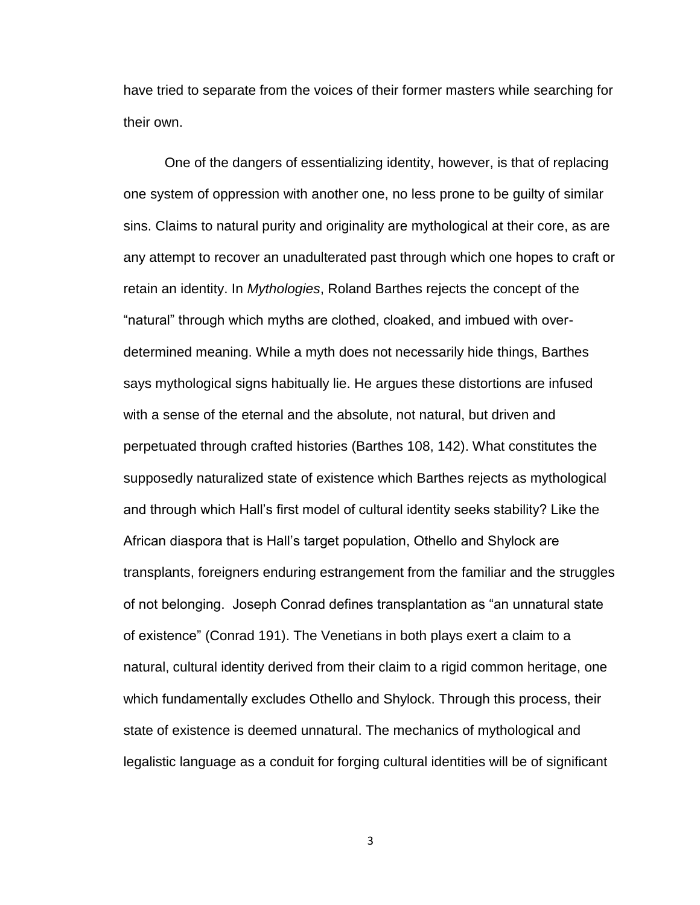have tried to separate from the voices of their former masters while searching for their own.

One of the dangers of essentializing identity, however, is that of replacing one system of oppression with another one, no less prone to be guilty of similar sins. Claims to natural purity and originality are mythological at their core, as are any attempt to recover an unadulterated past through which one hopes to craft or retain an identity. In *Mythologies*, Roland Barthes rejects the concept of the "natural" through which myths are clothed, cloaked, and imbued with over-determined meaning. While a myth does not necessarily hide things, Barthes says mythological signs habitually lie. He argues these distortions are infused with a sense of the eternal and the absolute, not natural, but driven and perpetuated through crafted histories (Barthes 108, 142). What constitutes the supposedly naturalized state of existence which Barthes rejects as mythological and through which Hall's first model of cultural identity seeks stability? Like the African diaspora that is Hall's target population, Othello and Shylock are transplants, foreigners enduring estrangement from the familiar and the struggles of not belonging. Joseph Conrad defines transplantation as "an unnatural state of existence" (Conrad 191). The Venetians in both plays exert a claim to a natural, cultural identity derived from their claim to a rigid common heritage, one which fundamentally excludes Othello and Shylock. Through this process, their state of existence is deemed unnatural. The mechanics of mythological and legalistic language as a conduit for forging cultural identities will be of significant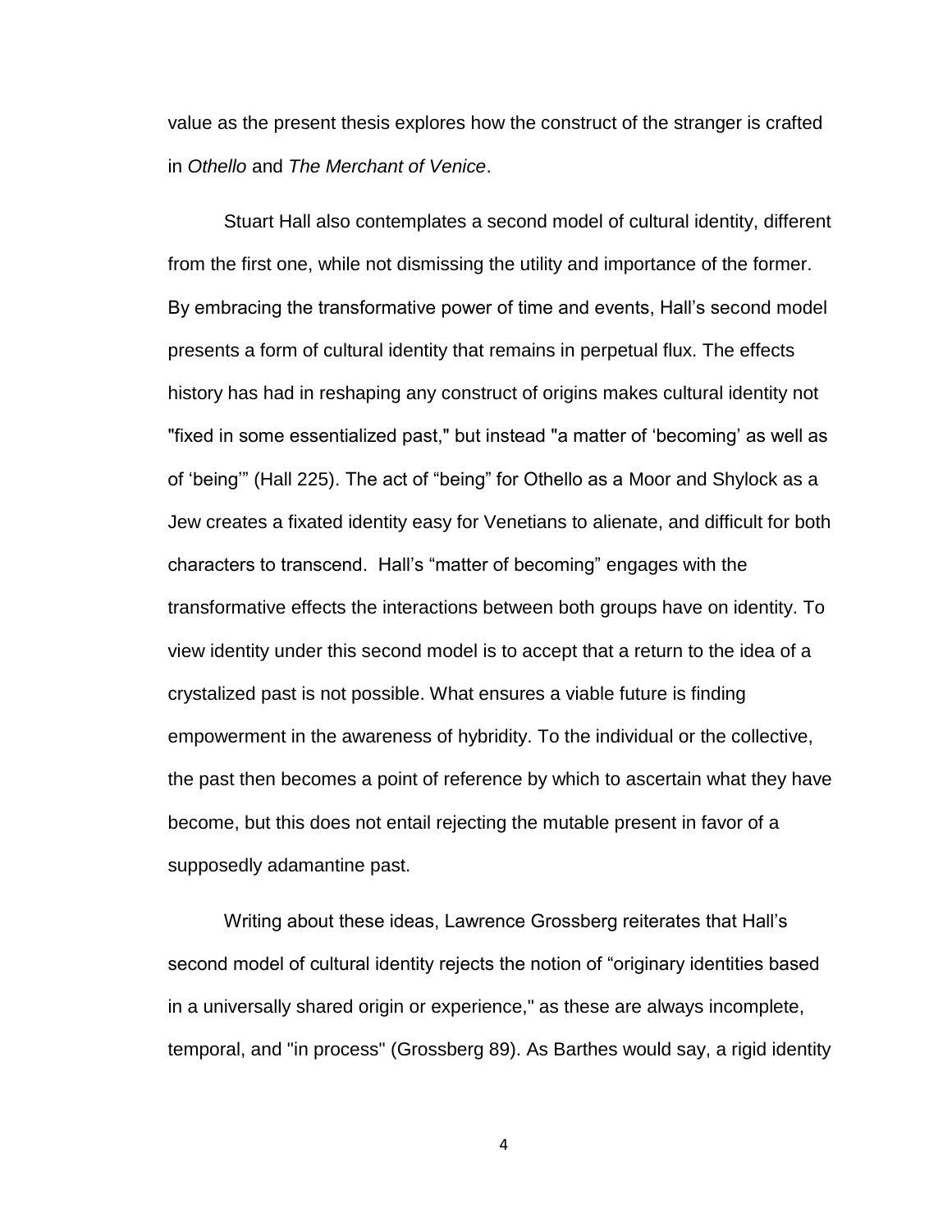value as the present thesis explores how the construct of the stranger is crafted in *Othello* and *The Merchant of Venice*.

Stuart Hall also contemplates a second model of cultural identity, different from the first one, while not dismissing the utility and importance of the former. By embracing the transformative power of time and events, Hall's second model presents a form of cultural identity that remains in perpetual flux. The effects history has had in reshaping any construct of origins makes cultural identity not "fixed in some essentialized past," but instead "a matter of 'becoming' as well as of 'being'" (Hall 225). The act of "being" for Othello as a Moor and Shylock as a Jew creates a fixated identity easy for Venetians to alienate, and difficult for both characters to transcend. Hall's "matter of becoming" engages with the transformative effects the interactions between both groups have on identity. To view identity under this second model is to accept that a return to the idea of a crystalized past is not possible. What ensures a viable future is finding empowerment in the awareness of hybridity. To the individual or the collective, the past then becomes a point of reference by which to ascertain what they have become, but this does not entail rejecting the mutable present in favor of a supposedly adamantine past.

Writing about these ideas, Lawrence Grossberg reiterates that Hall's second model of cultural identity rejects the notion of "originary identities based in a universally shared origin or experience," as these are always incomplete, temporal, and "in process" (Grossberg 89). As Barthes would say, a rigid identity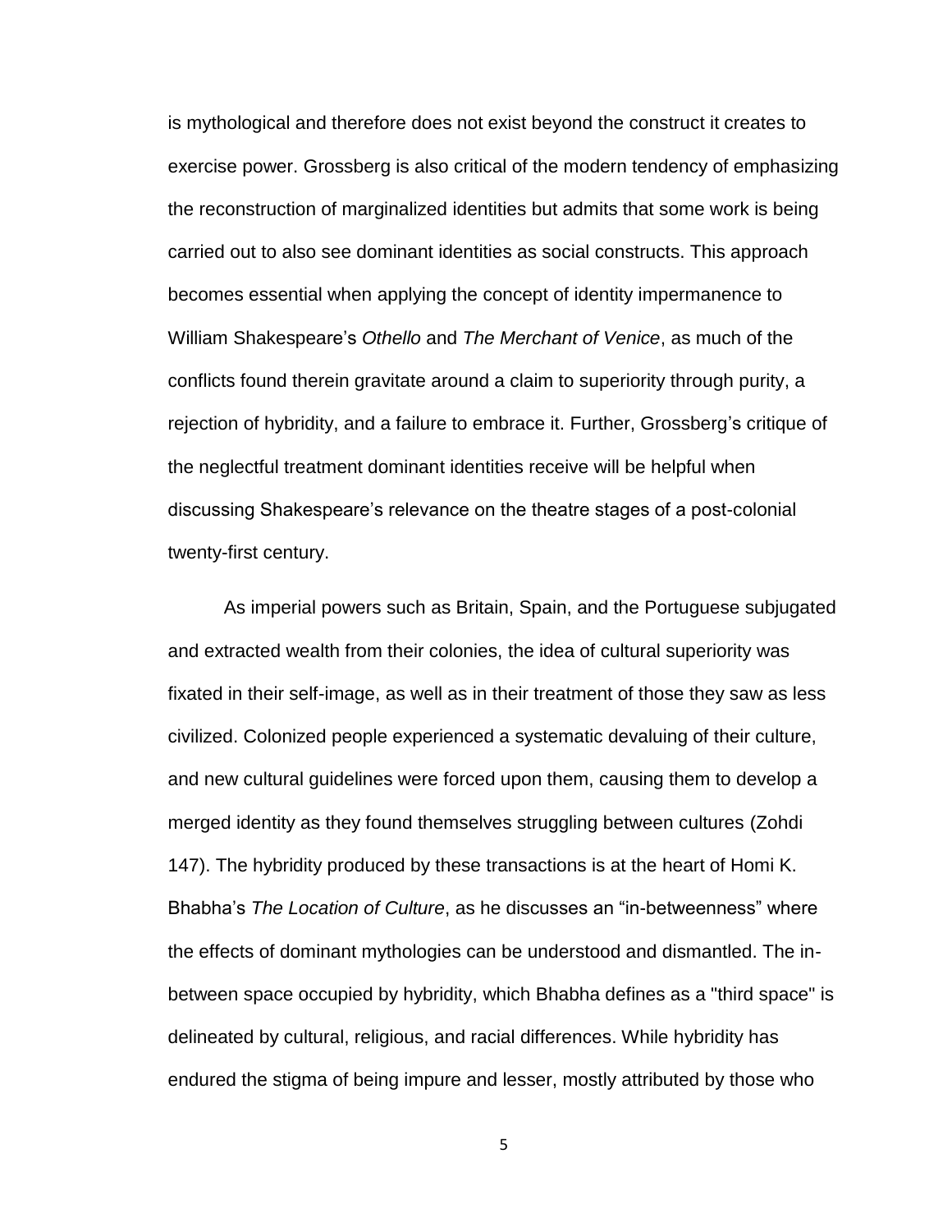is mythological and therefore does not exist beyond the construct it creates to exercise power. Grossberg is also critical of the modern tendency of emphasizing the reconstruction of marginalized identities but admits that some work is being carried out to also see dominant identities as social constructs. This approach becomes essential when applying the concept of identity impermanence to William Shakespeare's *Othello* and *The Merchant of Venice*, as much of the conflicts found therein gravitate around a claim to superiority through purity, a rejection of hybridity, and a failure to embrace it. Further, Grossberg's critique of the neglectful treatment dominant identities receive will be helpful when discussing Shakespeare's relevance on the theatre stages of a post-colonial twenty-first century.

As imperial powers such as Britain, Spain, and the Portuguese subjugated and extracted wealth from their colonies, the idea of cultural superiority was fixated in their self-image, as well as in their treatment of those they saw as less civilized. Colonized people experienced a systematic devaluing of their culture, and new cultural guidelines were forced upon them, causing them to develop a merged identity as they found themselves struggling between cultures (Zohdi 147). The hybridity produced by these transactions is at the heart of Homi K. Bhabha's *The Location of Culture*, as he discusses an "in-betweenness" where the effects of dominant mythologies can be understood and dismantled. The in-between space occupied by hybridity, which Bhabha defines as a "third space" is delineated by cultural, religious, and racial differences. While hybridity has endured the stigma of being impure and lesser, mostly attributed by those who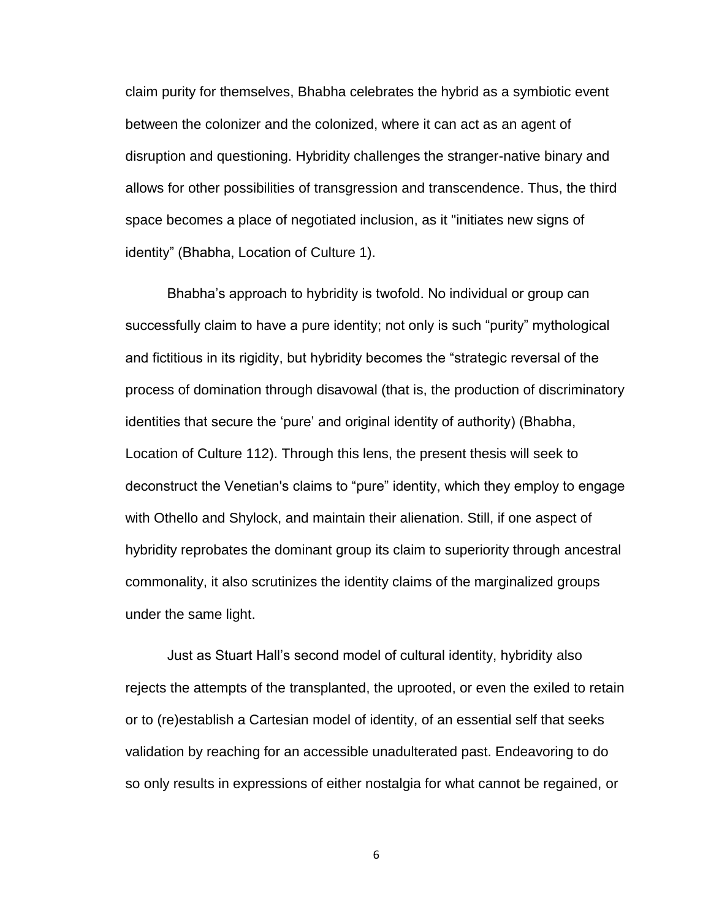claim purity for themselves, Bhabha celebrates the hybrid as a symbiotic event between the colonizer and the colonized, where it can act as an agent of disruption and questioning. Hybridity challenges the stranger-native binary and allows for other possibilities of transgression and transcendence. Thus, the third space becomes a place of negotiated inclusion, as it "initiates new signs of identity" (Bhabha, Location of Culture 1).

Bhabha's approach to hybridity is twofold. No individual or group can successfully claim to have a pure identity; not only is such "purity" mythological and fictitious in its rigidity, but hybridity becomes the "strategic reversal of the process of domination through disavowal (that is, the production of discriminatory identities that secure the 'pure' and original identity of authority) (Bhabha, Location of Culture 112). Through this lens, the present thesis will seek to deconstruct the Venetian's claims to "pure" identity, which they employ to engage with Othello and Shylock, and maintain their alienation. Still, if one aspect of hybridity reprobates the dominant group its claim to superiority through ancestral commonality, it also scrutinizes the identity claims of the marginalized groups under the same light.

Just as Stuart Hall's second model of cultural identity, hybridity also rejects the attempts of the transplanted, the uprooted, or even the exiled to retain or to (re)establish a Cartesian model of identity, of an essential self that seeks validation by reaching for an accessible unadulterated past. Endeavoring to do so only results in expressions of either nostalgia for what cannot be regained, or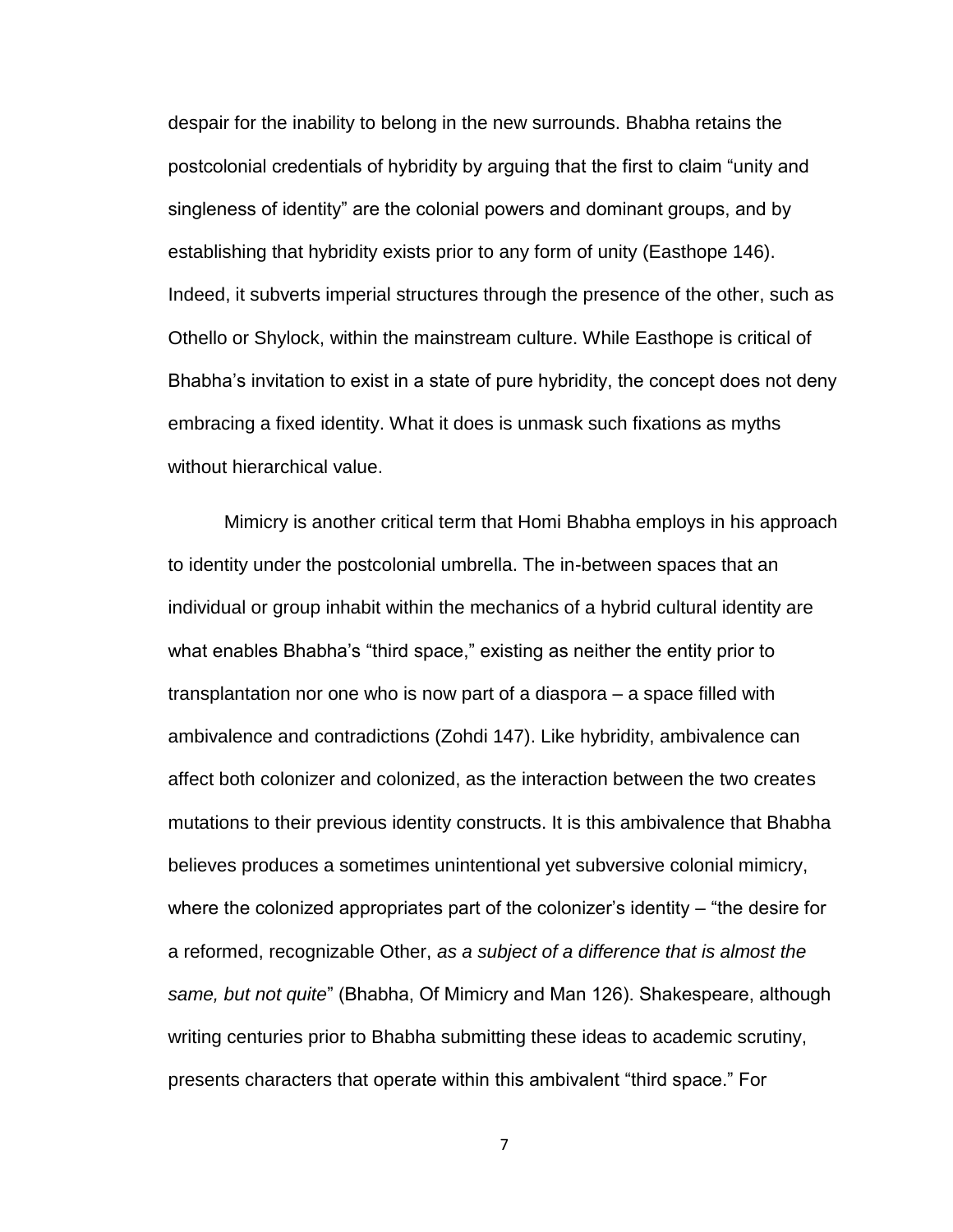despair for the inability to belong in the new surrounds. Bhabha retains the postcolonial credentials of hybridity by arguing that the first to claim “unity and singleness of identity” are the colonial powers and dominant groups, and by establishing that hybridity exists prior to any form of unity (Easthope 146). Indeed, it subverts imperial structures through the presence of the other, such as Othello or Shylock, within the mainstream culture. While Easthope is critical of Bhabha’s invitation to exist in a state of pure hybridity, the concept does not deny embracing a fixed identity. What it does is unmask such fixations as myths without hierarchical value.

Mimicry is another critical term that Homi Bhabha employs in his approach to identity under the postcolonial umbrella. The in-between spaces that an individual or group inhabit within the mechanics of a hybrid cultural identity are what enables Bhabha’s “third space,” existing as neither the entity prior to transplantation nor one who is now part of a diaspora – a space filled with ambivalence and contradictions (Zohdi 147). Like hybridity, ambivalence can affect both colonizer and colonized, as the interaction between the two creates mutations to their previous identity constructs. It is this ambivalence that Bhabha believes produces a sometimes unintentional yet subversive colonial mimicry, where the colonized appropriates part of the colonizer’s identity – “the desire for a reformed, recognizable Other, *as a subject of a difference that is almost the same, but not quite*” (Bhabha, Of Mimicry and Man 126). Shakespeare, although writing centuries prior to Bhabha submitting these ideas to academic scrutiny, presents characters that operate within this ambivalent “third space.” For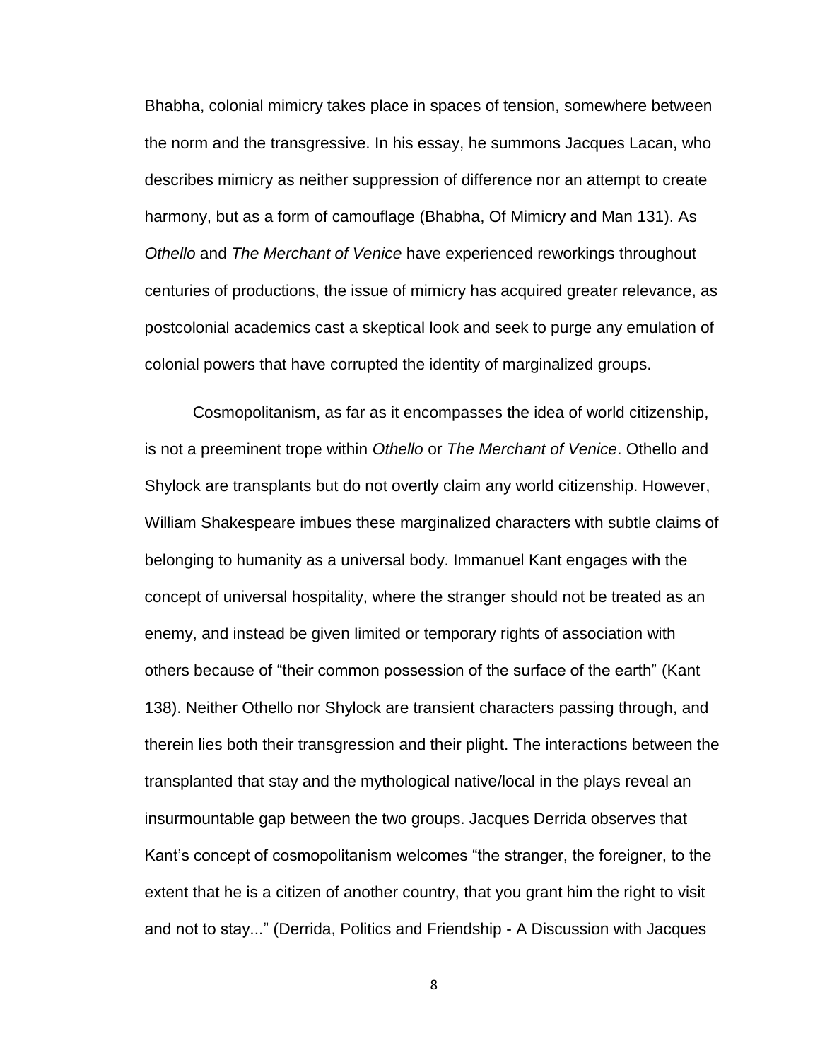Bhabha, colonial mimicry takes place in spaces of tension, somewhere between the norm and the transgressive. In his essay, he summons Jacques Lacan, who describes mimicry as neither suppression of difference nor an attempt to create harmony, but as a form of camouflage (Bhabha, Of Mimicry and Man 131). As *Othello* and *The Merchant of Venice* have experienced reworkings throughout centuries of productions, the issue of mimicry has acquired greater relevance, as postcolonial academics cast a skeptical look and seek to purge any emulation of colonial powers that have corrupted the identity of marginalized groups.

Cosmopolitanism, as far as it encompasses the idea of world citizenship, is not a preeminent trope within *Othello* or *The Merchant of Venice*. Othello and Shylock are transplants but do not overtly claim any world citizenship. However, William Shakespeare imbues these marginalized characters with subtle claims of belonging to humanity as a universal body. Immanuel Kant engages with the concept of universal hospitality, where the stranger should not be treated as an enemy, and instead be given limited or temporary rights of association with others because of "their common possession of the surface of the earth" (Kant 138). Neither Othello nor Shylock are transient characters passing through, and therein lies both their transgression and their plight. The interactions between the transplanted that stay and the mythological native/local in the plays reveal an insurmountable gap between the two groups. Jacques Derrida observes that Kant's concept of cosmopolitanism welcomes "the stranger, the foreigner, to the extent that he is a citizen of another country, that you grant him the right to visit and not to stay..." (Derrida, Politics and Friendship - A Discussion with Jacques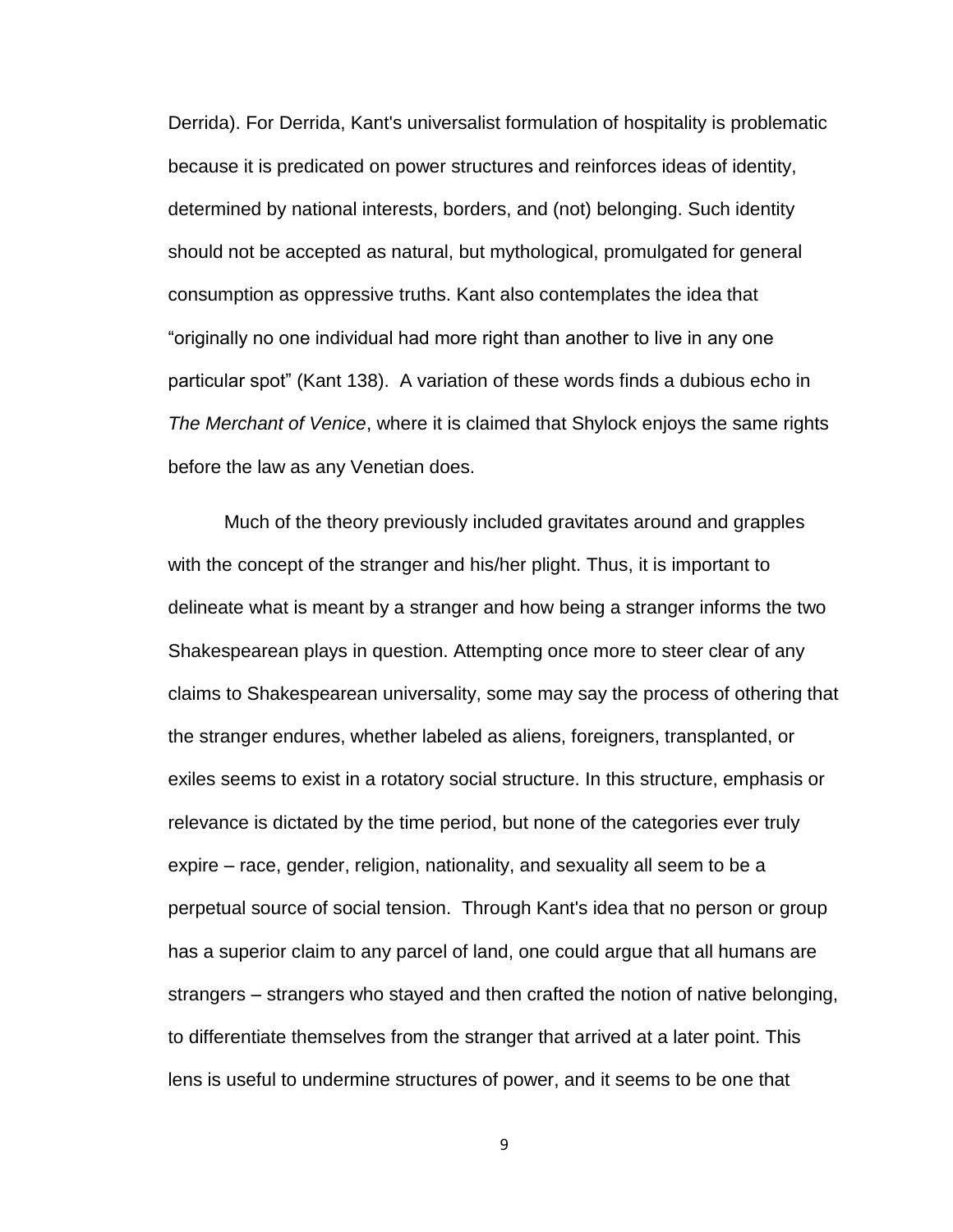Derrida). For Derrida, Kant's universalist formulation of hospitality is problematic because it is predicated on power structures and reinforces ideas of identity, determined by national interests, borders, and (not) belonging. Such identity should not be accepted as natural, but mythological, promulgated for general consumption as oppressive truths. Kant also contemplates the idea that "originally no one individual had more right than another to live in any one particular spot" (Kant 138). A variation of these words finds a dubious echo in *The Merchant of Venice*, where it is claimed that Shylock enjoys the same rights before the law as any Venetian does.

Much of the theory previously included gravitates around and grapples with the concept of the stranger and his/her plight. Thus, it is important to delineate what is meant by a stranger and how being a stranger informs the two Shakespearean plays in question. Attempting once more to steer clear of any claims to Shakespearean universality, some may say the process of othering that the stranger endures, whether labeled as aliens, foreigners, transplanted, or exiles seems to exist in a rotatory social structure. In this structure, emphasis or relevance is dictated by the time period, but none of the categories ever truly expire – race, gender, religion, nationality, and sexuality all seem to be a perpetual source of social tension. Through Kant's idea that no person or group has a superior claim to any parcel of land, one could argue that all humans are strangers – strangers who stayed and then crafted the notion of native belonging, to differentiate themselves from the stranger that arrived at a later point. This lens is useful to undermine structures of power, and it seems to be one that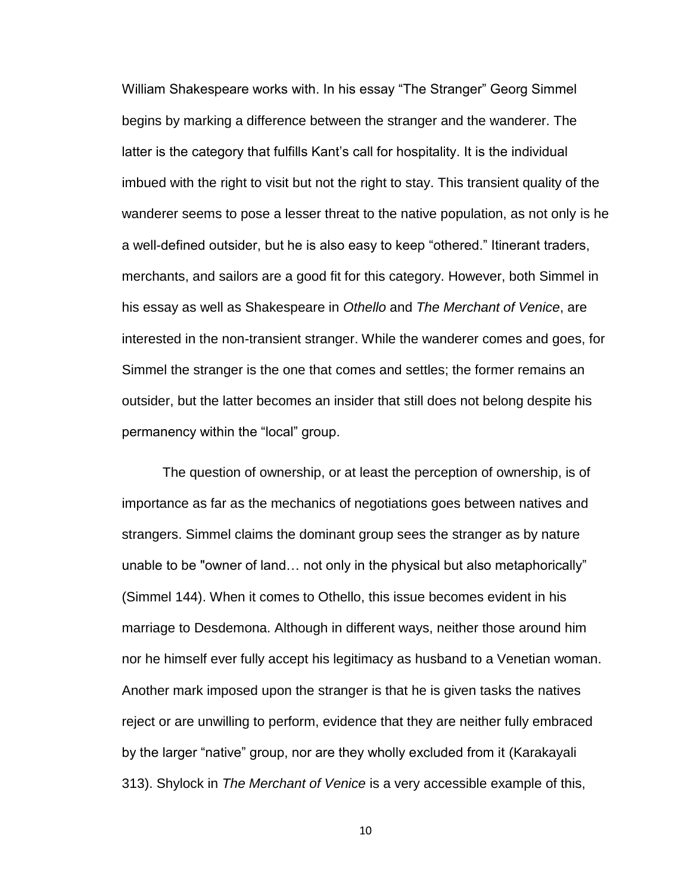William Shakespeare works with. In his essay "The Stranger" Georg Simmel begins by marking a difference between the stranger and the wanderer. The latter is the category that fulfills Kant's call for hospitality. It is the individual imbued with the right to visit but not the right to stay. This transient quality of the wanderer seems to pose a lesser threat to the native population, as not only is he a well-defined outsider, but he is also easy to keep "othered." Itinerant traders, merchants, and sailors are a good fit for this category. However, both Simmel in his essay as well as Shakespeare in *Othello* and *The Merchant of Venice*, are interested in the non-transient stranger. While the wanderer comes and goes, for Simmel the stranger is the one that comes and settles; the former remains an outsider, but the latter becomes an insider that still does not belong despite his permanency within the "local" group.

The question of ownership, or at least the perception of ownership, is of importance as far as the mechanics of negotiations goes between natives and strangers. Simmel claims the dominant group sees the stranger as by nature unable to be "owner of land… not only in the physical but also metaphorically" (Simmel 144). When it comes to Othello, this issue becomes evident in his marriage to Desdemona. Although in different ways, neither those around him nor he himself ever fully accept his legitimacy as husband to a Venetian woman. Another mark imposed upon the stranger is that he is given tasks the natives reject or are unwilling to perform, evidence that they are neither fully embraced by the larger "native" group, nor are they wholly excluded from it (Karakayali 313). Shylock in *The Merchant of Venice* is a very accessible example of this,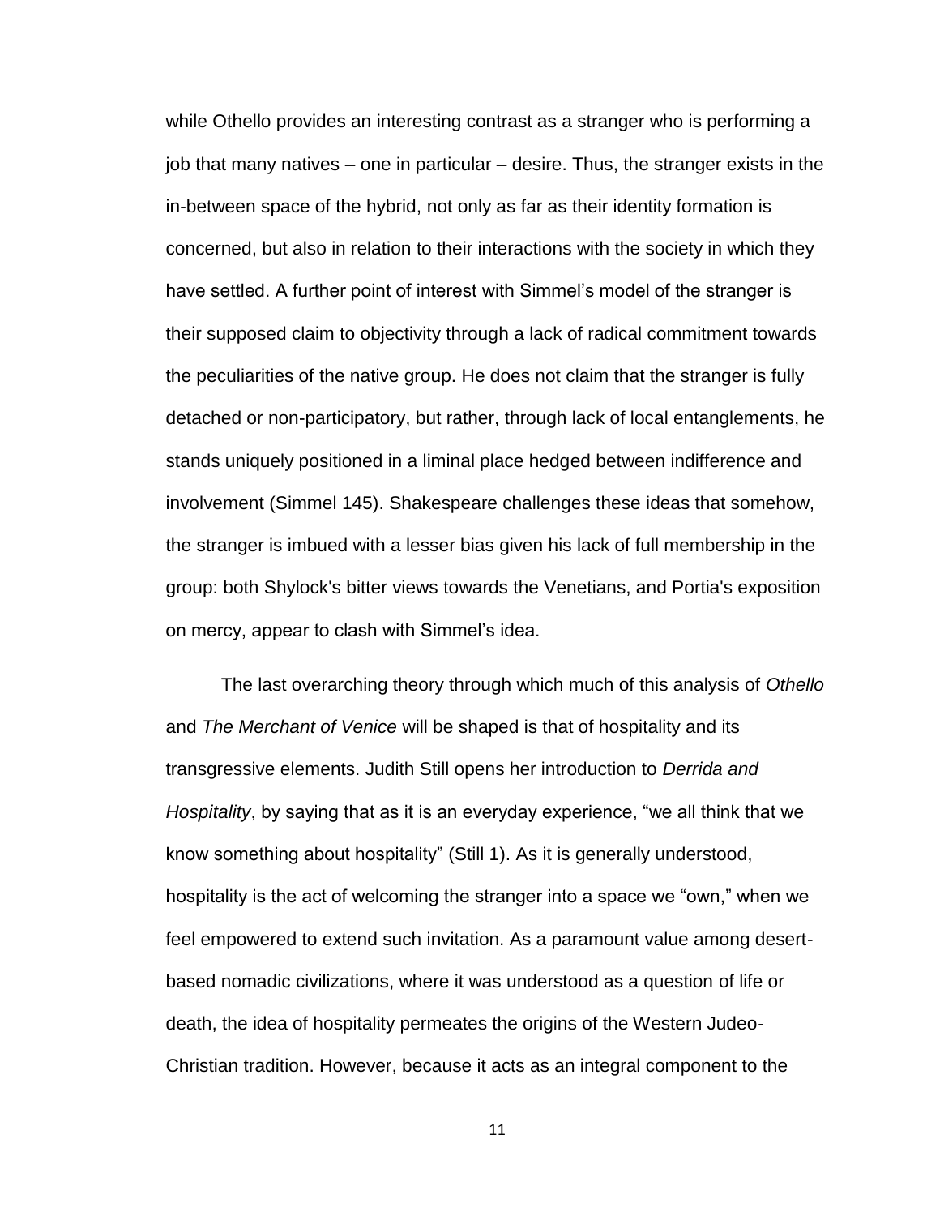while Othello provides an interesting contrast as a stranger who is performing a job that many natives – one in particular – desire. Thus, the stranger exists in the in-between space of the hybrid, not only as far as their identity formation is concerned, but also in relation to their interactions with the society in which they have settled. A further point of interest with Simmel's model of the stranger is their supposed claim to objectivity through a lack of radical commitment towards the peculiarities of the native group. He does not claim that the stranger is fully detached or non-participatory, but rather, through lack of local entanglements, he stands uniquely positioned in a liminal place hedged between indifference and involvement (Simmel 145). Shakespeare challenges these ideas that somehow, the stranger is imbued with a lesser bias given his lack of full membership in the group: both Shylock's bitter views towards the Venetians, and Portia's exposition on mercy, appear to clash with Simmel's idea.

The last overarching theory through which much of this analysis of *Othello* and *The Merchant of Venice* will be shaped is that of hospitality and its transgressive elements. Judith Still opens her introduction to *Derrida and Hospitality*, by saying that as it is an everyday experience, "we all think that we know something about hospitality" (Still 1). As it is generally understood, hospitality is the act of welcoming the stranger into a space we "own," when we feel empowered to extend such invitation. As a paramount value among desert-based nomadic civilizations, where it was understood as a question of life or death, the idea of hospitality permeates the origins of the Western Judeo-Christian tradition. However, because it acts as an integral component to the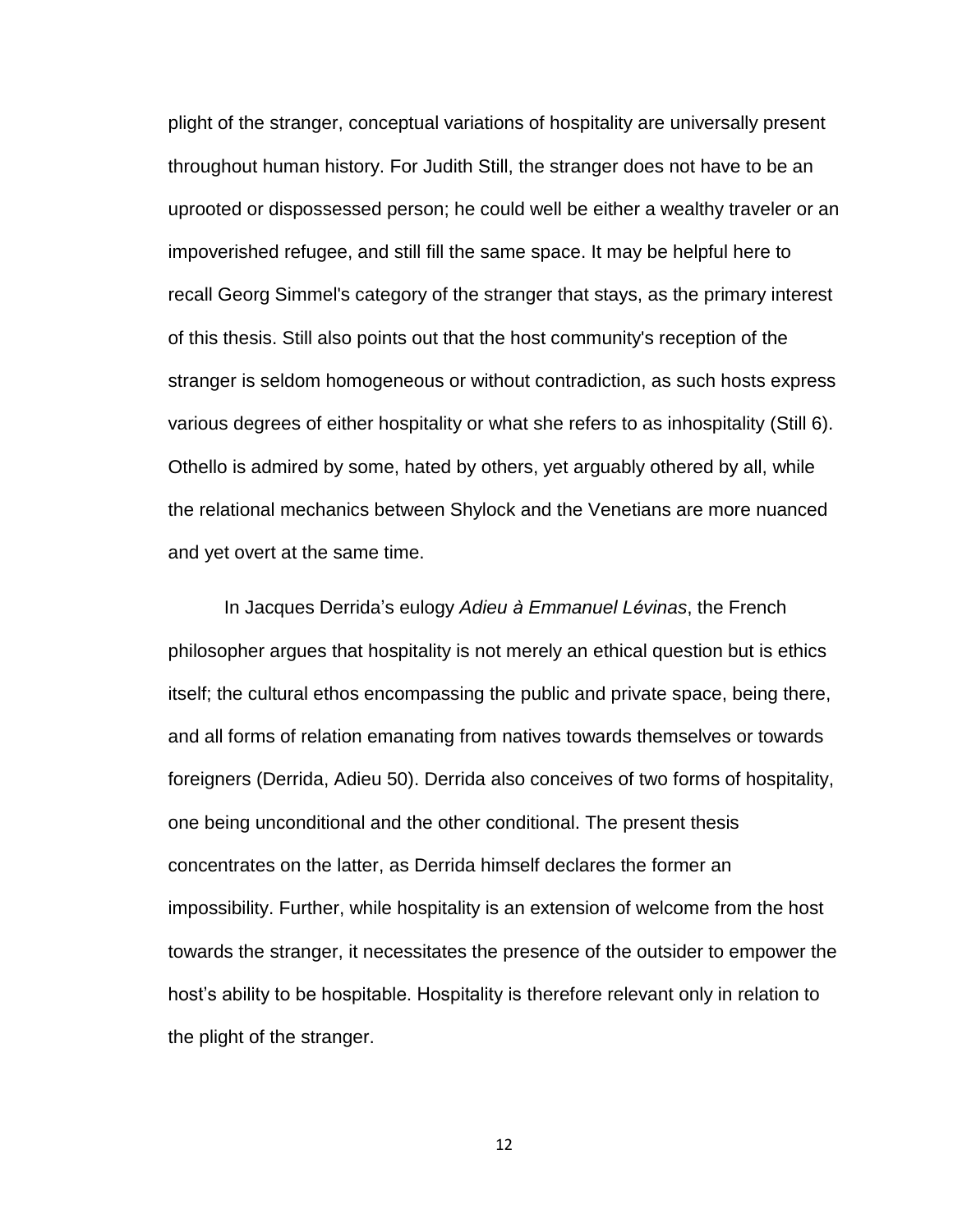plight of the stranger, conceptual variations of hospitality are universally present throughout human history. For Judith Still, the stranger does not have to be an uprooted or dispossessed person; he could well be either a wealthy traveler or an impoverished refugee, and still fill the same space. It may be helpful here to recall Georg Simmel's category of the stranger that stays, as the primary interest of this thesis. Still also points out that the host community's reception of the stranger is seldom homogeneous or without contradiction, as such hosts express various degrees of either hospitality or what she refers to as inhospitality (Still 6). Othello is admired by some, hated by others, yet arguably othered by all, while the relational mechanics between Shylock and the Venetians are more nuanced and yet overt at the same time.

In Jacques Derrida's eulogy *Adieu à Emmanuel Lévinas*, the French philosopher argues that hospitality is not merely an ethical question but is ethics itself; the cultural ethos encompassing the public and private space, being there, and all forms of relation emanating from natives towards themselves or towards foreigners (Derrida, Adieu 50). Derrida also conceives of two forms of hospitality, one being unconditional and the other conditional. The present thesis concentrates on the latter, as Derrida himself declares the former an impossibility. Further, while hospitality is an extension of welcome from the host towards the stranger, it necessitates the presence of the outsider to empower the host's ability to be hospitable. Hospitality is therefore relevant only in relation to the plight of the stranger.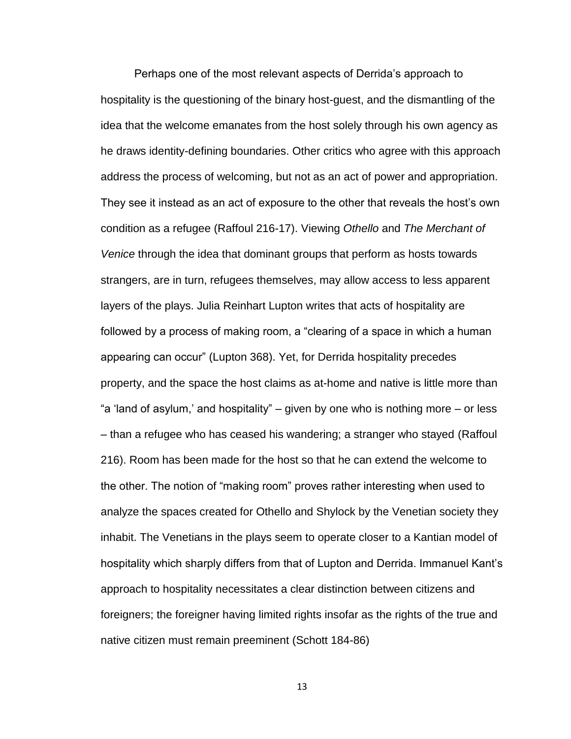Perhaps one of the most relevant aspects of Derrida's approach to hospitality is the questioning of the binary host-guest, and the dismantling of the idea that the welcome emanates from the host solely through his own agency as he draws identity-defining boundaries. Other critics who agree with this approach address the process of welcoming, but not as an act of power and appropriation. They see it instead as an act of exposure to the other that reveals the host's own condition as a refugee (Raffoul 216-17). Viewing *Othello* and *The Merchant of Venice* through the idea that dominant groups that perform as hosts towards strangers, are in turn, refugees themselves, may allow access to less apparent layers of the plays. Julia Reinhart Lupton writes that acts of hospitality are followed by a process of making room, a "clearing of a space in which a human appearing can occur" (Lupton 368). Yet, for Derrida hospitality precedes property, and the space the host claims as at-home and native is little more than "a 'land of asylum,' and hospitality" – given by one who is nothing more – or less – than a refugee who has ceased his wandering; a stranger who stayed (Raffoul 216). Room has been made for the host so that he can extend the welcome to the other. The notion of "making room" proves rather interesting when used to analyze the spaces created for Othello and Shylock by the Venetian society they inhabit. The Venetians in the plays seem to operate closer to a Kantian model of hospitality which sharply differs from that of Lupton and Derrida. Immanuel Kant's approach to hospitality necessitates a clear distinction between citizens and foreigners; the foreigner having limited rights insofar as the rights of the true and native citizen must remain preeminent (Schott 184-86)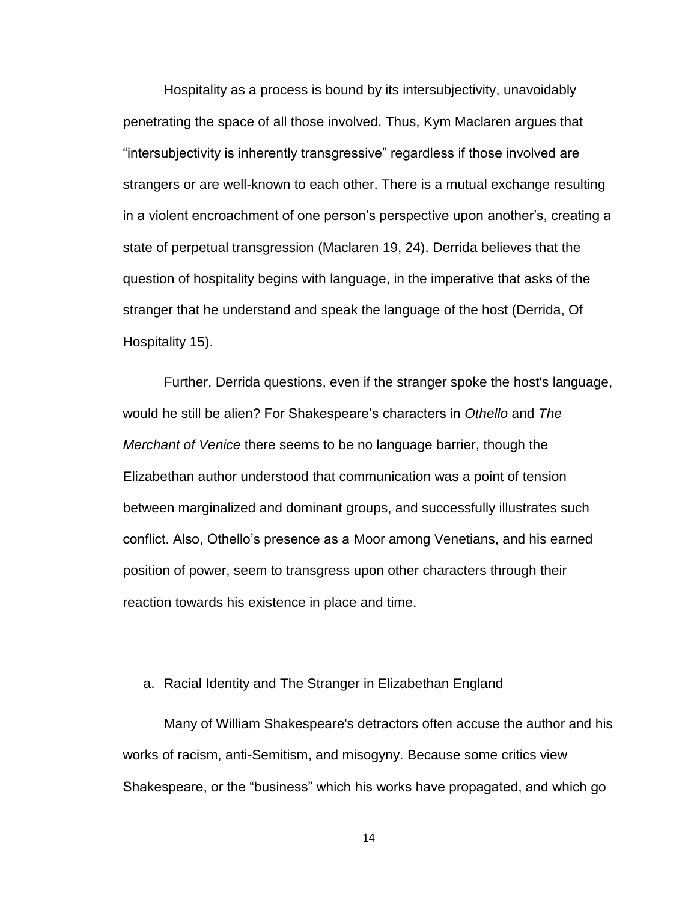Hospitality as a process is bound by its intersubjectivity, unavoidably penetrating the space of all those involved. Thus, Kym Maclaren argues that "intersubjectivity is inherently transgressive" regardless if those involved are strangers or are well-known to each other. There is a mutual exchange resulting in a violent encroachment of one person's perspective upon another's, creating a state of perpetual transgression (Maclaren 19, 24). Derrida believes that the question of hospitality begins with language, in the imperative that asks of the stranger that he understand and speak the language of the host (Derrida, Of Hospitality 15).

Further, Derrida questions, even if the stranger spoke the host's language, would he still be alien? For Shakespeare's characters in *Othello* and *The Merchant of Venice* there seems to be no language barrier, though the Elizabethan author understood that communication was a point of tension between marginalized and dominant groups, and successfully illustrates such conflict. Also, Othello's presence as a Moor among Venetians, and his earned position of power, seem to transgress upon other characters through their reaction towards his existence in place and time.

### a. Racial Identity and The Stranger in Elizabethan England

Many of William Shakespeare's detractors often accuse the author and his works of racism, anti-Semitism, and misogyny. Because some critics view Shakespeare, or the "business" which his works have propagated, and which go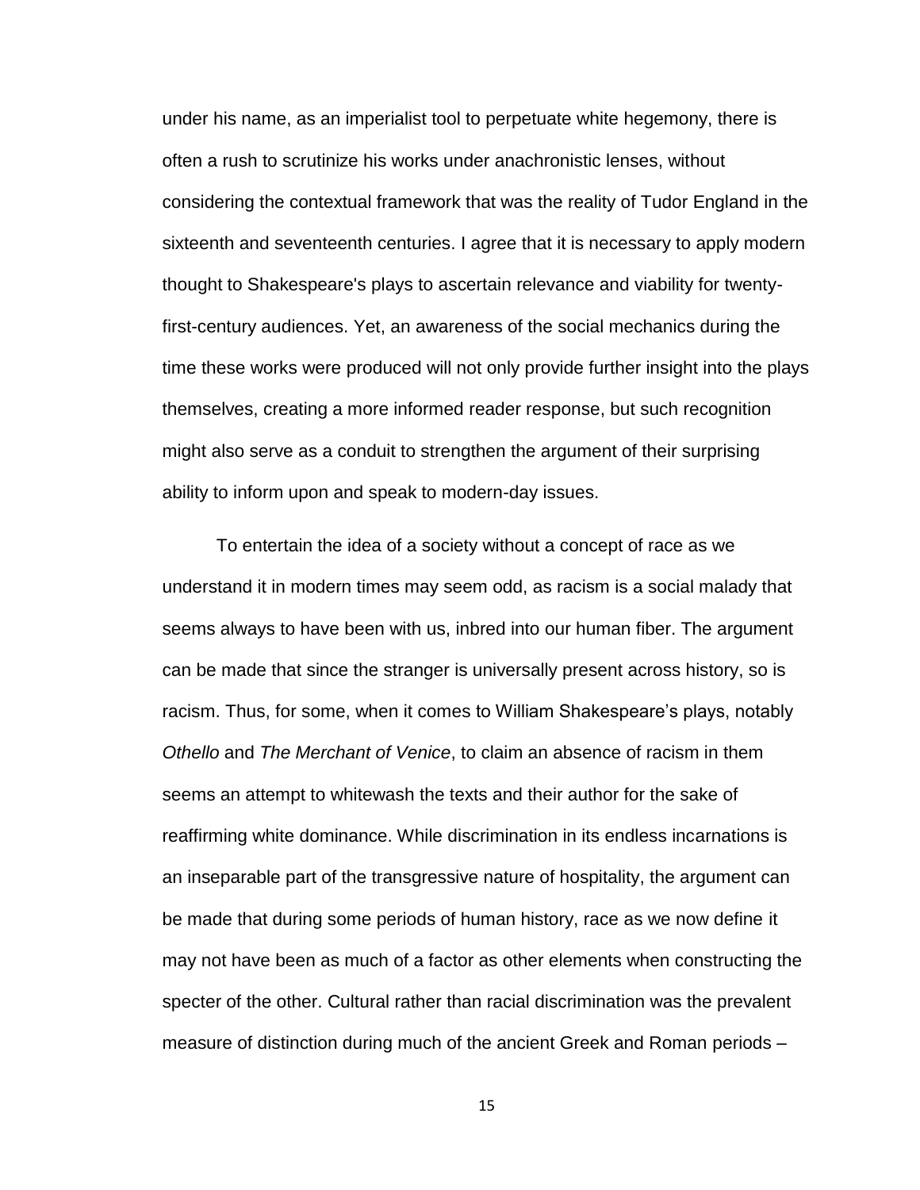under his name, as an imperialist tool to perpetuate white hegemony, there is often a rush to scrutinize his works under anachronistic lenses, without considering the contextual framework that was the reality of Tudor England in the sixteenth and seventeenth centuries. I agree that it is necessary to apply modern thought to Shakespeare's plays to ascertain relevance and viability for twenty-first-century audiences. Yet, an awareness of the social mechanics during the time these works were produced will not only provide further insight into the plays themselves, creating a more informed reader response, but such recognition might also serve as a conduit to strengthen the argument of their surprising ability to inform upon and speak to modern-day issues.

To entertain the idea of a society without a concept of race as we understand it in modern times may seem odd, as racism is a social malady that seems always to have been with us, inbred into our human fiber. The argument can be made that since the stranger is universally present across history, so is racism. Thus, for some, when it comes to William Shakespeare's plays, notably *Othello* and *The Merchant of Venice*, to claim an absence of racism in them seems an attempt to whitewash the texts and their author for the sake of reaffirming white dominance. While discrimination in its endless incarnations is an inseparable part of the transgressive nature of hospitality, the argument can be made that during some periods of human history, race as we now define it may not have been as much of a factor as other elements when constructing the specter of the other. Cultural rather than racial discrimination was the prevalent measure of distinction during much of the ancient Greek and Roman periods –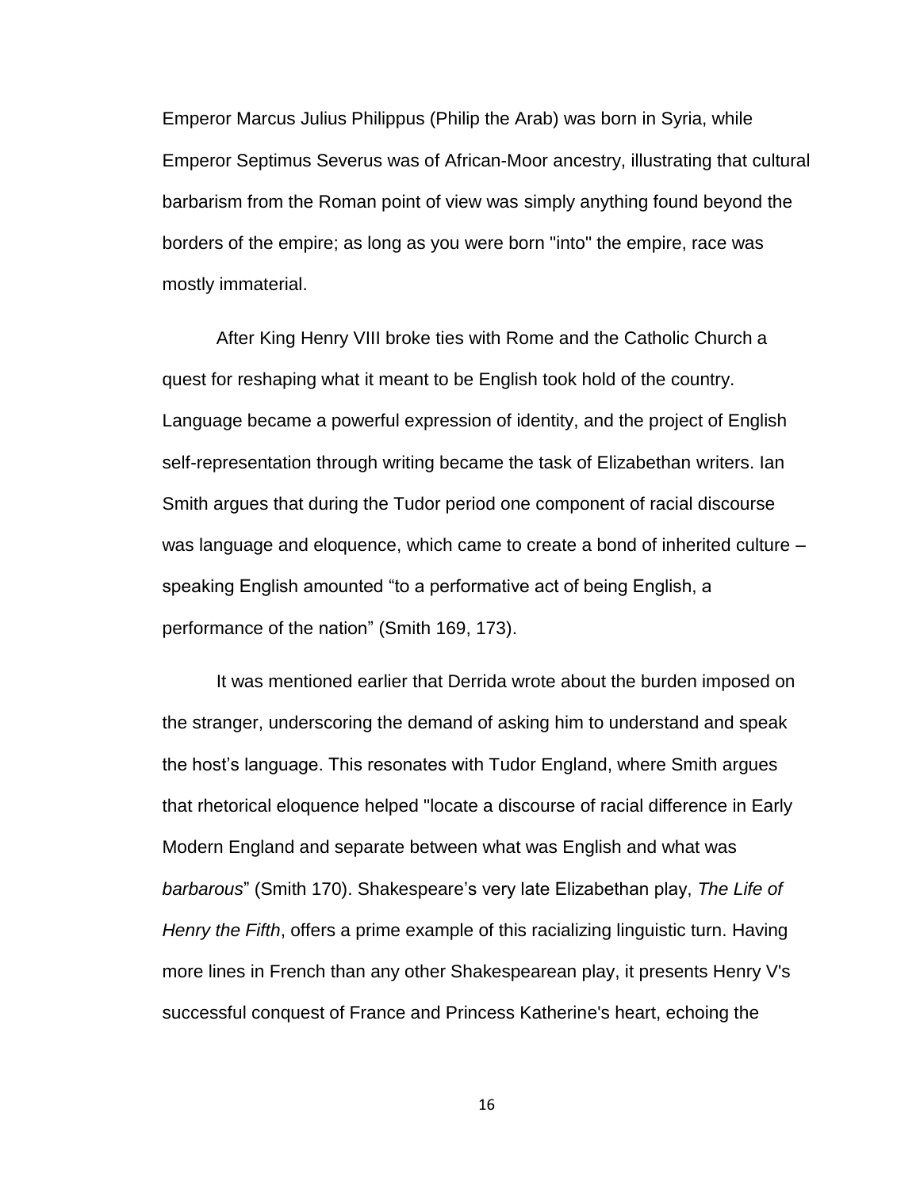Emperor Marcus Julius Philippus (Philip the Arab) was born in Syria, while Emperor Septimus Severus was of African-Moor ancestry, illustrating that cultural barbarism from the Roman point of view was simply anything found beyond the borders of the empire; as long as you were born "into" the empire, race was mostly immaterial.

After King Henry VIII broke ties with Rome and the Catholic Church a quest for reshaping what it meant to be English took hold of the country. Language became a powerful expression of identity, and the project of English self-representation through writing became the task of Elizabethan writers. Ian Smith argues that during the Tudor period one component of racial discourse was language and eloquence, which came to create a bond of inherited culture – speaking English amounted "to a performative act of being English, a performance of the nation" (Smith 169, 173).

It was mentioned earlier that Derrida wrote about the burden imposed on the stranger, underscoring the demand of asking him to understand and speak the host's language. This resonates with Tudor England, where Smith argues that rhetorical eloquence helped "locate a discourse of racial difference in Early Modern England and separate between what was English and what was *barbarous*" (Smith 170). Shakespeare's very late Elizabethan play, *The Life of Henry the Fifth*, offers a prime example of this racializing linguistic turn. Having more lines in French than any other Shakespearean play, it presents Henry V's successful conquest of France and Princess Katherine's heart, echoing the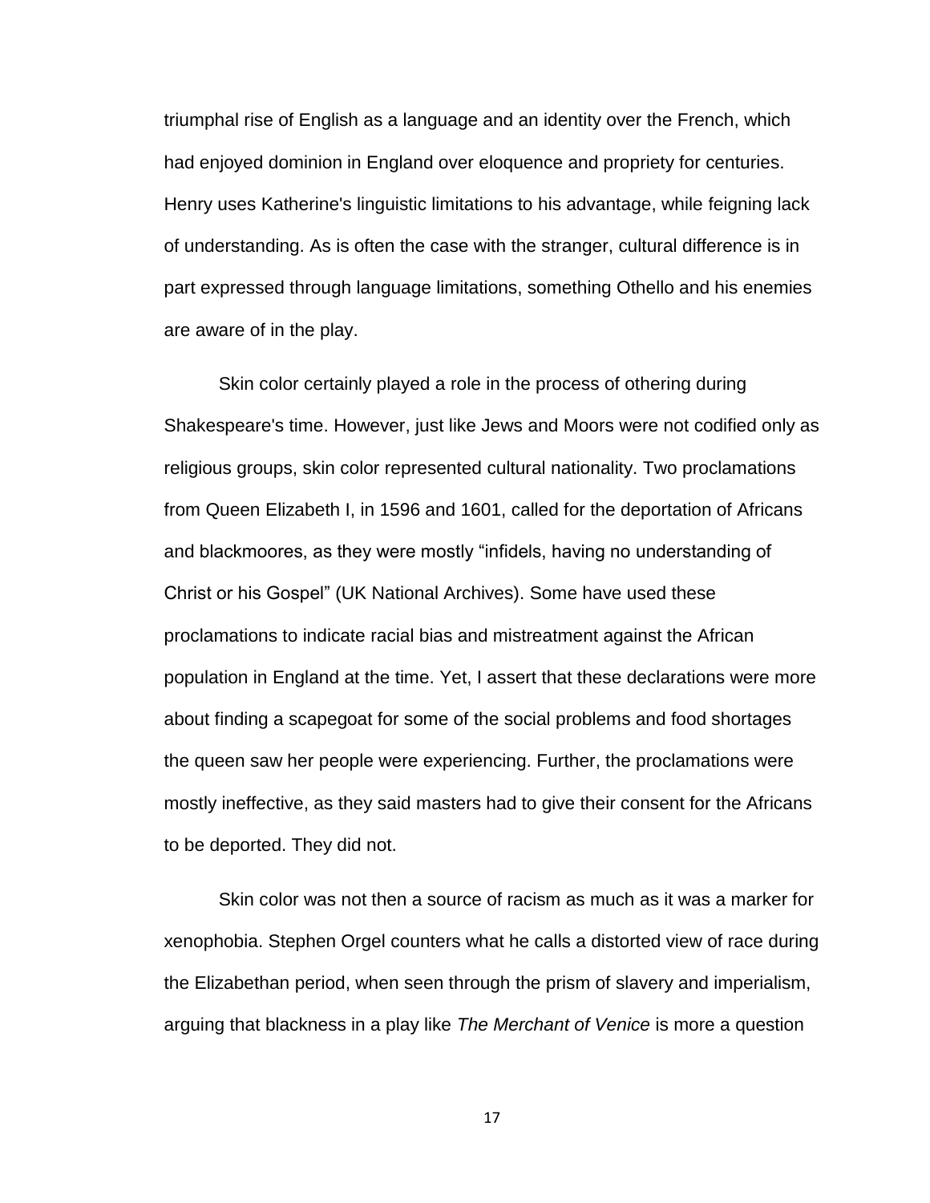triumphal rise of English as a language and an identity over the French, which had enjoyed dominion in England over eloquence and propriety for centuries. Henry uses Katherine's linguistic limitations to his advantage, while feigning lack of understanding. As is often the case with the stranger, cultural difference is in part expressed through language limitations, something Othello and his enemies are aware of in the play.

Skin color certainly played a role in the process of othering during Shakespeare's time. However, just like Jews and Moors were not codified only as religious groups, skin color represented cultural nationality. Two proclamations from Queen Elizabeth I, in 1596 and 1601, called for the deportation of Africans and blackmoores, as they were mostly "infidels, having no understanding of Christ or his Gospel" (UK National Archives). Some have used these proclamations to indicate racial bias and mistreatment against the African population in England at the time. Yet, I assert that these declarations were more about finding a scapegoat for some of the social problems and food shortages the queen saw her people were experiencing. Further, the proclamations were mostly ineffective, as they said masters had to give their consent for the Africans to be deported. They did not.

Skin color was not then a source of racism as much as it was a marker for xenophobia. Stephen Orgel counters what he calls a distorted view of race during the Elizabethan period, when seen through the prism of slavery and imperialism, arguing that blackness in a play like *The Merchant of Venice* is more a question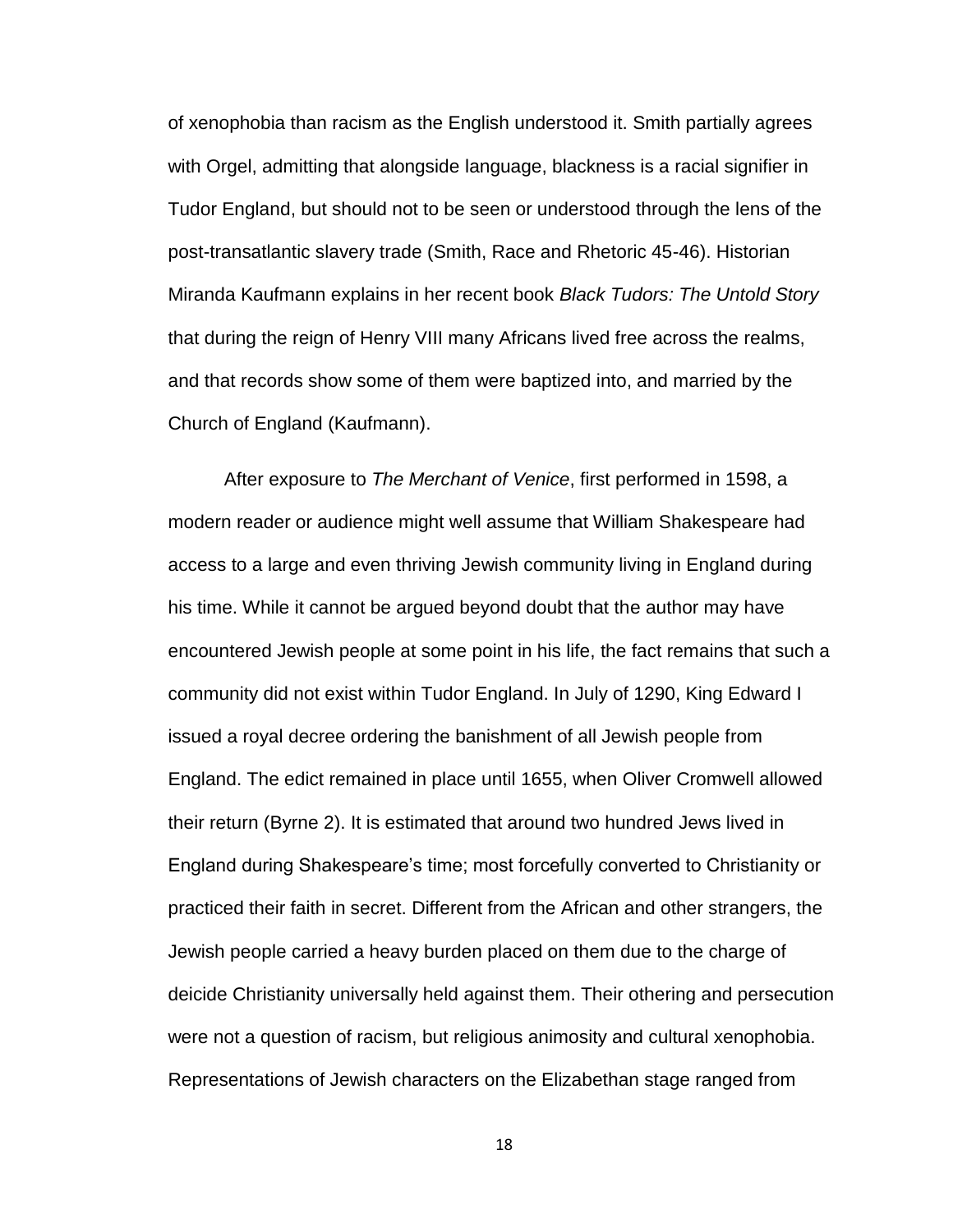of xenophobia than racism as the English understood it. Smith partially agrees with Orgel, admitting that alongside language, blackness is a racial signifier in Tudor England, but should not to be seen or understood through the lens of the post-transatlantic slavery trade (Smith, Race and Rhetoric 45-46). Historian Miranda Kaufmann explains in her recent book *Black Tudors: The Untold Story* that during the reign of Henry VIII many Africans lived free across the realms, and that records show some of them were baptized into, and married by the Church of England (Kaufmann).

After exposure to *The Merchant of Venice*, first performed in 1598, a modern reader or audience might well assume that William Shakespeare had access to a large and even thriving Jewish community living in England during his time. While it cannot be argued beyond doubt that the author may have encountered Jewish people at some point in his life, the fact remains that such a community did not exist within Tudor England. In July of 1290, King Edward I issued a royal decree ordering the banishment of all Jewish people from England. The edict remained in place until 1655, when Oliver Cromwell allowed their return (Byrne 2). It is estimated that around two hundred Jews lived in England during Shakespeare's time; most forcefully converted to Christianity or practiced their faith in secret. Different from the African and other strangers, the Jewish people carried a heavy burden placed on them due to the charge of deicide Christianity universally held against them. Their othering and persecution were not a question of racism, but religious animosity and cultural xenophobia. Representations of Jewish characters on the Elizabethan stage ranged from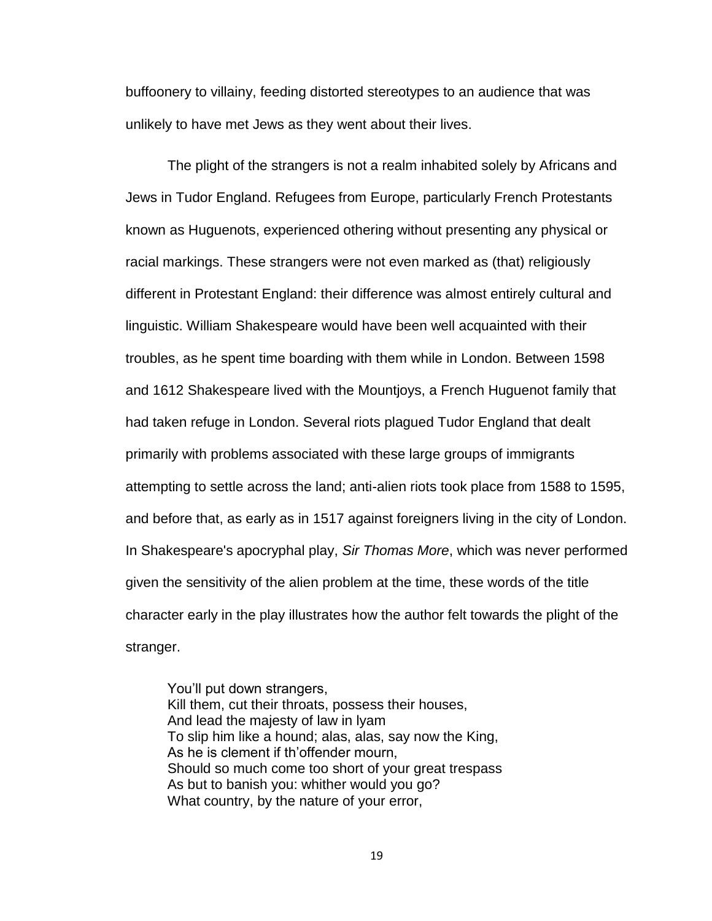buffoonery to villainy, feeding distorted stereotypes to an audience that was unlikely to have met Jews as they went about their lives.

The plight of the strangers is not a realm inhabited solely by Africans and Jews in Tudor England. Refugees from Europe, particularly French Protestants known as Huguenots, experienced othering without presenting any physical or racial markings. These strangers were not even marked as (that) religiously different in Protestant England: their difference was almost entirely cultural and linguistic. William Shakespeare would have been well acquainted with their troubles, as he spent time boarding with them while in London. Between 1598 and 1612 Shakespeare lived with the Mountjoys, a French Huguenot family that had taken refuge in London. Several riots plagued Tudor England that dealt primarily with problems associated with these large groups of immigrants attempting to settle across the land; anti-alien riots took place from 1588 to 1595, and before that, as early as in 1517 against foreigners living in the city of London. In Shakespeare's apocryphal play, *Sir Thomas More*, which was never performed given the sensitivity of the alien problem at the time, these words of the title character early in the play illustrates how the author felt towards the plight of the stranger.

> You'll put down strangers,
> Kill them, cut their throats, possess their houses,
> And lead the majesty of law in lyam
> To slip him like a hound; alas, alas, say now the King,
> As he is clement if th'offender mourn,
> Should so much come too short of your great trespass
> As but to banish you: whither would you go?
> What country, by the nature of your error,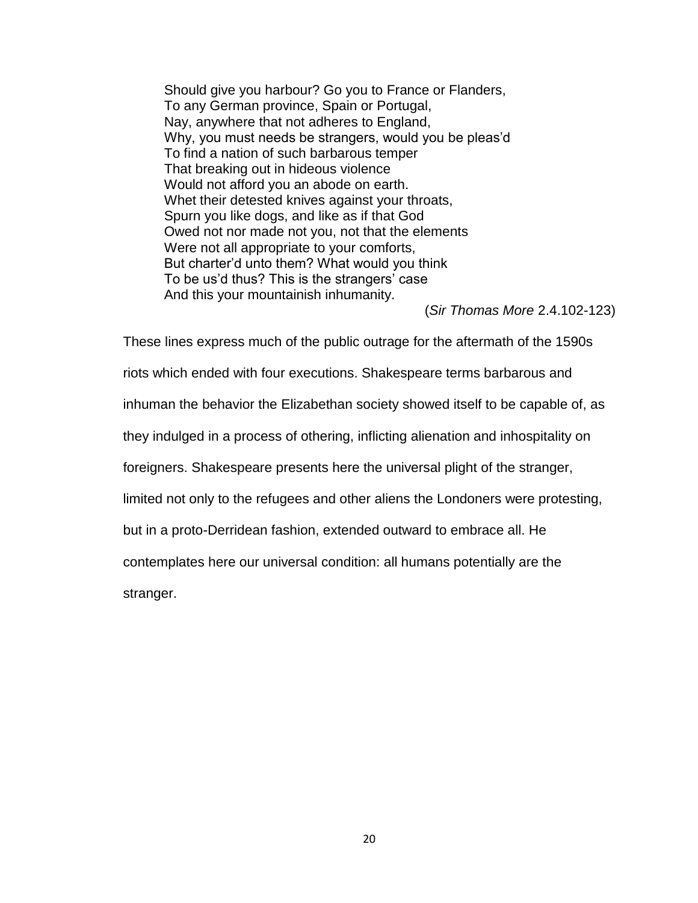> Should give you harbour? Go you to France or Flanders,
> To any German province, Spain or Portugal,
> Nay, anywhere that not adheres to England,
> Why, you must needs be strangers, would you be pleas'd
> To find a nation of such barbarous temper
> That breaking out in hideous violence
> Would not afford you an abode on earth.
> Whet their detested knives against your throats,
> Spurn you like dogs, and like as if that God
> Owed not nor made not you, not that the elements
> Were not all appropriate to your comforts,
> But charter'd unto them? What would you think
> To be us'd thus? This is the strangers' case
> And this your mountainish inhumanity.
>
> (*Sir Thomas More* 2.4.102-123)

These lines express much of the public outrage for the aftermath of the 1590s riots which ended with four executions. Shakespeare terms barbarous and inhuman the behavior the Elizabethan society showed itself to be capable of, as they indulged in a process of othering, inflicting alienation and inhospitality on foreigners. Shakespeare presents here the universal plight of the stranger, limited not only to the refugees and other aliens the Londoners were protesting, but in a proto-Derridean fashion, extended outward to embrace all. He contemplates here our universal condition: all humans potentially are the stranger.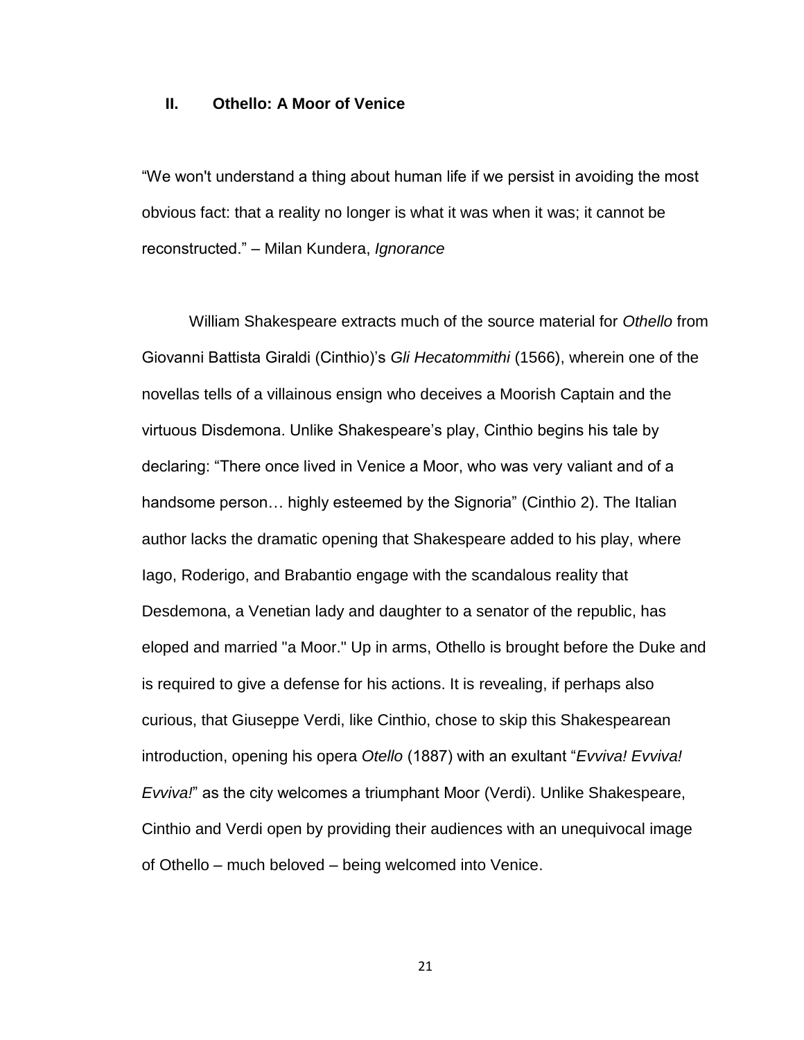## II. Othello: A Moor of Venice

"We won't understand a thing about human life if we persist in avoiding the most obvious fact: that a reality no longer is what it was when it was; it cannot be reconstructed." – Milan Kundera, *Ignorance*

William Shakespeare extracts much of the source material for *Othello* from Giovanni Battista Giraldi (Cinthio)'s *Gli Hecatommithi* (1566), wherein one of the novellas tells of a villainous ensign who deceives a Moorish Captain and the virtuous Disdemona. Unlike Shakespeare's play, Cinthio begins his tale by declaring: "There once lived in Venice a Moor, who was very valiant and of a handsome person… highly esteemed by the Signoria" (Cinthio 2). The Italian author lacks the dramatic opening that Shakespeare added to his play, where Iago, Roderigo, and Brabantio engage with the scandalous reality that Desdemona, a Venetian lady and daughter to a senator of the republic, has eloped and married "a Moor." Up in arms, Othello is brought before the Duke and is required to give a defense for his actions. It is revealing, if perhaps also curious, that Giuseppe Verdi, like Cinthio, chose to skip this Shakespearean introduction, opening his opera *Otello* (1887) with an exultant "*Evviva! Evviva! Evviva!*" as the city welcomes a triumphant Moor (Verdi). Unlike Shakespeare, Cinthio and Verdi open by providing their audiences with an unequivocal image of Othello – much beloved – being welcomed into Venice.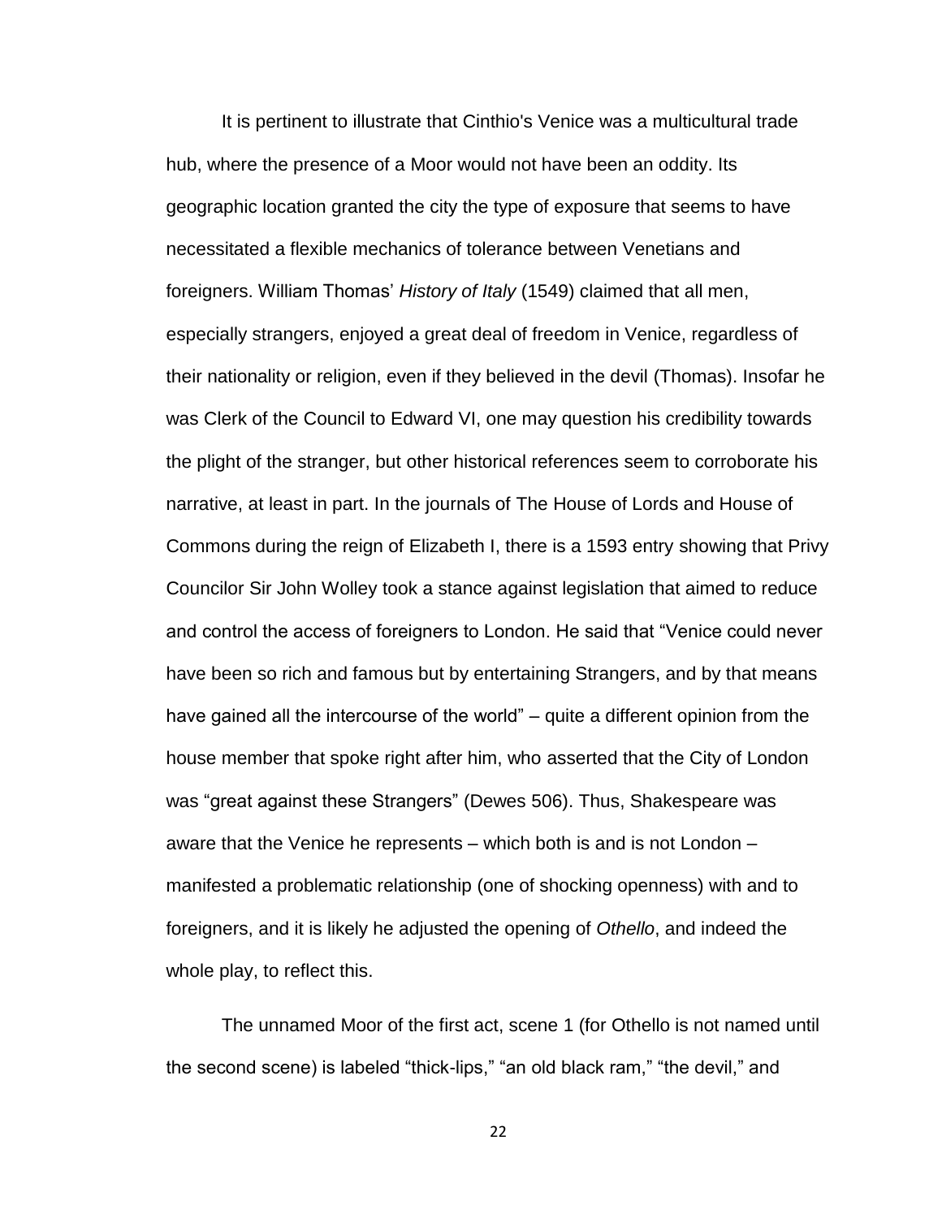It is pertinent to illustrate that Cinthio's Venice was a multicultural trade hub, where the presence of a Moor would not have been an oddity. Its geographic location granted the city the type of exposure that seems to have necessitated a flexible mechanics of tolerance between Venetians and foreigners. William Thomas' *History of Italy* (1549) claimed that all men, especially strangers, enjoyed a great deal of freedom in Venice, regardless of their nationality or religion, even if they believed in the devil (Thomas). Insofar he was Clerk of the Council to Edward VI, one may question his credibility towards the plight of the stranger, but other historical references seem to corroborate his narrative, at least in part. In the journals of The House of Lords and House of Commons during the reign of Elizabeth I, there is a 1593 entry showing that Privy Councilor Sir John Wolley took a stance against legislation that aimed to reduce and control the access of foreigners to London. He said that "Venice could never have been so rich and famous but by entertaining Strangers, and by that means have gained all the intercourse of the world" – quite a different opinion from the house member that spoke right after him, who asserted that the City of London was "great against these Strangers" (Dewes 506). Thus, Shakespeare was aware that the Venice he represents – which both is and is not London – manifested a problematic relationship (one of shocking openness) with and to foreigners, and it is likely he adjusted the opening of *Othello*, and indeed the whole play, to reflect this.

The unnamed Moor of the first act, scene 1 (for Othello is not named until the second scene) is labeled "thick-lips," "an old black ram," "the devil," and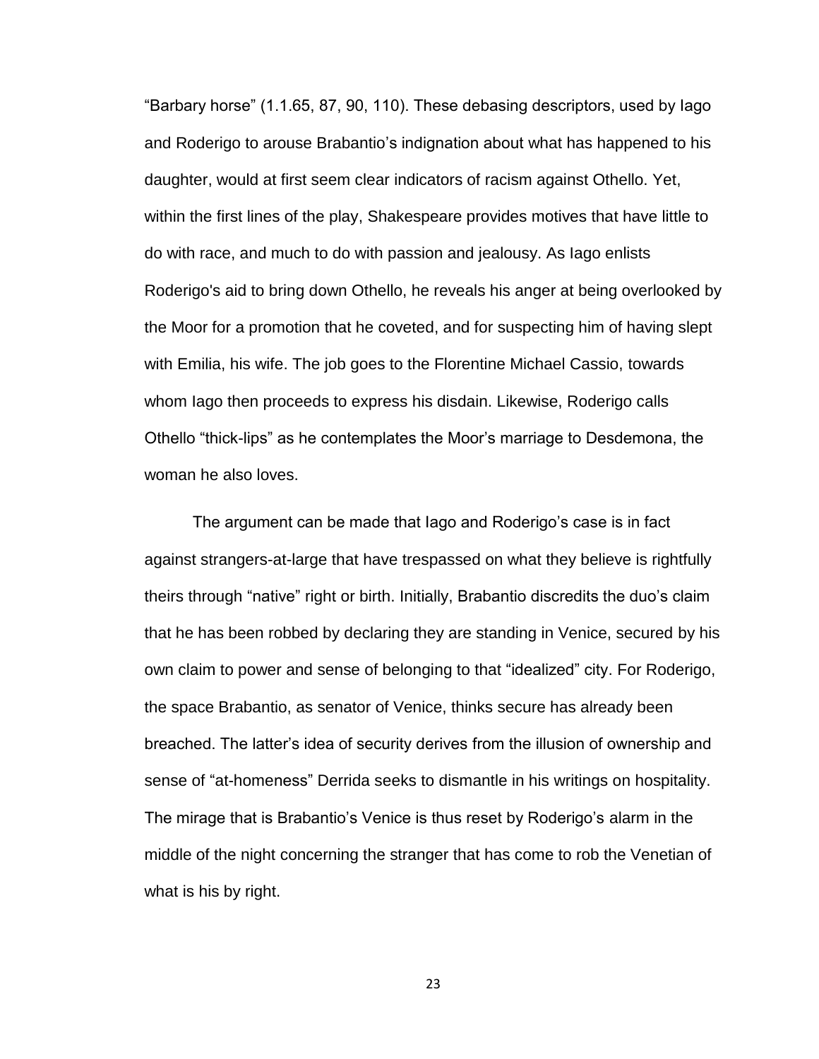"Barbary horse" (1.1.65, 87, 90, 110). These debasing descriptors, used by Iago and Roderigo to arouse Brabantio's indignation about what has happened to his daughter, would at first seem clear indicators of racism against Othello. Yet, within the first lines of the play, Shakespeare provides motives that have little to do with race, and much to do with passion and jealousy. As Iago enlists Roderigo's aid to bring down Othello, he reveals his anger at being overlooked by the Moor for a promotion that he coveted, and for suspecting him of having slept with Emilia, his wife. The job goes to the Florentine Michael Cassio, towards whom Iago then proceeds to express his disdain. Likewise, Roderigo calls Othello "thick-lips" as he contemplates the Moor's marriage to Desdemona, the woman he also loves.

The argument can be made that Iago and Roderigo's case is in fact against strangers-at-large that have trespassed on what they believe is rightfully theirs through "native" right or birth. Initially, Brabantio discredits the duo's claim that he has been robbed by declaring they are standing in Venice, secured by his own claim to power and sense of belonging to that "idealized" city. For Roderigo, the space Brabantio, as senator of Venice, thinks secure has already been breached. The latter's idea of security derives from the illusion of ownership and sense of "at-homeness" Derrida seeks to dismantle in his writings on hospitality. The mirage that is Brabantio's Venice is thus reset by Roderigo's alarm in the middle of the night concerning the stranger that has come to rob the Venetian of what is his by right.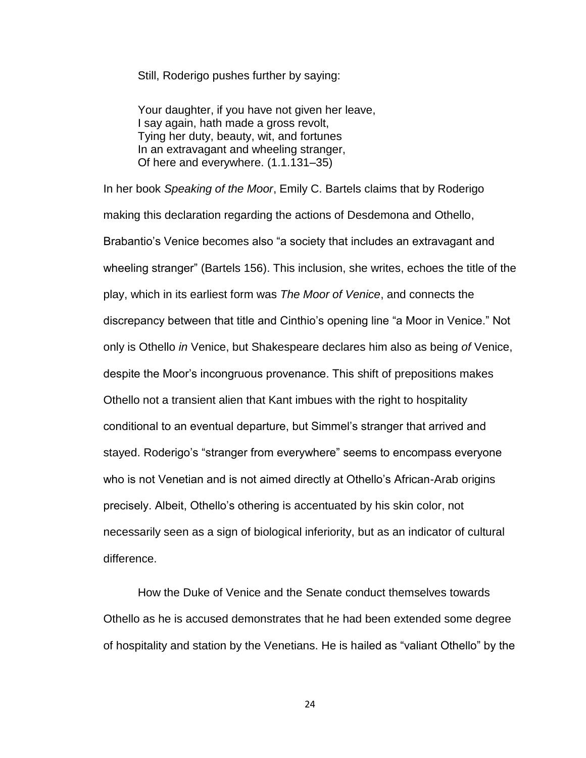Still, Roderigo pushes further by saying:

> Your daughter, if you have not given her leave,
> I say again, hath made a gross revolt,
> Tying her duty, beauty, wit, and fortunes
> In an extravagant and wheeling stranger,
> Of here and everywhere. (1.1.131–35)

In her book *Speaking of the Moor*, Emily C. Bartels claims that by Roderigo making this declaration regarding the actions of Desdemona and Othello, Brabantio's Venice becomes also "a society that includes an extravagant and wheeling stranger" (Bartels 156). This inclusion, she writes, echoes the title of the play, which in its earliest form was *The Moor of Venice*, and connects the discrepancy between that title and Cinthio's opening line "a Moor in Venice." Not only is Othello *in* Venice, but Shakespeare declares him also as being *of* Venice, despite the Moor's incongruous provenance. This shift of prepositions makes Othello not a transient alien that Kant imbues with the right to hospitality conditional to an eventual departure, but Simmel's stranger that arrived and stayed. Roderigo's "stranger from everywhere" seems to encompass everyone who is not Venetian and is not aimed directly at Othello's African-Arab origins precisely. Albeit, Othello's othering is accentuated by his skin color, not necessarily seen as a sign of biological inferiority, but as an indicator of cultural difference.

How the Duke of Venice and the Senate conduct themselves towards Othello as he is accused demonstrates that he had been extended some degree of hospitality and station by the Venetians. He is hailed as "valiant Othello" by the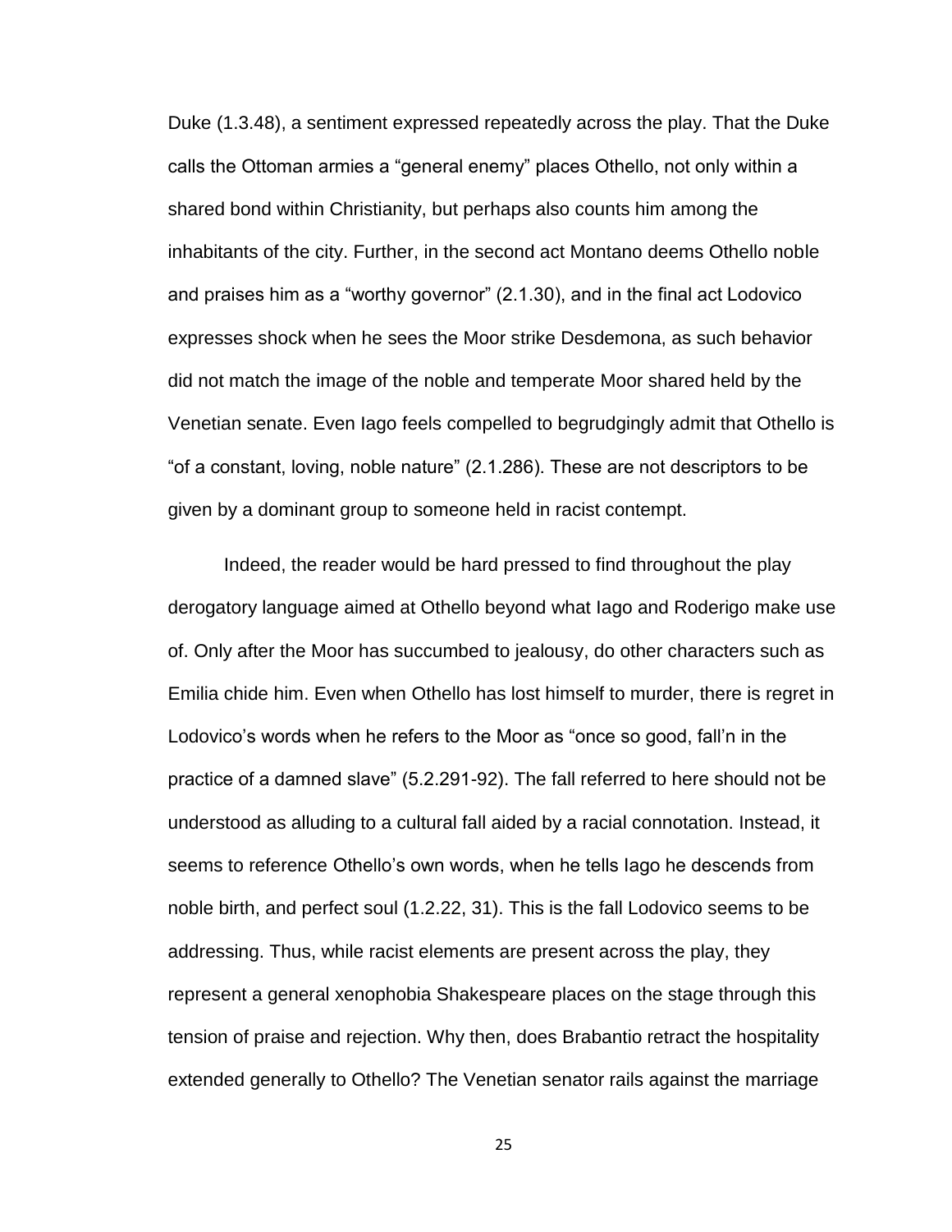Duke (1.3.48), a sentiment expressed repeatedly across the play. That the Duke calls the Ottoman armies a “general enemy” places Othello, not only within a shared bond within Christianity, but perhaps also counts him among the inhabitants of the city. Further, in the second act Montano deems Othello noble and praises him as a “worthy governor” (2.1.30), and in the final act Lodovico expresses shock when he sees the Moor strike Desdemona, as such behavior did not match the image of the noble and temperate Moor shared held by the Venetian senate. Even Iago feels compelled to begrudgingly admit that Othello is “of a constant, loving, noble nature” (2.1.286). These are not descriptors to be given by a dominant group to someone held in racist contempt.

Indeed, the reader would be hard pressed to find throughout the play derogatory language aimed at Othello beyond what Iago and Roderigo make use of. Only after the Moor has succumbed to jealousy, do other characters such as Emilia chide him. Even when Othello has lost himself to murder, there is regret in Lodovico’s words when he refers to the Moor as “once so good, fall’n in the practice of a damned slave” (5.2.291-92). The fall referred to here should not be understood as alluding to a cultural fall aided by a racial connotation. Instead, it seems to reference Othello’s own words, when he tells Iago he descends from noble birth, and perfect soul (1.2.22, 31). This is the fall Lodovico seems to be addressing. Thus, while racist elements are present across the play, they represent a general xenophobia Shakespeare places on the stage through this tension of praise and rejection. Why then, does Brabantio retract the hospitality extended generally to Othello? The Venetian senator rails against the marriage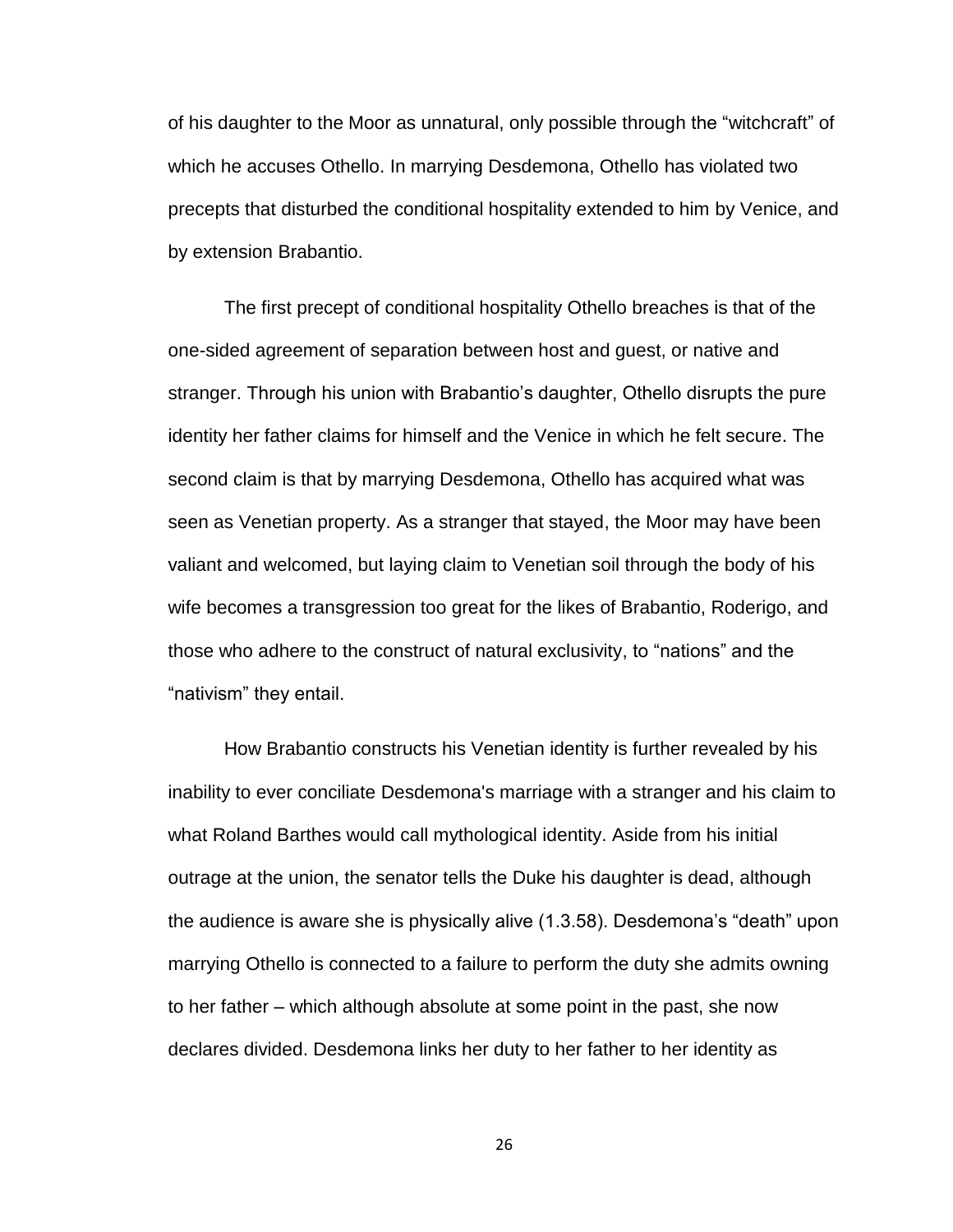of his daughter to the Moor as unnatural, only possible through the "witchcraft" of which he accuses Othello. In marrying Desdemona, Othello has violated two precepts that disturbed the conditional hospitality extended to him by Venice, and by extension Brabantio.

The first precept of conditional hospitality Othello breaches is that of the one-sided agreement of separation between host and guest, or native and stranger. Through his union with Brabantio's daughter, Othello disrupts the pure identity her father claims for himself and the Venice in which he felt secure. The second claim is that by marrying Desdemona, Othello has acquired what was seen as Venetian property. As a stranger that stayed, the Moor may have been valiant and welcomed, but laying claim to Venetian soil through the body of his wife becomes a transgression too great for the likes of Brabantio, Roderigo, and those who adhere to the construct of natural exclusivity, to "nations" and the "nativism" they entail.

How Brabantio constructs his Venetian identity is further revealed by his inability to ever conciliate Desdemona's marriage with a stranger and his claim to what Roland Barthes would call mythological identity. Aside from his initial outrage at the union, the senator tells the Duke his daughter is dead, although the audience is aware she is physically alive (1.3.58). Desdemona's "death" upon marrying Othello is connected to a failure to perform the duty she admits owning to her father – which although absolute at some point in the past, she now declares divided. Desdemona links her duty to her father to her identity as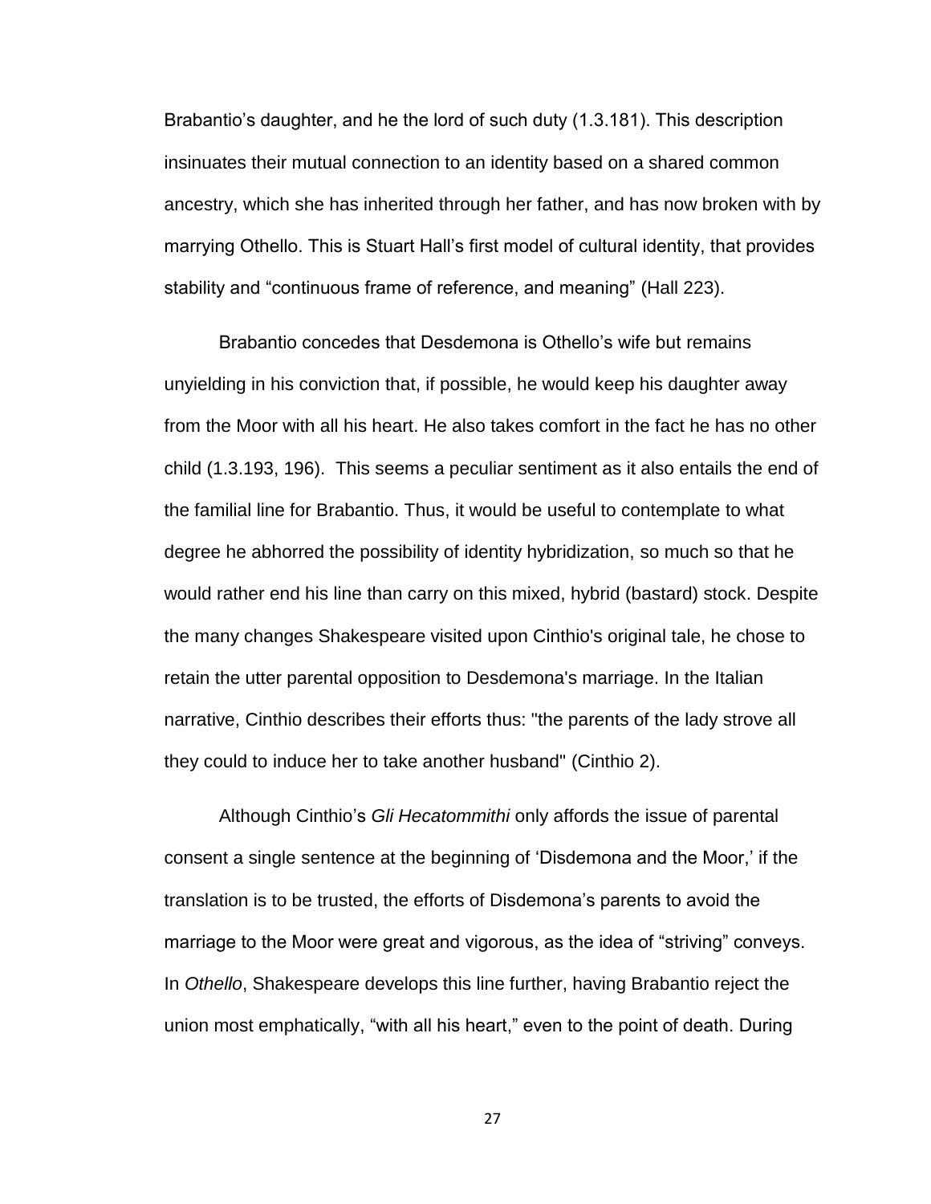Brabantio's daughter, and he the lord of such duty (1.3.181). This description insinuates their mutual connection to an identity based on a shared common ancestry, which she has inherited through her father, and has now broken with by marrying Othello. This is Stuart Hall's first model of cultural identity, that provides stability and "continuous frame of reference, and meaning" (Hall 223).

Brabantio concedes that Desdemona is Othello's wife but remains unyielding in his conviction that, if possible, he would keep his daughter away from the Moor with all his heart. He also takes comfort in the fact he has no other child (1.3.193, 196). This seems a peculiar sentiment as it also entails the end of the familial line for Brabantio. Thus, it would be useful to contemplate to what degree he abhorred the possibility of identity hybridization, so much so that he would rather end his line than carry on this mixed, hybrid (bastard) stock. Despite the many changes Shakespeare visited upon Cinthio's original tale, he chose to retain the utter parental opposition to Desdemona's marriage. In the Italian narrative, Cinthio describes their efforts thus: "the parents of the lady strove all they could to induce her to take another husband" (Cinthio 2).

Although Cinthio's *Gli Hecatommithi* only affords the issue of parental consent a single sentence at the beginning of 'Disdemona and the Moor,' if the translation is to be trusted, the efforts of Disdemona's parents to avoid the marriage to the Moor were great and vigorous, as the idea of "striving" conveys. In *Othello*, Shakespeare develops this line further, having Brabantio reject the union most emphatically, "with all his heart," even to the point of death. During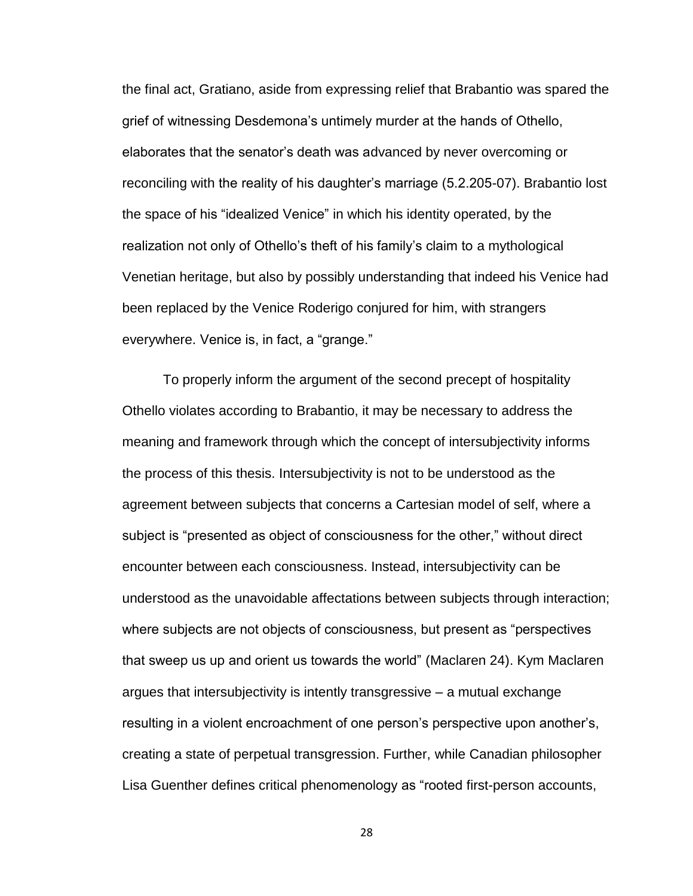the final act, Gratiano, aside from expressing relief that Brabantio was spared the grief of witnessing Desdemona's untimely murder at the hands of Othello, elaborates that the senator's death was advanced by never overcoming or reconciling with the reality of his daughter's marriage (5.2.205-07). Brabantio lost the space of his "idealized Venice" in which his identity operated, by the realization not only of Othello's theft of his family's claim to a mythological Venetian heritage, but also by possibly understanding that indeed his Venice had been replaced by the Venice Roderigo conjured for him, with strangers everywhere. Venice is, in fact, a "grange."

To properly inform the argument of the second precept of hospitality Othello violates according to Brabantio, it may be necessary to address the meaning and framework through which the concept of intersubjectivity informs the process of this thesis. Intersubjectivity is not to be understood as the agreement between subjects that concerns a Cartesian model of self, where a subject is "presented as object of consciousness for the other," without direct encounter between each consciousness. Instead, intersubjectivity can be understood as the unavoidable affectations between subjects through interaction; where subjects are not objects of consciousness, but present as "perspectives that sweep us up and orient us towards the world" (Maclaren 24). Kym Maclaren argues that intersubjectivity is intently transgressive – a mutual exchange resulting in a violent encroachment of one person's perspective upon another's, creating a state of perpetual transgression. Further, while Canadian philosopher Lisa Guenther defines critical phenomenology as "rooted first-person accounts,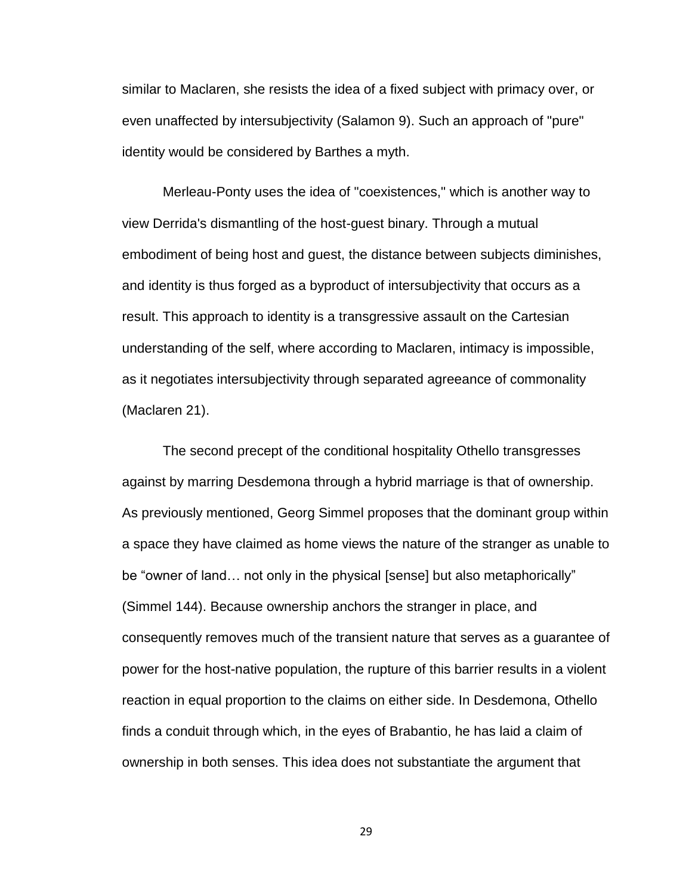similar to Maclaren, she resists the idea of a fixed subject with primacy over, or even unaffected by intersubjectivity (Salamon 9). Such an approach of "pure" identity would be considered by Barthes a myth.

Merleau-Ponty uses the idea of "coexistences," which is another way to view Derrida's dismantling of the host-guest binary. Through a mutual embodiment of being host and guest, the distance between subjects diminishes, and identity is thus forged as a byproduct of intersubjectivity that occurs as a result. This approach to identity is a transgressive assault on the Cartesian understanding of the self, where according to Maclaren, intimacy is impossible, as it negotiates intersubjectivity through separated agreeance of commonality (Maclaren 21).

The second precept of the conditional hospitality Othello transgresses against by marring Desdemona through a hybrid marriage is that of ownership. As previously mentioned, Georg Simmel proposes that the dominant group within a space they have claimed as home views the nature of the stranger as unable to be "owner of land… not only in the physical [sense] but also metaphorically" (Simmel 144). Because ownership anchors the stranger in place, and consequently removes much of the transient nature that serves as a guarantee of power for the host-native population, the rupture of this barrier results in a violent reaction in equal proportion to the claims on either side. In Desdemona, Othello finds a conduit through which, in the eyes of Brabantio, he has laid a claim of ownership in both senses. This idea does not substantiate the argument that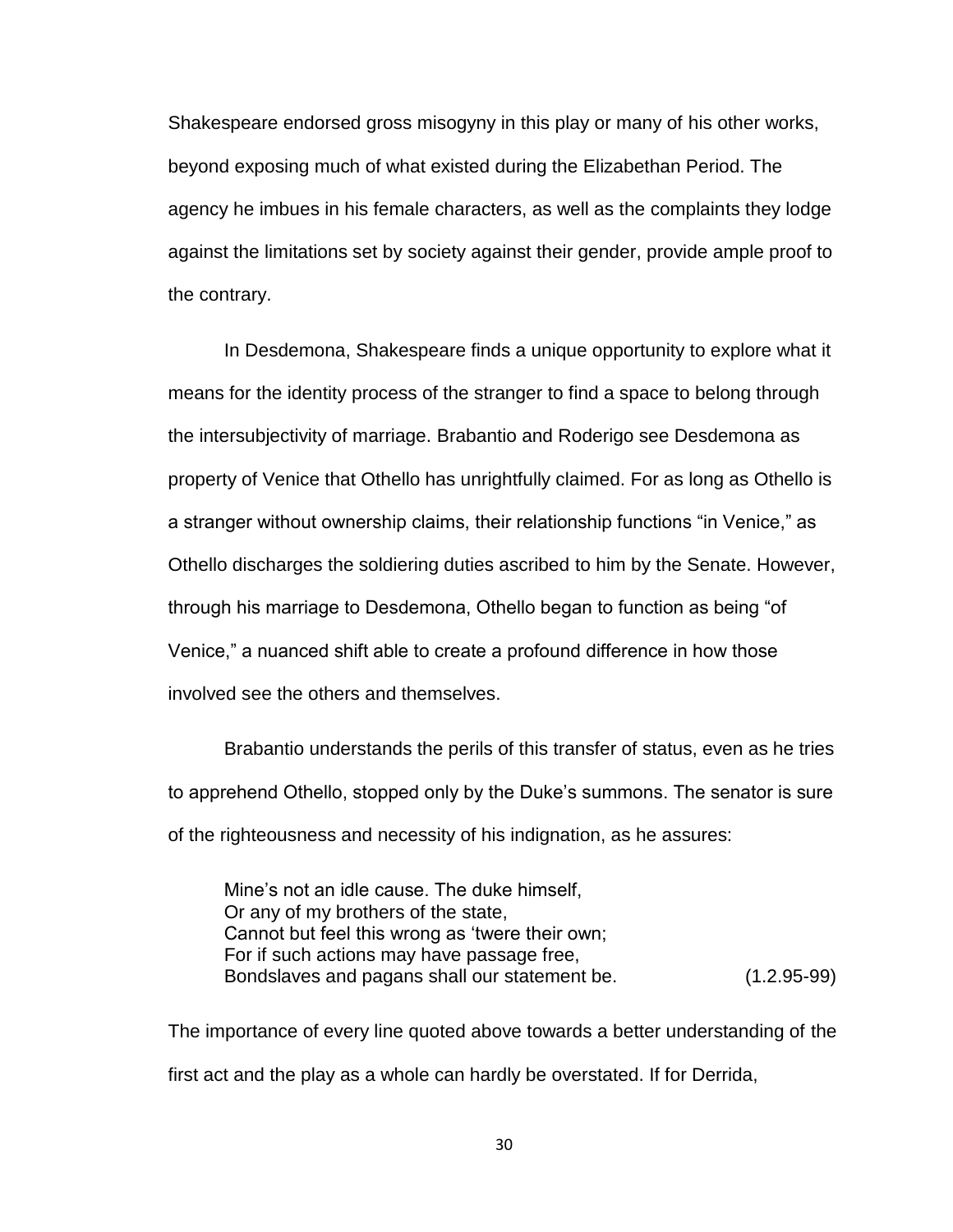Shakespeare endorsed gross misogyny in this play or many of his other works, beyond exposing much of what existed during the Elizabethan Period. The agency he imbues in his female characters, as well as the complaints they lodge against the limitations set by society against their gender, provide ample proof to the contrary.

In Desdemona, Shakespeare finds a unique opportunity to explore what it means for the identity process of the stranger to find a space to belong through the intersubjectivity of marriage. Brabantio and Roderigo see Desdemona as property of Venice that Othello has unrightfully claimed. For as long as Othello is a stranger without ownership claims, their relationship functions "in Venice," as Othello discharges the soldiering duties ascribed to him by the Senate. However, through his marriage to Desdemona, Othello began to function as being "of Venice," a nuanced shift able to create a profound difference in how those involved see the others and themselves.

Brabantio understands the perils of this transfer of status, even as he tries to apprehend Othello, stopped only by the Duke's summons. The senator is sure of the righteousness and necessity of his indignation, as he assures:

> Mine's not an idle cause. The duke himself,
> Or any of my brothers of the state,
> Cannot but feel this wrong as 'twere their own;
> For if such actions may have passage free,
> Bondslaves and pagans shall our statement be. (1.2.95-99)

The importance of every line quoted above towards a better understanding of the first act and the play as a whole can hardly be overstated. If for Derrida,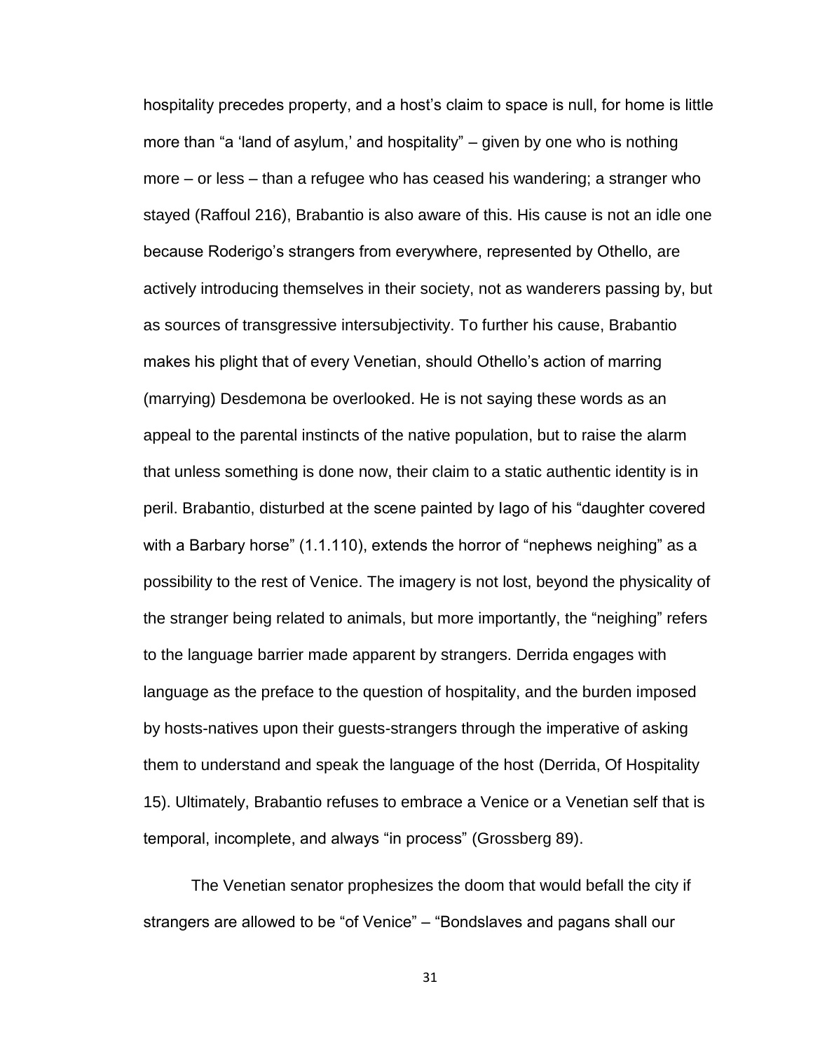hospitality precedes property, and a host's claim to space is null, for home is little more than "a 'land of asylum,' and hospitality" – given by one who is nothing more – or less – than a refugee who has ceased his wandering; a stranger who stayed (Raffoul 216), Brabantio is also aware of this. His cause is not an idle one because Roderigo's strangers from everywhere, represented by Othello, are actively introducing themselves in their society, not as wanderers passing by, but as sources of transgressive intersubjectivity. To further his cause, Brabantio makes his plight that of every Venetian, should Othello's action of marring (marrying) Desdemona be overlooked. He is not saying these words as an appeal to the parental instincts of the native population, but to raise the alarm that unless something is done now, their claim to a static authentic identity is in peril. Brabantio, disturbed at the scene painted by Iago of his "daughter covered with a Barbary horse" (1.1.110), extends the horror of "nephews neighing" as a possibility to the rest of Venice. The imagery is not lost, beyond the physicality of the stranger being related to animals, but more importantly, the "neighing" refers to the language barrier made apparent by strangers. Derrida engages with language as the preface to the question of hospitality, and the burden imposed by hosts-natives upon their guests-strangers through the imperative of asking them to understand and speak the language of the host (Derrida, Of Hospitality 15). Ultimately, Brabantio refuses to embrace a Venice or a Venetian self that is temporal, incomplete, and always "in process" (Grossberg 89).

The Venetian senator prophesizes the doom that would befall the city if strangers are allowed to be "of Venice" – "Bondslaves and pagans shall our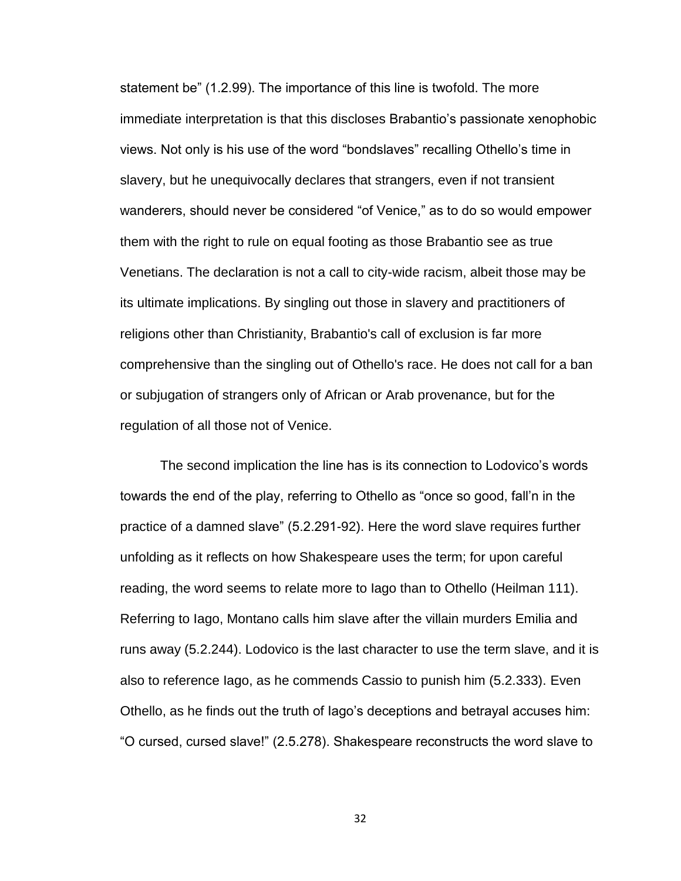statement be" (1.2.99). The importance of this line is twofold. The more immediate interpretation is that this discloses Brabantio's passionate xenophobic views. Not only is his use of the word "bondslaves" recalling Othello's time in slavery, but he unequivocally declares that strangers, even if not transient wanderers, should never be considered "of Venice," as to do so would empower them with the right to rule on equal footing as those Brabantio see as true Venetians. The declaration is not a call to city-wide racism, albeit those may be its ultimate implications. By singling out those in slavery and practitioners of religions other than Christianity, Brabantio's call of exclusion is far more comprehensive than the singling out of Othello's race. He does not call for a ban or subjugation of strangers only of African or Arab provenance, but for the regulation of all those not of Venice.

The second implication the line has is its connection to Lodovico's words towards the end of the play, referring to Othello as "once so good, fall'n in the practice of a damned slave" (5.2.291-92). Here the word slave requires further unfolding as it reflects on how Shakespeare uses the term; for upon careful reading, the word seems to relate more to Iago than to Othello (Heilman 111). Referring to Iago, Montano calls him slave after the villain murders Emilia and runs away (5.2.244). Lodovico is the last character to use the term slave, and it is also to reference Iago, as he commends Cassio to punish him (5.2.333). Even Othello, as he finds out the truth of Iago's deceptions and betrayal accuses him: "O cursed, cursed slave!" (2.5.278). Shakespeare reconstructs the word slave to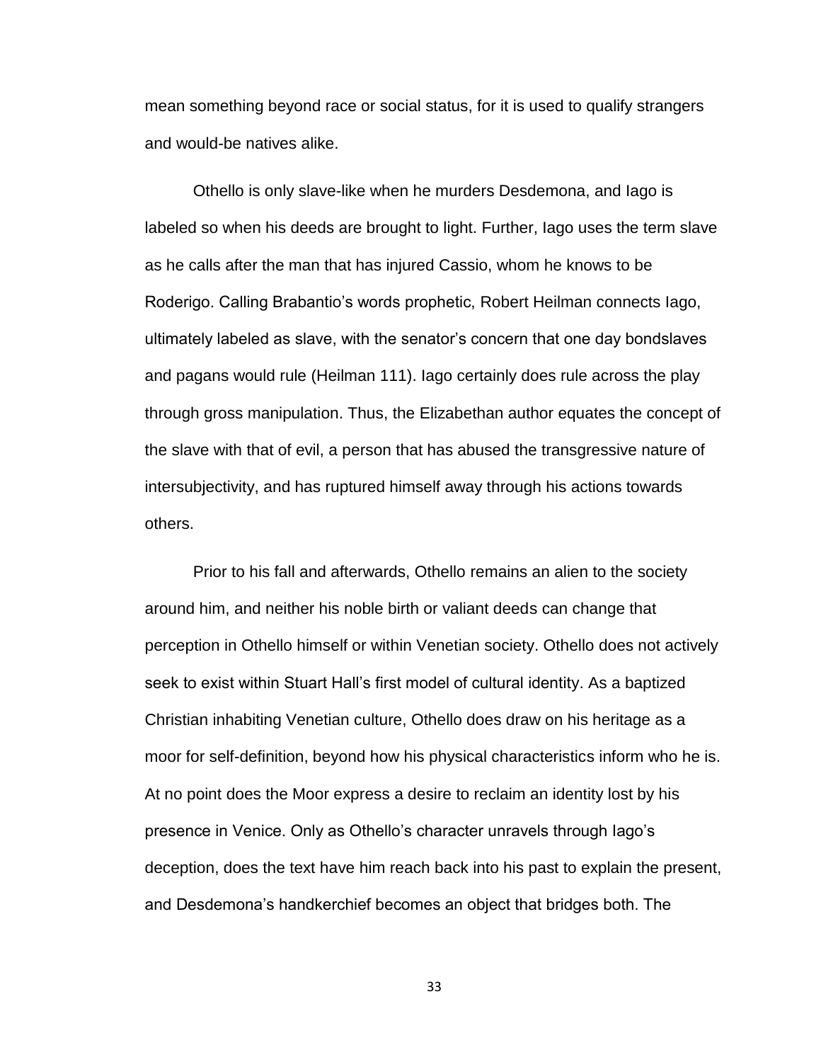mean something beyond race or social status, for it is used to qualify strangers and would-be natives alike.

Othello is only slave-like when he murders Desdemona, and Iago is labeled so when his deeds are brought to light. Further, Iago uses the term slave as he calls after the man that has injured Cassio, whom he knows to be Roderigo. Calling Brabantio's words prophetic, Robert Heilman connects Iago, ultimately labeled as slave, with the senator's concern that one day bondslaves and pagans would rule (Heilman 111). Iago certainly does rule across the play through gross manipulation. Thus, the Elizabethan author equates the concept of the slave with that of evil, a person that has abused the transgressive nature of intersubjectivity, and has ruptured himself away through his actions towards others.

Prior to his fall and afterwards, Othello remains an alien to the society around him, and neither his noble birth or valiant deeds can change that perception in Othello himself or within Venetian society. Othello does not actively seek to exist within Stuart Hall's first model of cultural identity. As a baptized Christian inhabiting Venetian culture, Othello does draw on his heritage as a moor for self-definition, beyond how his physical characteristics inform who he is. At no point does the Moor express a desire to reclaim an identity lost by his presence in Venice. Only as Othello's character unravels through Iago's deception, does the text have him reach back into his past to explain the present, and Desdemona's handkerchief becomes an object that bridges both. The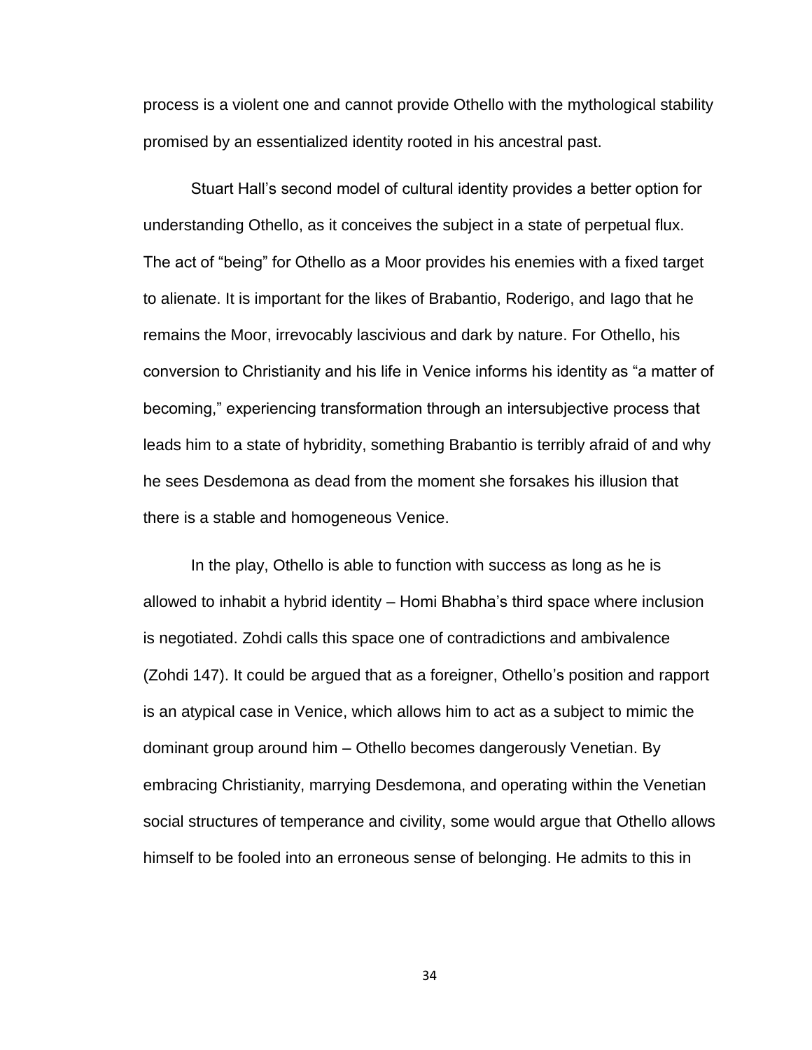process is a violent one and cannot provide Othello with the mythological stability promised by an essentialized identity rooted in his ancestral past.

Stuart Hall's second model of cultural identity provides a better option for understanding Othello, as it conceives the subject in a state of perpetual flux. The act of "being" for Othello as a Moor provides his enemies with a fixed target to alienate. It is important for the likes of Brabantio, Roderigo, and Iago that he remains the Moor, irrevocably lascivious and dark by nature. For Othello, his conversion to Christianity and his life in Venice informs his identity as "a matter of becoming," experiencing transformation through an intersubjective process that leads him to a state of hybridity, something Brabantio is terribly afraid of and why he sees Desdemona as dead from the moment she forsakes his illusion that there is a stable and homogeneous Venice.

In the play, Othello is able to function with success as long as he is allowed to inhabit a hybrid identity – Homi Bhabha's third space where inclusion is negotiated. Zohdi calls this space one of contradictions and ambivalence (Zohdi 147). It could be argued that as a foreigner, Othello's position and rapport is an atypical case in Venice, which allows him to act as a subject to mimic the dominant group around him – Othello becomes dangerously Venetian. By embracing Christianity, marrying Desdemona, and operating within the Venetian social structures of temperance and civility, some would argue that Othello allows himself to be fooled into an erroneous sense of belonging. He admits to this in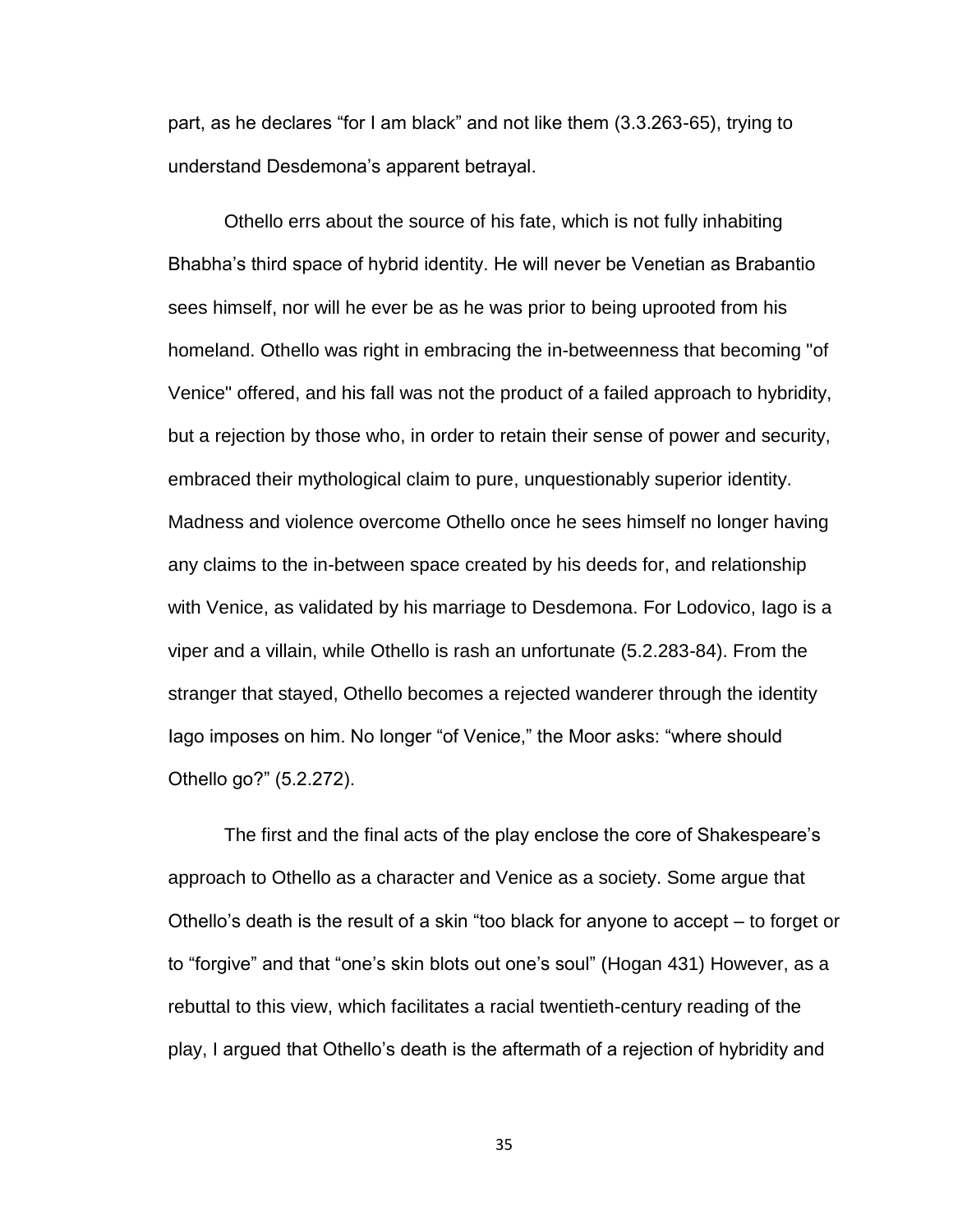part, as he declares “for I am black” and not like them (3.3.263-65), trying to understand Desdemona’s apparent betrayal.

Othello errs about the source of his fate, which is not fully inhabiting Bhabha’s third space of hybrid identity. He will never be Venetian as Brabantio sees himself, nor will he ever be as he was prior to being uprooted from his homeland. Othello was right in embracing the in-betweenness that becoming "of Venice" offered, and his fall was not the product of a failed approach to hybridity, but a rejection by those who, in order to retain their sense of power and security, embraced their mythological claim to pure, unquestionably superior identity. Madness and violence overcome Othello once he sees himself no longer having any claims to the in-between space created by his deeds for, and relationship with Venice, as validated by his marriage to Desdemona. For Lodovico, Iago is a viper and a villain, while Othello is rash an unfortunate (5.2.283-84). From the stranger that stayed, Othello becomes a rejected wanderer through the identity Iago imposes on him. No longer “of Venice,” the Moor asks: “where should Othello go?” (5.2.272).

The first and the final acts of the play enclose the core of Shakespeare’s approach to Othello as a character and Venice as a society. Some argue that Othello’s death is the result of a skin “too black for anyone to accept – to forget or to “forgive” and that “one’s skin blots out one’s soul” (Hogan 431) However, as a rebuttal to this view, which facilitates a racial twentieth-century reading of the play, I argued that Othello’s death is the aftermath of a rejection of hybridity and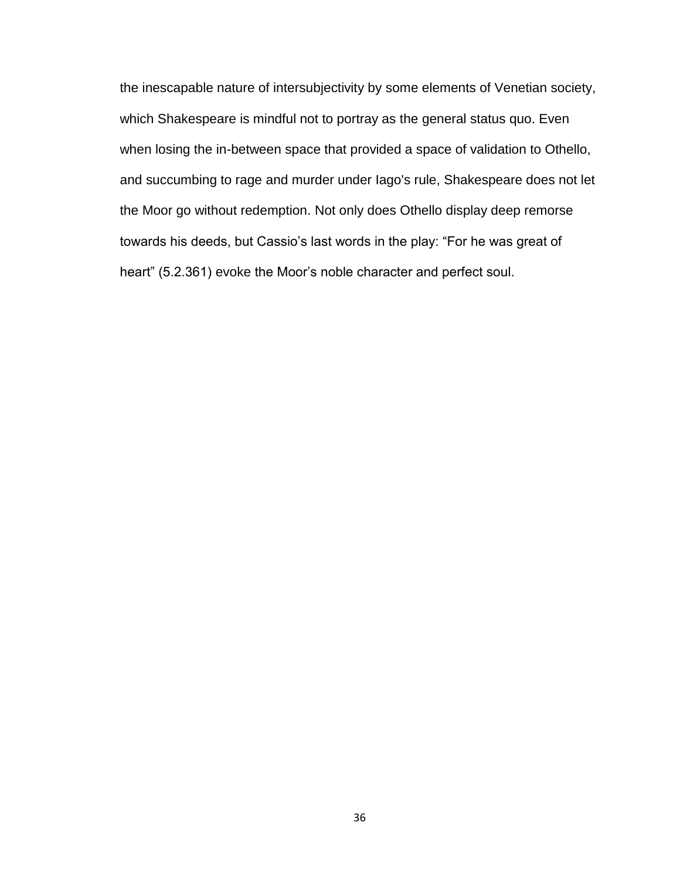the inescapable nature of intersubjectivity by some elements of Venetian society, which Shakespeare is mindful not to portray as the general status quo. Even when losing the in-between space that provided a space of validation to Othello, and succumbing to rage and murder under Iago's rule, Shakespeare does not let the Moor go without redemption. Not only does Othello display deep remorse towards his deeds, but Cassio's last words in the play: "For he was great of heart" (5.2.361) evoke the Moor's noble character and perfect soul.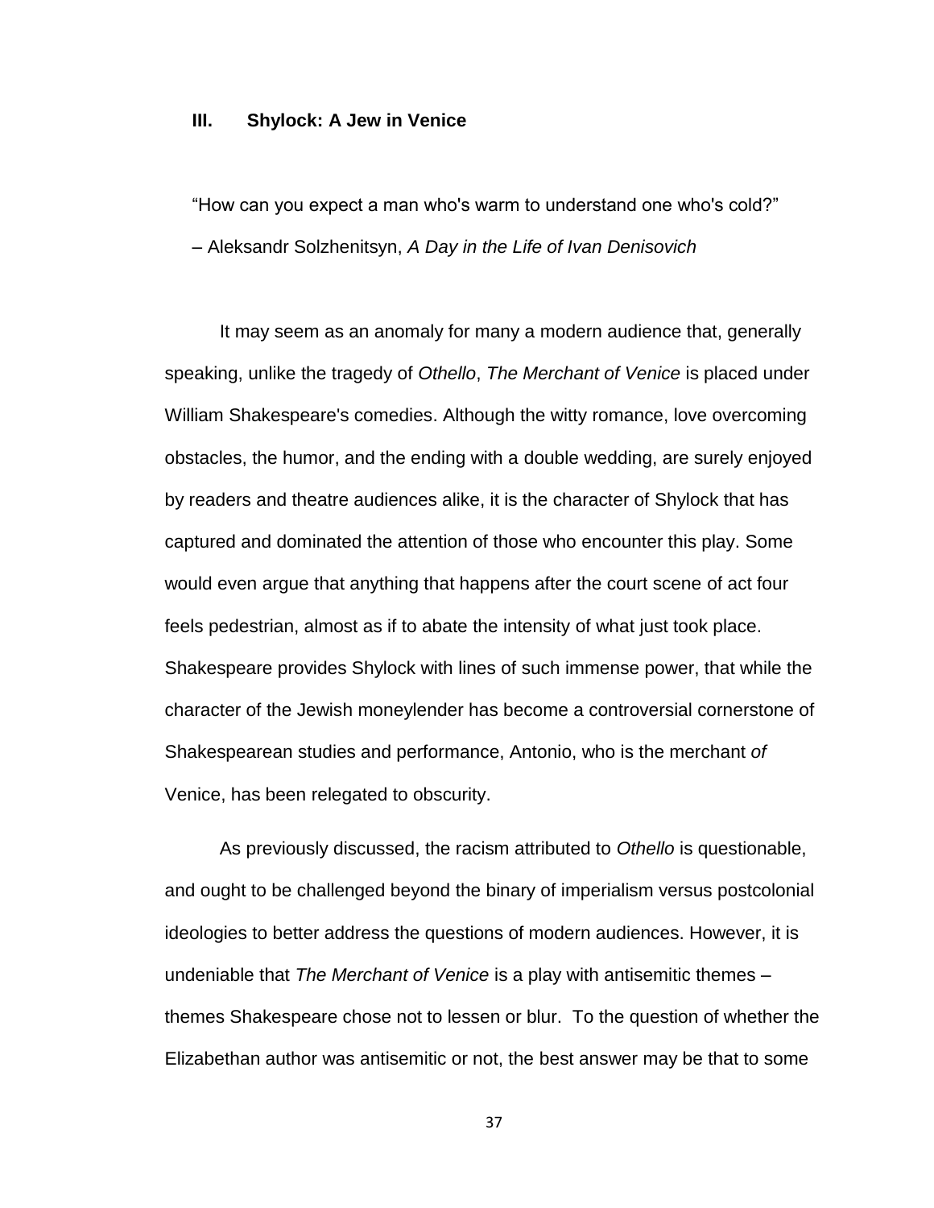## III. Shylock: A Jew in Venice

"How can you expect a man who's warm to understand one who's cold?"
– Aleksandr Solzhenitsyn, *A Day in the Life of Ivan Denisovich*

It may seem as an anomaly for many a modern audience that, generally speaking, unlike the tragedy of *Othello*, *The Merchant of Venice* is placed under William Shakespeare's comedies. Although the witty romance, love overcoming obstacles, the humor, and the ending with a double wedding, are surely enjoyed by readers and theatre audiences alike, it is the character of Shylock that has captured and dominated the attention of those who encounter this play. Some would even argue that anything that happens after the court scene of act four feels pedestrian, almost as if to abate the intensity of what just took place. Shakespeare provides Shylock with lines of such immense power, that while the character of the Jewish moneylender has become a controversial cornerstone of Shakespearean studies and performance, Antonio, who is the merchant *of* Venice, has been relegated to obscurity.

As previously discussed, the racism attributed to *Othello* is questionable, and ought to be challenged beyond the binary of imperialism versus postcolonial ideologies to better address the questions of modern audiences. However, it is undeniable that *The Merchant of Venice* is a play with antisemitic themes – themes Shakespeare chose not to lessen or blur. To the question of whether the Elizabethan author was antisemitic or not, the best answer may be that to some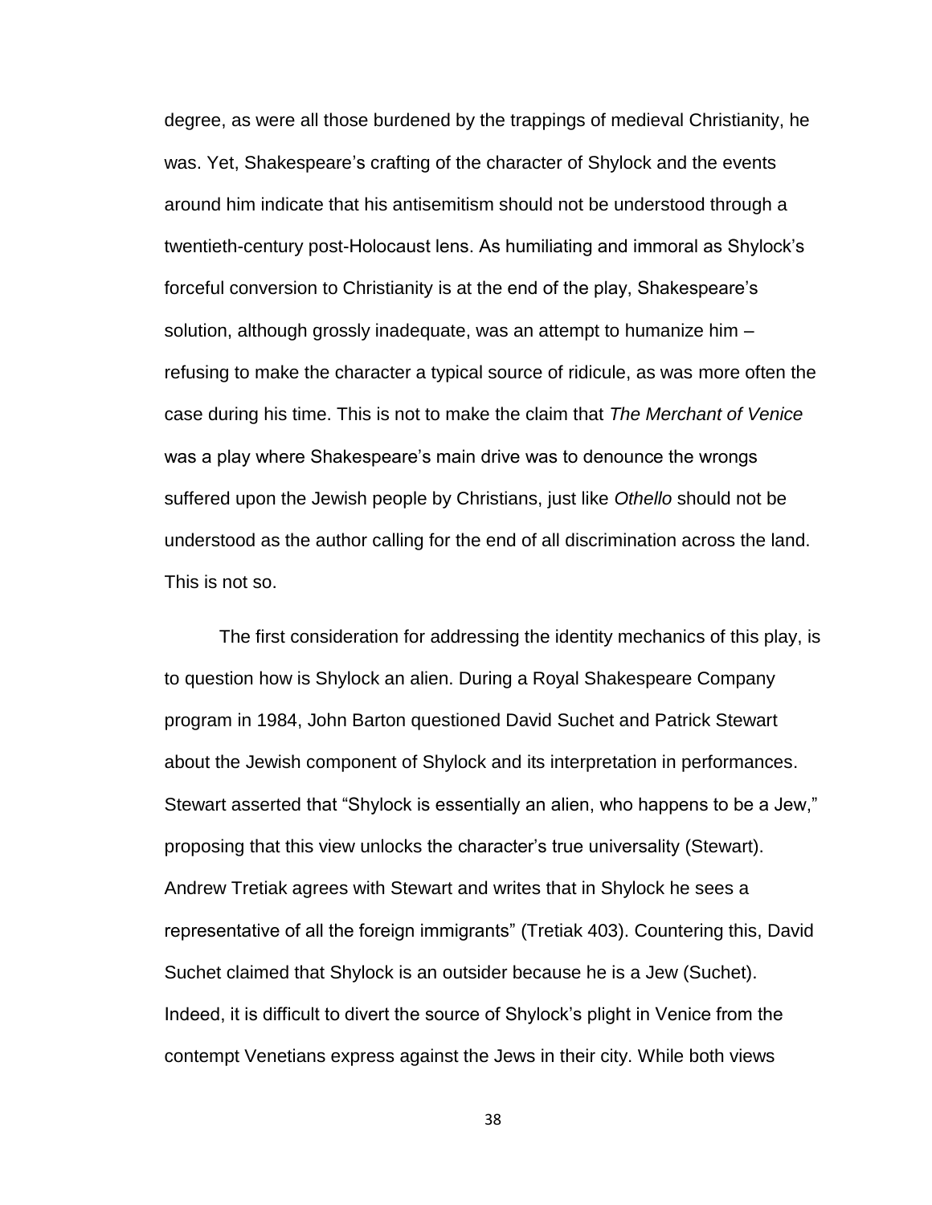degree, as were all those burdened by the trappings of medieval Christianity, he was. Yet, Shakespeare's crafting of the character of Shylock and the events around him indicate that his antisemitism should not be understood through a twentieth-century post-Holocaust lens. As humiliating and immoral as Shylock's forceful conversion to Christianity is at the end of the play, Shakespeare's solution, although grossly inadequate, was an attempt to humanize him – refusing to make the character a typical source of ridicule, as was more often the case during his time. This is not to make the claim that *The Merchant of Venice* was a play where Shakespeare's main drive was to denounce the wrongs suffered upon the Jewish people by Christians, just like *Othello* should not be understood as the author calling for the end of all discrimination across the land. This is not so.

The first consideration for addressing the identity mechanics of this play, is to question how is Shylock an alien. During a Royal Shakespeare Company program in 1984, John Barton questioned David Suchet and Patrick Stewart about the Jewish component of Shylock and its interpretation in performances. Stewart asserted that "Shylock is essentially an alien, who happens to be a Jew," proposing that this view unlocks the character's true universality (Stewart). Andrew Tretiak agrees with Stewart and writes that in Shylock he sees a representative of all the foreign immigrants" (Tretiak 403). Countering this, David Suchet claimed that Shylock is an outsider because he is a Jew (Suchet). Indeed, it is difficult to divert the source of Shylock's plight in Venice from the contempt Venetians express against the Jews in their city. While both views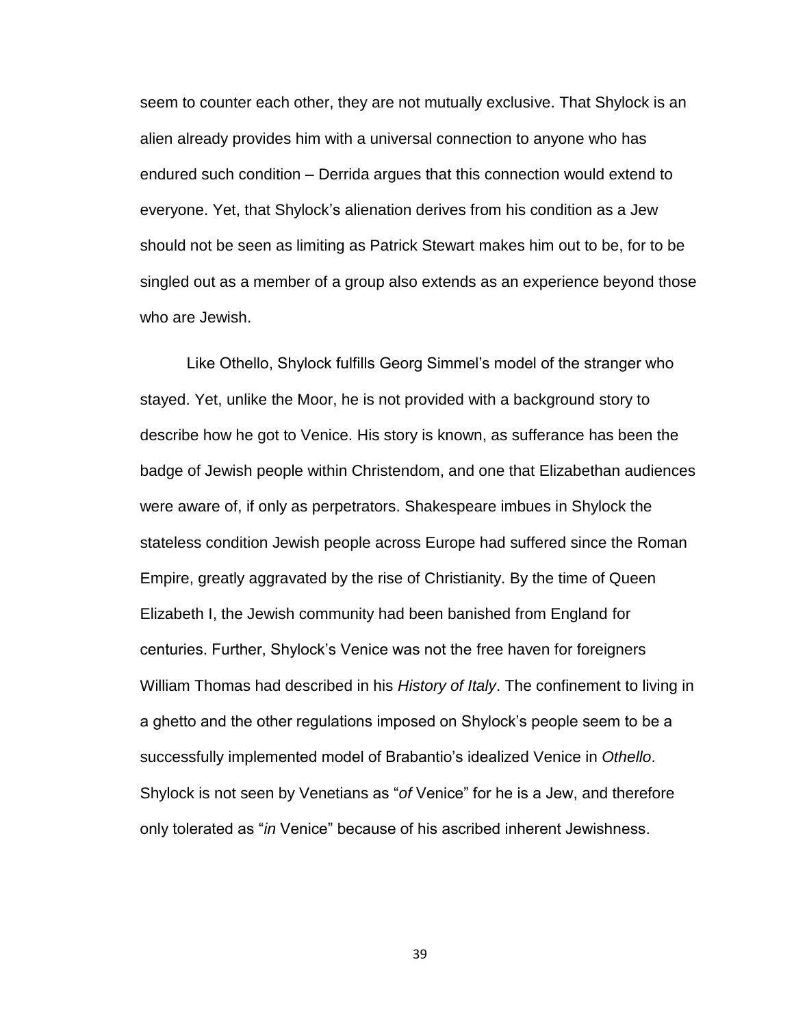seem to counter each other, they are not mutually exclusive. That Shylock is an alien already provides him with a universal connection to anyone who has endured such condition – Derrida argues that this connection would extend to everyone. Yet, that Shylock's alienation derives from his condition as a Jew should not be seen as limiting as Patrick Stewart makes him out to be, for to be singled out as a member of a group also extends as an experience beyond those who are Jewish.

Like Othello, Shylock fulfills Georg Simmel's model of the stranger who stayed. Yet, unlike the Moor, he is not provided with a background story to describe how he got to Venice. His story is known, as sufferance has been the badge of Jewish people within Christendom, and one that Elizabethan audiences were aware of, if only as perpetrators. Shakespeare imbues in Shylock the stateless condition Jewish people across Europe had suffered since the Roman Empire, greatly aggravated by the rise of Christianity. By the time of Queen Elizabeth I, the Jewish community had been banished from England for centuries. Further, Shylock's Venice was not the free haven for foreigners William Thomas had described in his *History of Italy*. The confinement to living in a ghetto and the other regulations imposed on Shylock's people seem to be a successfully implemented model of Brabantio's idealized Venice in *Othello*. Shylock is not seen by Venetians as "*of* Venice" for he is a Jew, and therefore only tolerated as "*in* Venice" because of his ascribed inherent Jewishness.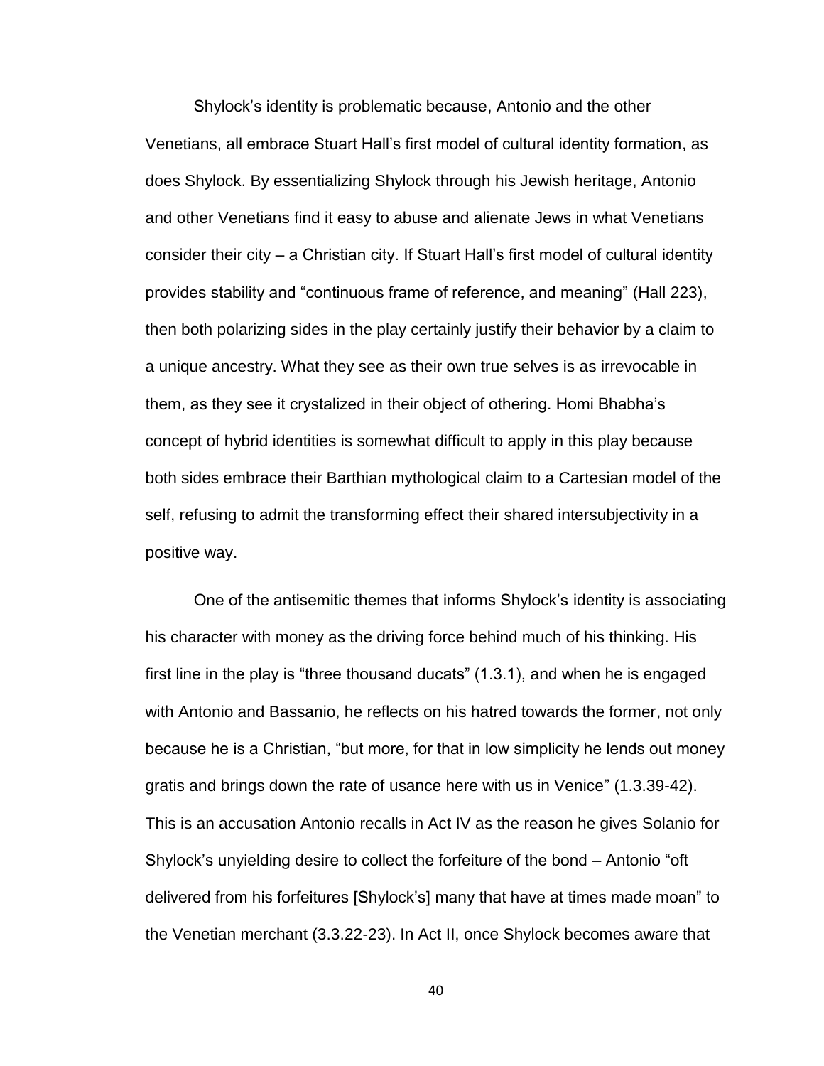Shylock's identity is problematic because, Antonio and the other Venetians, all embrace Stuart Hall's first model of cultural identity formation, as does Shylock. By essentializing Shylock through his Jewish heritage, Antonio and other Venetians find it easy to abuse and alienate Jews in what Venetians consider their city – a Christian city. If Stuart Hall's first model of cultural identity provides stability and "continuous frame of reference, and meaning" (Hall 223), then both polarizing sides in the play certainly justify their behavior by a claim to a unique ancestry. What they see as their own true selves is as irrevocable in them, as they see it crystalized in their object of othering. Homi Bhabha's concept of hybrid identities is somewhat difficult to apply in this play because both sides embrace their Barthian mythological claim to a Cartesian model of the self, refusing to admit the transforming effect their shared intersubjectivity in a positive way.

One of the antisemitic themes that informs Shylock's identity is associating his character with money as the driving force behind much of his thinking. His first line in the play is "three thousand ducats" (1.3.1), and when he is engaged with Antonio and Bassanio, he reflects on his hatred towards the former, not only because he is a Christian, "but more, for that in low simplicity he lends out money gratis and brings down the rate of usance here with us in Venice" (1.3.39-42). This is an accusation Antonio recalls in Act IV as the reason he gives Solanio for Shylock's unyielding desire to collect the forfeiture of the bond – Antonio "oft delivered from his forfeitures [Shylock's] many that have at times made moan" to the Venetian merchant (3.3.22-23). In Act II, once Shylock becomes aware that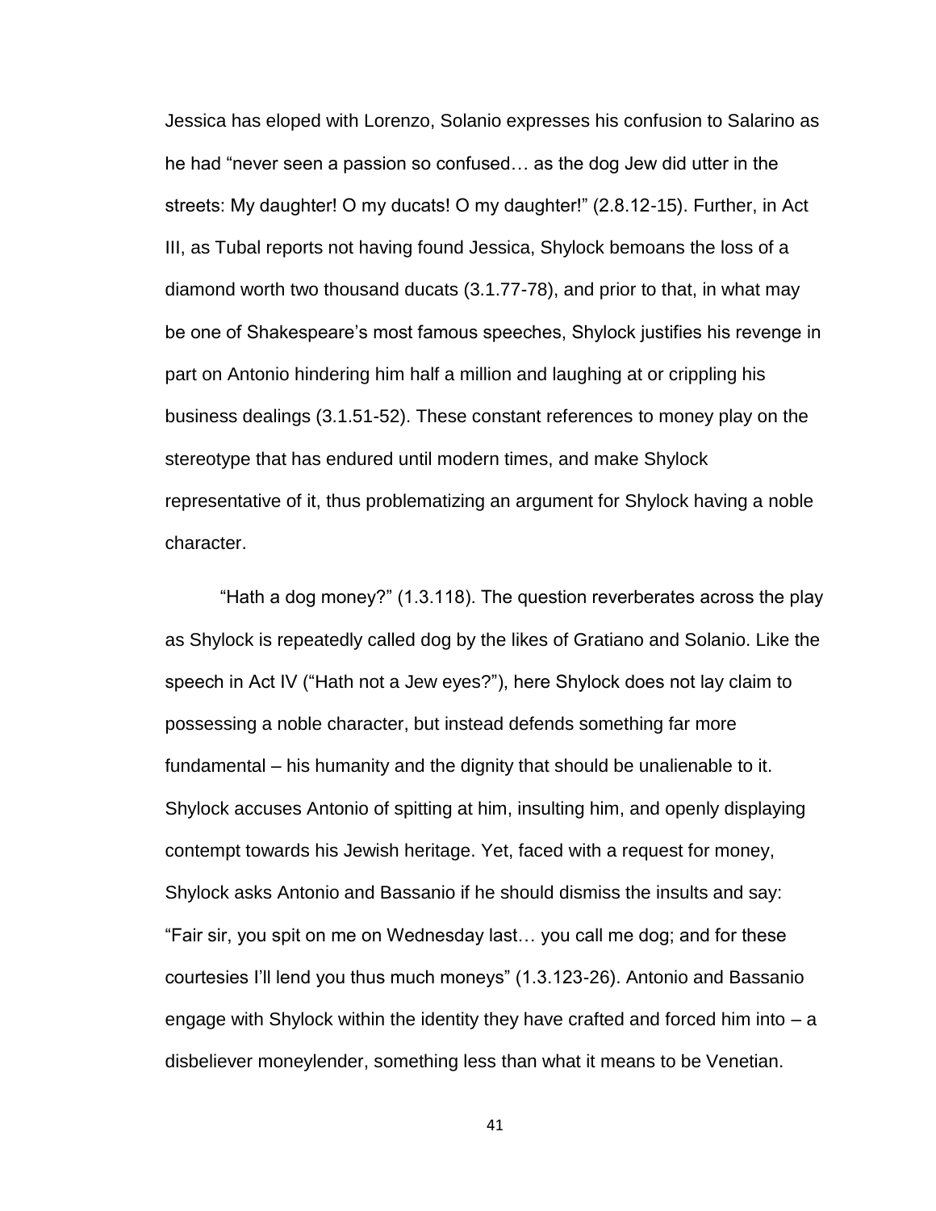Jessica has eloped with Lorenzo, Solanio expresses his confusion to Salarino as he had “never seen a passion so confused… as the dog Jew did utter in the streets: My daughter! O my ducats! O my daughter!” (2.8.12-15). Further, in Act III, as Tubal reports not having found Jessica, Shylock bemoans the loss of a diamond worth two thousand ducats (3.1.77-78), and prior to that, in what may be one of Shakespeare’s most famous speeches, Shylock justifies his revenge in part on Antonio hindering him half a million and laughing at or crippling his business dealings (3.1.51-52). These constant references to money play on the stereotype that has endured until modern times, and make Shylock representative of it, thus problematizing an argument for Shylock having a noble character.

“Hath a dog money?” (1.3.118). The question reverberates across the play as Shylock is repeatedly called dog by the likes of Gratiano and Solanio. Like the speech in Act IV (“Hath not a Jew eyes?”), here Shylock does not lay claim to possessing a noble character, but instead defends something far more fundamental – his humanity and the dignity that should be unalienable to it. Shylock accuses Antonio of spitting at him, insulting him, and openly displaying contempt towards his Jewish heritage. Yet, faced with a request for money, Shylock asks Antonio and Bassanio if he should dismiss the insults and say: “Fair sir, you spit on me on Wednesday last… you call me dog; and for these courtesies I’ll lend you thus much moneys” (1.3.123-26). Antonio and Bassanio engage with Shylock within the identity they have crafted and forced him into – a disbeliever moneylender, something less than what it means to be Venetian.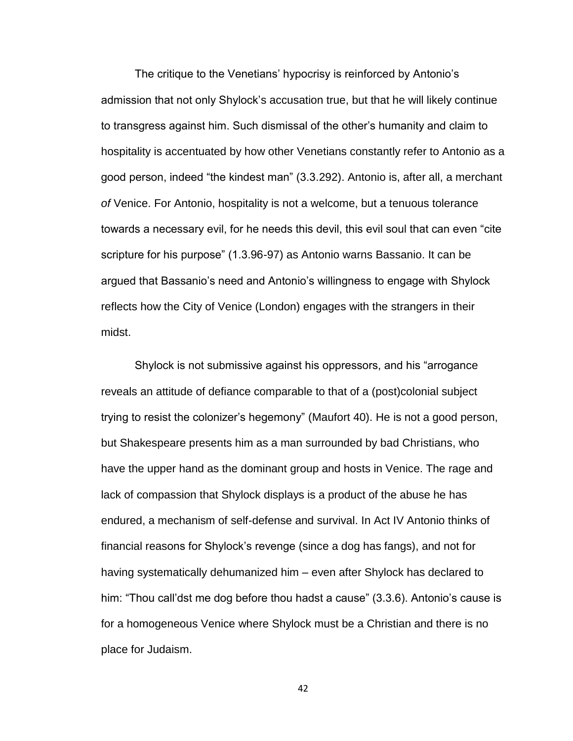The critique to the Venetians' hypocrisy is reinforced by Antonio's admission that not only Shylock's accusation true, but that he will likely continue to transgress against him. Such dismissal of the other's humanity and claim to hospitality is accentuated by how other Venetians constantly refer to Antonio as a good person, indeed "the kindest man" (3.3.292). Antonio is, after all, a merchant *of* Venice. For Antonio, hospitality is not a welcome, but a tenuous tolerance towards a necessary evil, for he needs this devil, this evil soul that can even "cite scripture for his purpose" (1.3.96-97) as Antonio warns Bassanio. It can be argued that Bassanio's need and Antonio's willingness to engage with Shylock reflects how the City of Venice (London) engages with the strangers in their midst.

Shylock is not submissive against his oppressors, and his "arrogance reveals an attitude of defiance comparable to that of a (post)colonial subject trying to resist the colonizer's hegemony" (Maufort 40). He is not a good person, but Shakespeare presents him as a man surrounded by bad Christians, who have the upper hand as the dominant group and hosts in Venice. The rage and lack of compassion that Shylock displays is a product of the abuse he has endured, a mechanism of self-defense and survival. In Act IV Antonio thinks of financial reasons for Shylock's revenge (since a dog has fangs), and not for having systematically dehumanized him – even after Shylock has declared to him: "Thou call'dst me dog before thou hadst a cause" (3.3.6). Antonio's cause is for a homogeneous Venice where Shylock must be a Christian and there is no place for Judaism.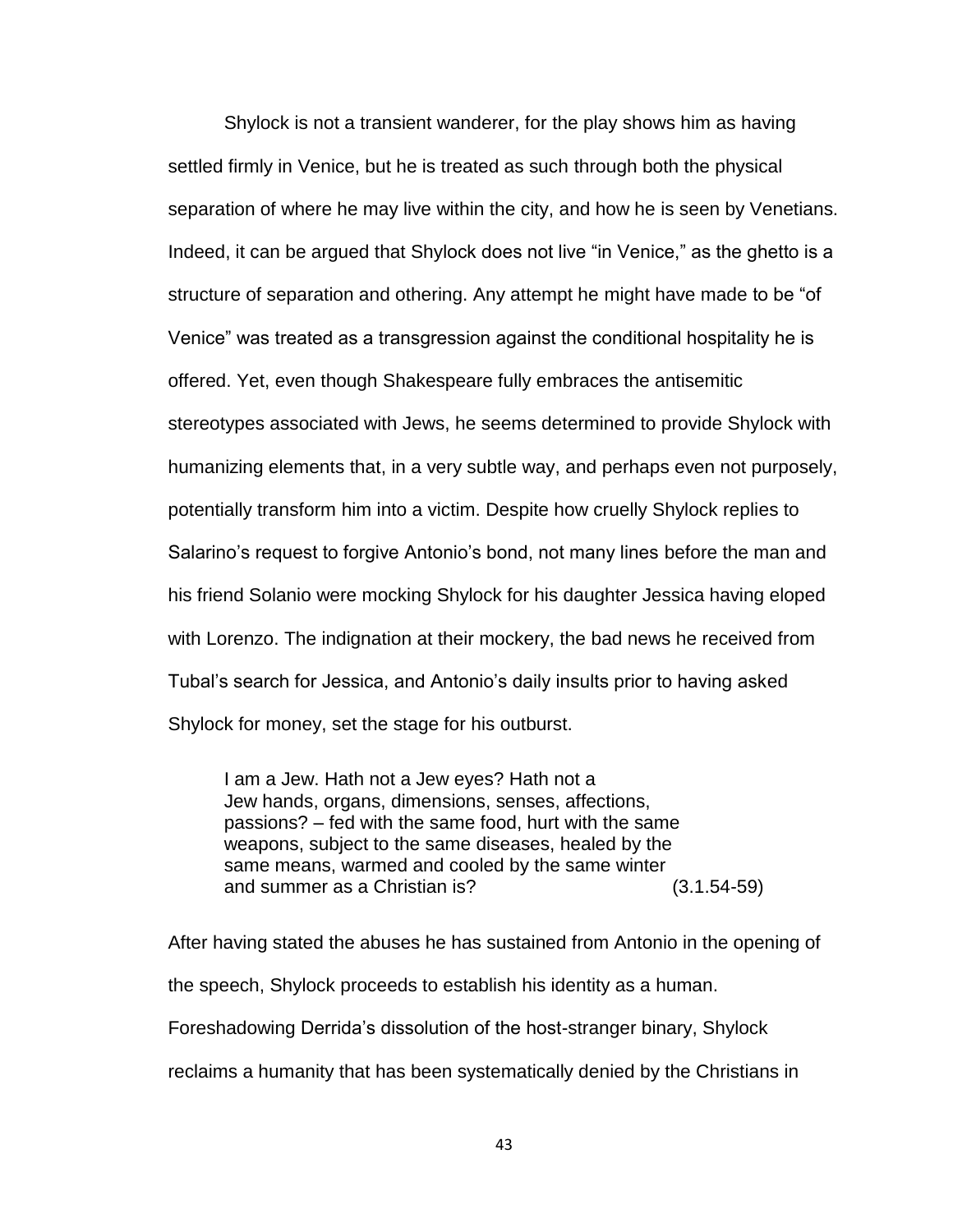Shylock is not a transient wanderer, for the play shows him as having settled firmly in Venice, but he is treated as such through both the physical separation of where he may live within the city, and how he is seen by Venetians. Indeed, it can be argued that Shylock does not live "in Venice," as the ghetto is a structure of separation and othering. Any attempt he might have made to be "of Venice" was treated as a transgression against the conditional hospitality he is offered. Yet, even though Shakespeare fully embraces the antisemitic stereotypes associated with Jews, he seems determined to provide Shylock with humanizing elements that, in a very subtle way, and perhaps even not purposely, potentially transform him into a victim. Despite how cruelly Shylock replies to Salarino's request to forgive Antonio's bond, not many lines before the man and his friend Solanio were mocking Shylock for his daughter Jessica having eloped with Lorenzo. The indignation at their mockery, the bad news he received from Tubal's search for Jessica, and Antonio's daily insults prior to having asked Shylock for money, set the stage for his outburst.

> I am a Jew. Hath not a Jew eyes? Hath not a
> Jew hands, organs, dimensions, senses, affections,
> passions? – fed with the same food, hurt with the same
> weapons, subject to the same diseases, healed by the
> same means, warmed and cooled by the same winter
> and summer as a Christian is? (3.1.54-59)

After having stated the abuses he has sustained from Antonio in the opening of the speech, Shylock proceeds to establish his identity as a human. Foreshadowing Derrida's dissolution of the host-stranger binary, Shylock reclaims a humanity that has been systematically denied by the Christians in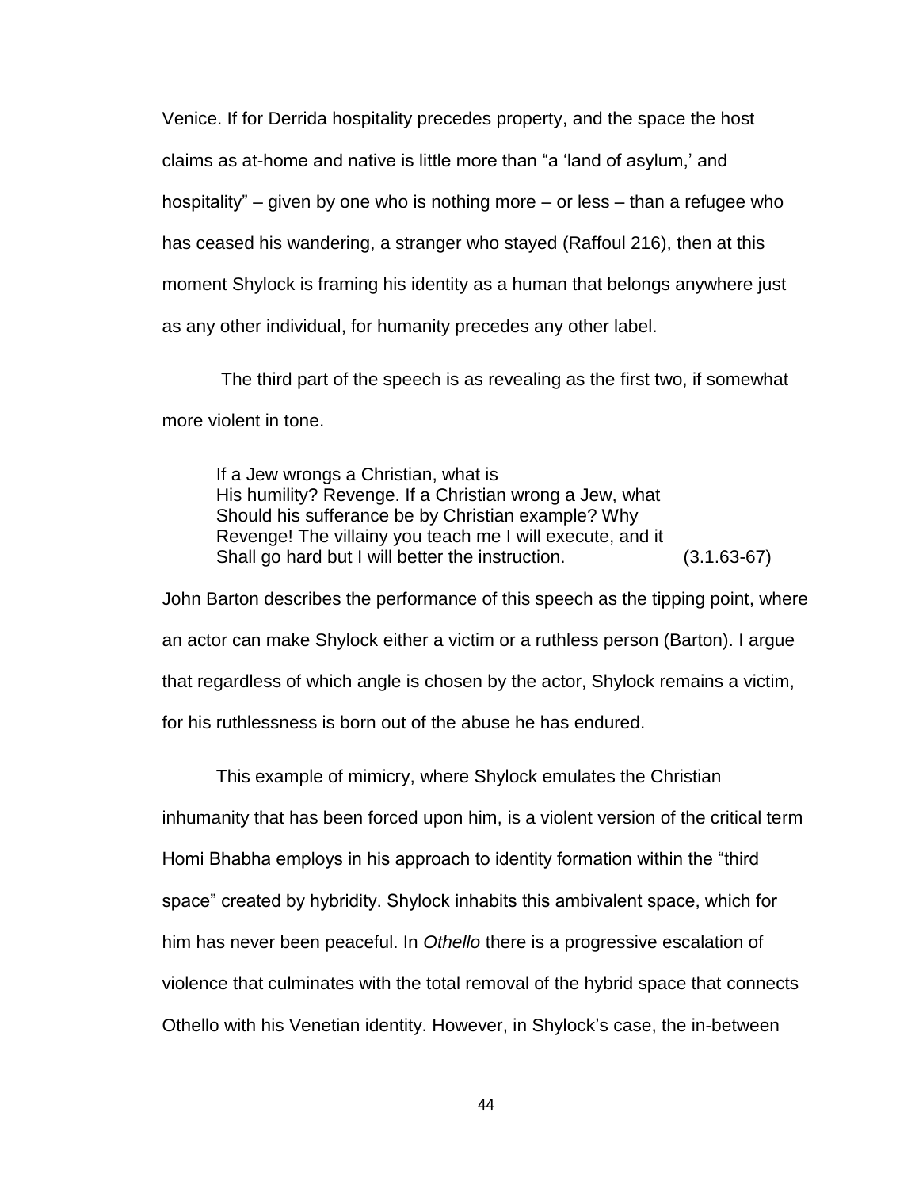Venice. If for Derrida hospitality precedes property, and the space the host claims as at-home and native is little more than “a ‘land of asylum,’ and hospitality” – given by one who is nothing more – or less – than a refugee who has ceased his wandering, a stranger who stayed (Raffoul 216), then at this moment Shylock is framing his identity as a human that belongs anywhere just as any other individual, for humanity precedes any other label.

The third part of the speech is as revealing as the first two, if somewhat more violent in tone.

> If a Jew wrongs a Christian, what is
> His humility? Revenge. If a Christian wrong a Jew, what
> Should his sufferance be by Christian example? Why
> Revenge! The villainy you teach me I will execute, and it
> Shall go hard but I will better the instruction. (3.1.63-67)

John Barton describes the performance of this speech as the tipping point, where an actor can make Shylock either a victim or a ruthless person (Barton). I argue that regardless of which angle is chosen by the actor, Shylock remains a victim, for his ruthlessness is born out of the abuse he has endured.

This example of mimicry, where Shylock emulates the Christian inhumanity that has been forced upon him, is a violent version of the critical term Homi Bhabha employs in his approach to identity formation within the “third space” created by hybridity. Shylock inhabits this ambivalent space, which for him has never been peaceful. In *Othello* there is a progressive escalation of violence that culminates with the total removal of the hybrid space that connects Othello with his Venetian identity. However, in Shylock’s case, the in-between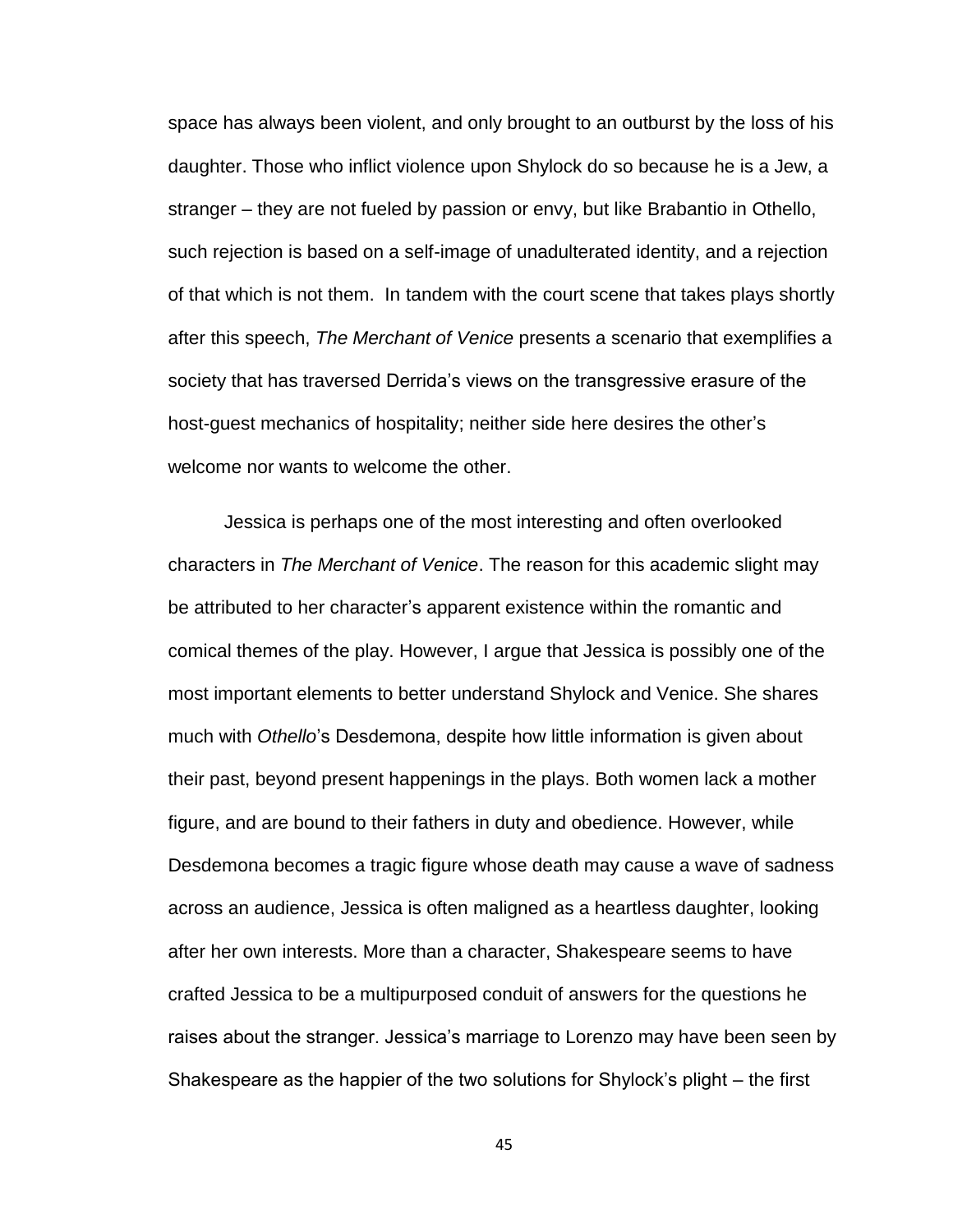space has always been violent, and only brought to an outburst by the loss of his daughter. Those who inflict violence upon Shylock do so because he is a Jew, a stranger – they are not fueled by passion or envy, but like Brabantio in Othello, such rejection is based on a self-image of unadulterated identity, and a rejection of that which is not them. In tandem with the court scene that takes plays shortly after this speech, *The Merchant of Venice* presents a scenario that exemplifies a society that has traversed Derrida's views on the transgressive erasure of the host-guest mechanics of hospitality; neither side here desires the other's welcome nor wants to welcome the other.

Jessica is perhaps one of the most interesting and often overlooked characters in *The Merchant of Venice*. The reason for this academic slight may be attributed to her character's apparent existence within the romantic and comical themes of the play. However, I argue that Jessica is possibly one of the most important elements to better understand Shylock and Venice. She shares much with *Othello*'s Desdemona, despite how little information is given about their past, beyond present happenings in the plays. Both women lack a mother figure, and are bound to their fathers in duty and obedience. However, while Desdemona becomes a tragic figure whose death may cause a wave of sadness across an audience, Jessica is often maligned as a heartless daughter, looking after her own interests. More than a character, Shakespeare seems to have crafted Jessica to be a multipurposed conduit of answers for the questions he raises about the stranger. Jessica's marriage to Lorenzo may have been seen by Shakespeare as the happier of the two solutions for Shylock's plight – the first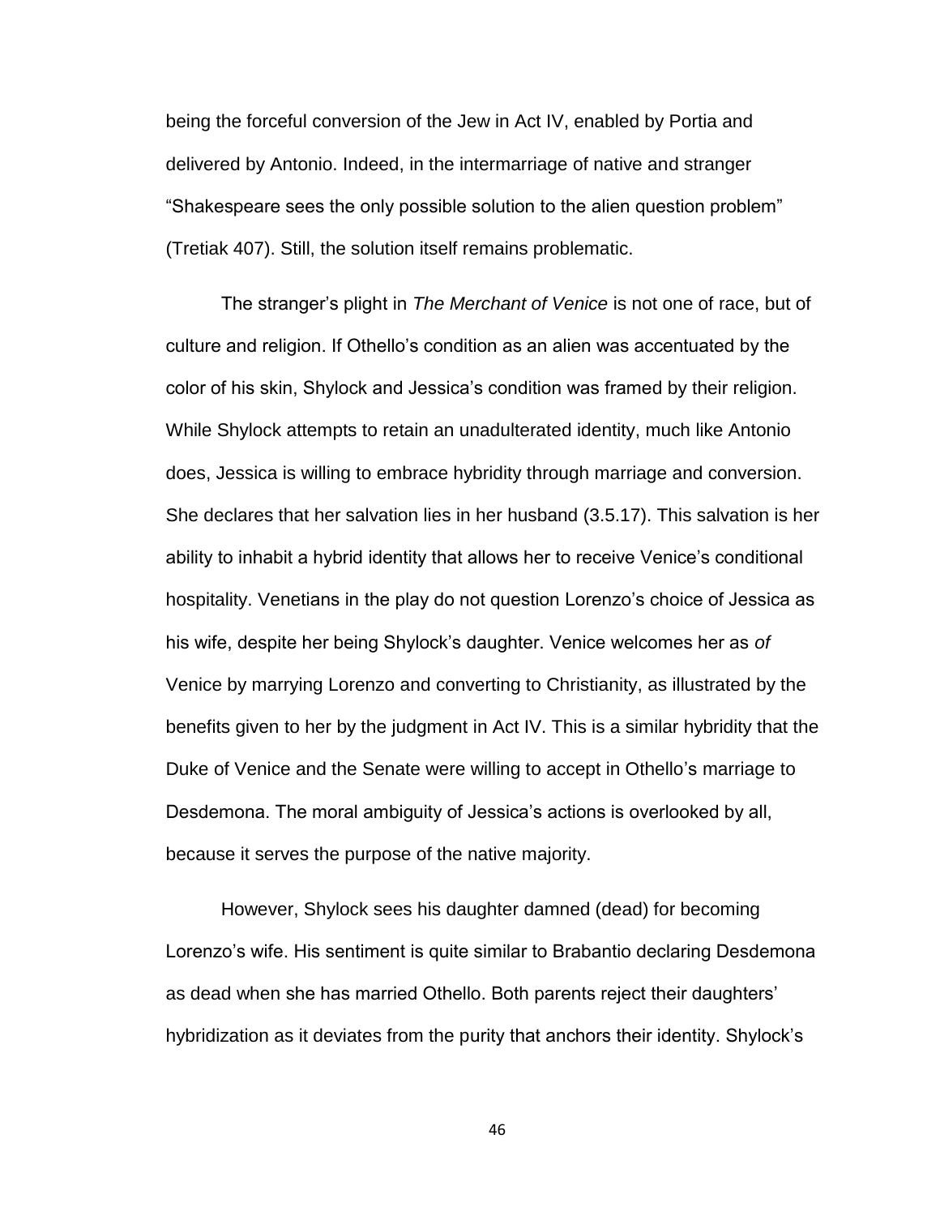being the forceful conversion of the Jew in Act IV, enabled by Portia and delivered by Antonio. Indeed, in the intermarriage of native and stranger "Shakespeare sees the only possible solution to the alien question problem" (Tretiak 407). Still, the solution itself remains problematic.

The stranger's plight in *The Merchant of Venice* is not one of race, but of culture and religion. If Othello's condition as an alien was accentuated by the color of his skin, Shylock and Jessica's condition was framed by their religion. While Shylock attempts to retain an unadulterated identity, much like Antonio does, Jessica is willing to embrace hybridity through marriage and conversion. She declares that her salvation lies in her husband (3.5.17). This salvation is her ability to inhabit a hybrid identity that allows her to receive Venice's conditional hospitality. Venetians in the play do not question Lorenzo's choice of Jessica as his wife, despite her being Shylock's daughter. Venice welcomes her as *of* Venice by marrying Lorenzo and converting to Christianity, as illustrated by the benefits given to her by the judgment in Act IV. This is a similar hybridity that the Duke of Venice and the Senate were willing to accept in Othello's marriage to Desdemona. The moral ambiguity of Jessica's actions is overlooked by all, because it serves the purpose of the native majority.

However, Shylock sees his daughter damned (dead) for becoming Lorenzo's wife. His sentiment is quite similar to Brabantio declaring Desdemona as dead when she has married Othello. Both parents reject their daughters' hybridization as it deviates from the purity that anchors their identity. Shylock's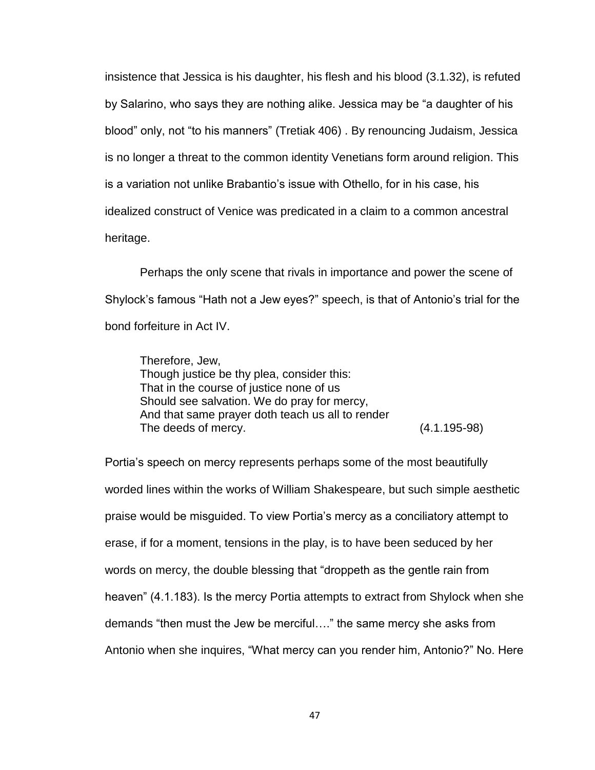insistence that Jessica is his daughter, his flesh and his blood (3.1.32), is refuted by Salarino, who says they are nothing alike. Jessica may be "a daughter of his blood" only, not "to his manners" (Tretiak 406) . By renouncing Judaism, Jessica is no longer a threat to the common identity Venetians form around religion. This is a variation not unlike Brabantio's issue with Othello, for in his case, his idealized construct of Venice was predicated in a claim to a common ancestral heritage.

Perhaps the only scene that rivals in importance and power the scene of Shylock's famous "Hath not a Jew eyes?" speech, is that of Antonio's trial for the bond forfeiture in Act IV.

> Therefore, Jew,
> Though justice be thy plea, consider this:
> That in the course of justice none of us
> Should see salvation. We do pray for mercy,
> And that same prayer doth teach us all to render
> The deeds of mercy. (4.1.195-98)

Portia's speech on mercy represents perhaps some of the most beautifully worded lines within the works of William Shakespeare, but such simple aesthetic praise would be misguided. To view Portia's mercy as a conciliatory attempt to erase, if for a moment, tensions in the play, is to have been seduced by her words on mercy, the double blessing that "droppeth as the gentle rain from heaven" (4.1.183). Is the mercy Portia attempts to extract from Shylock when she demands "then must the Jew be merciful…." the same mercy she asks from Antonio when she inquires, "What mercy can you render him, Antonio?" No. Here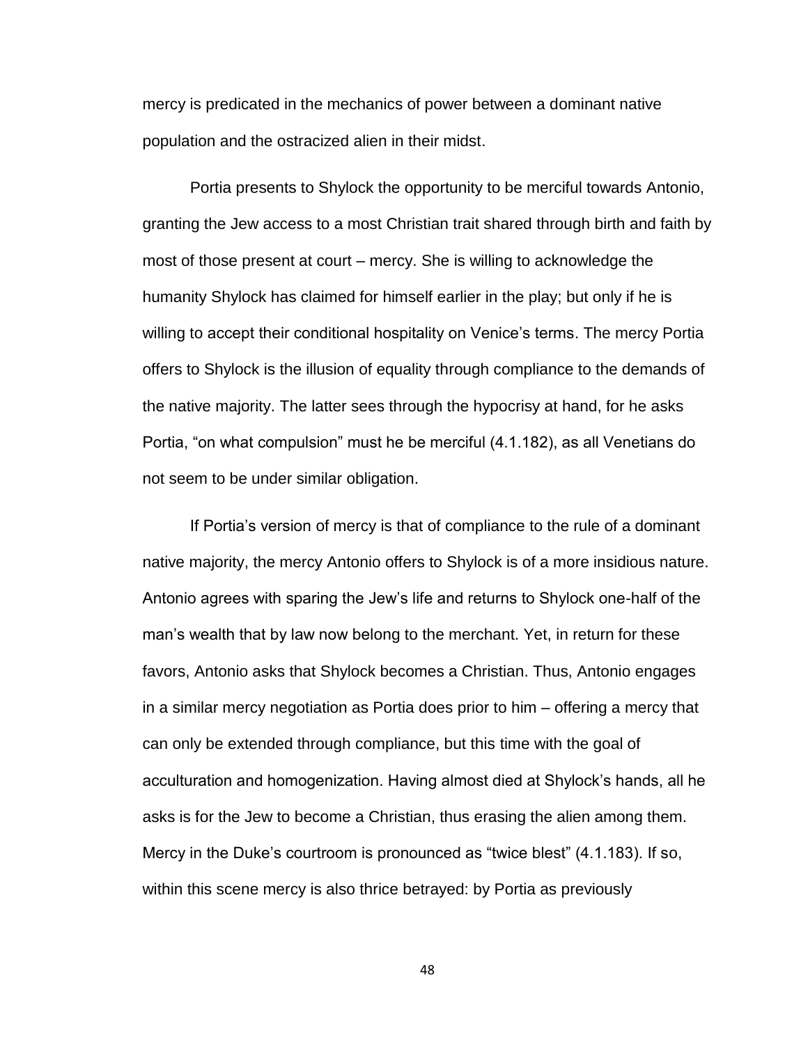mercy is predicated in the mechanics of power between a dominant native population and the ostracized alien in their midst.

Portia presents to Shylock the opportunity to be merciful towards Antonio, granting the Jew access to a most Christian trait shared through birth and faith by most of those present at court – mercy. She is willing to acknowledge the humanity Shylock has claimed for himself earlier in the play; but only if he is willing to accept their conditional hospitality on Venice's terms. The mercy Portia offers to Shylock is the illusion of equality through compliance to the demands of the native majority. The latter sees through the hypocrisy at hand, for he asks Portia, "on what compulsion" must he be merciful (4.1.182), as all Venetians do not seem to be under similar obligation.

If Portia's version of mercy is that of compliance to the rule of a dominant native majority, the mercy Antonio offers to Shylock is of a more insidious nature. Antonio agrees with sparing the Jew's life and returns to Shylock one-half of the man's wealth that by law now belong to the merchant. Yet, in return for these favors, Antonio asks that Shylock becomes a Christian. Thus, Antonio engages in a similar mercy negotiation as Portia does prior to him – offering a mercy that can only be extended through compliance, but this time with the goal of acculturation and homogenization. Having almost died at Shylock's hands, all he asks is for the Jew to become a Christian, thus erasing the alien among them. Mercy in the Duke's courtroom is pronounced as "twice blest" (4.1.183). If so, within this scene mercy is also thrice betrayed: by Portia as previously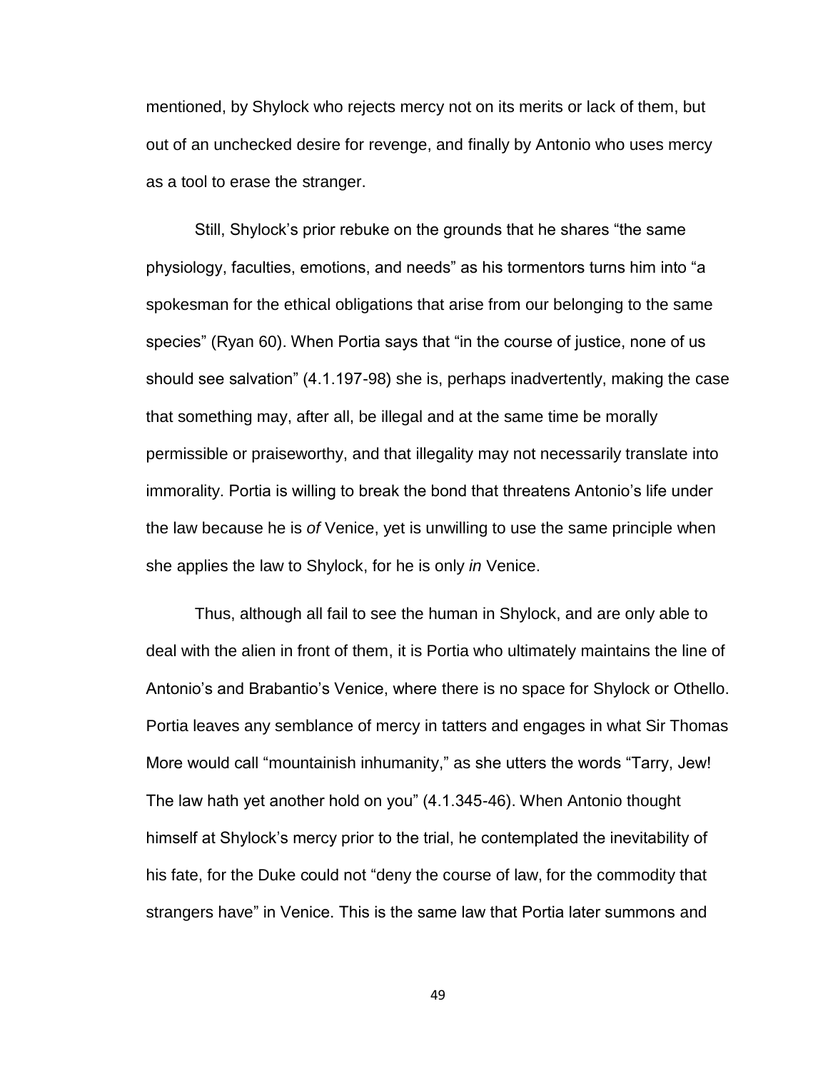mentioned, by Shylock who rejects mercy not on its merits or lack of them, but out of an unchecked desire for revenge, and finally by Antonio who uses mercy as a tool to erase the stranger.

Still, Shylock's prior rebuke on the grounds that he shares "the same physiology, faculties, emotions, and needs" as his tormentors turns him into "a spokesman for the ethical obligations that arise from our belonging to the same species" (Ryan 60). When Portia says that "in the course of justice, none of us should see salvation" (4.1.197-98) she is, perhaps inadvertently, making the case that something may, after all, be illegal and at the same time be morally permissible or praiseworthy, and that illegality may not necessarily translate into immorality. Portia is willing to break the bond that threatens Antonio's life under the law because he is *of* Venice, yet is unwilling to use the same principle when she applies the law to Shylock, for he is only *in* Venice.

Thus, although all fail to see the human in Shylock, and are only able to deal with the alien in front of them, it is Portia who ultimately maintains the line of Antonio's and Brabantio's Venice, where there is no space for Shylock or Othello. Portia leaves any semblance of mercy in tatters and engages in what Sir Thomas More would call "mountainish inhumanity," as she utters the words "Tarry, Jew! The law hath yet another hold on you" (4.1.345-46). When Antonio thought himself at Shylock's mercy prior to the trial, he contemplated the inevitability of his fate, for the Duke could not "deny the course of law, for the commodity that strangers have" in Venice. This is the same law that Portia later summons and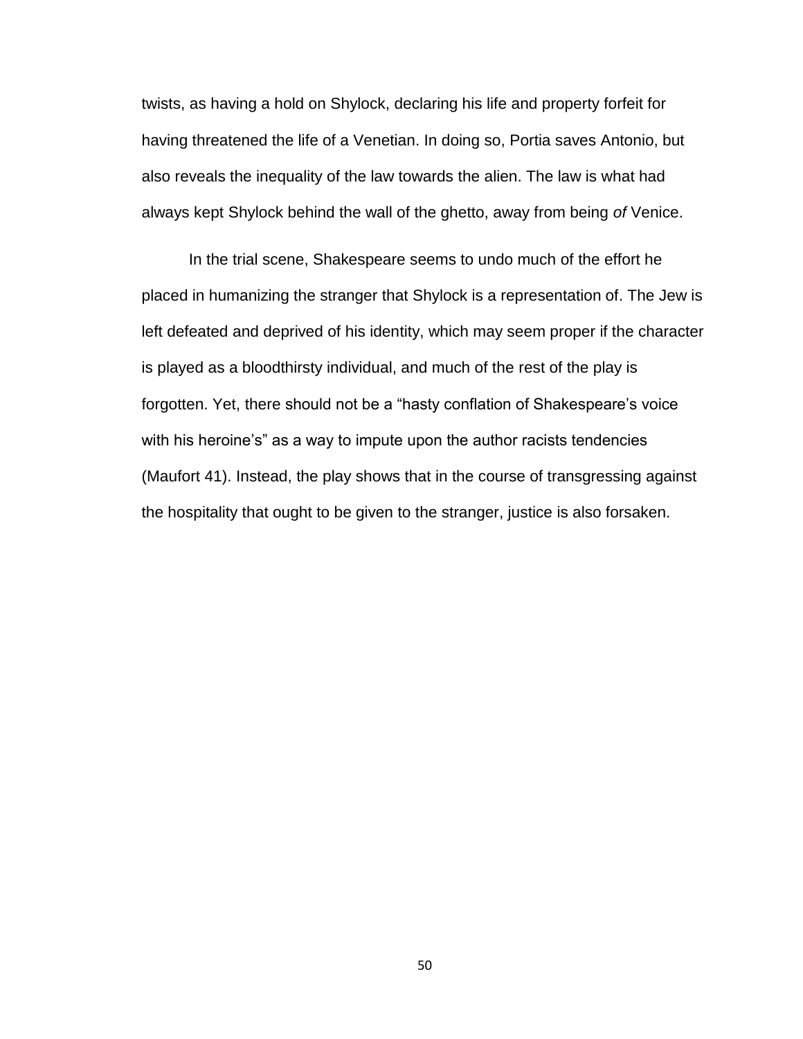twists, as having a hold on Shylock, declaring his life and property forfeit for having threatened the life of a Venetian. In doing so, Portia saves Antonio, but also reveals the inequality of the law towards the alien. The law is what had always kept Shylock behind the wall of the ghetto, away from being *of* Venice.

In the trial scene, Shakespeare seems to undo much of the effort he placed in humanizing the stranger that Shylock is a representation of. The Jew is left defeated and deprived of his identity, which may seem proper if the character is played as a bloodthirsty individual, and much of the rest of the play is forgotten. Yet, there should not be a "hasty conflation of Shakespeare's voice with his heroine's" as a way to impute upon the author racists tendencies (Maufort 41). Instead, the play shows that in the course of transgressing against the hospitality that ought to be given to the stranger, justice is also forsaken.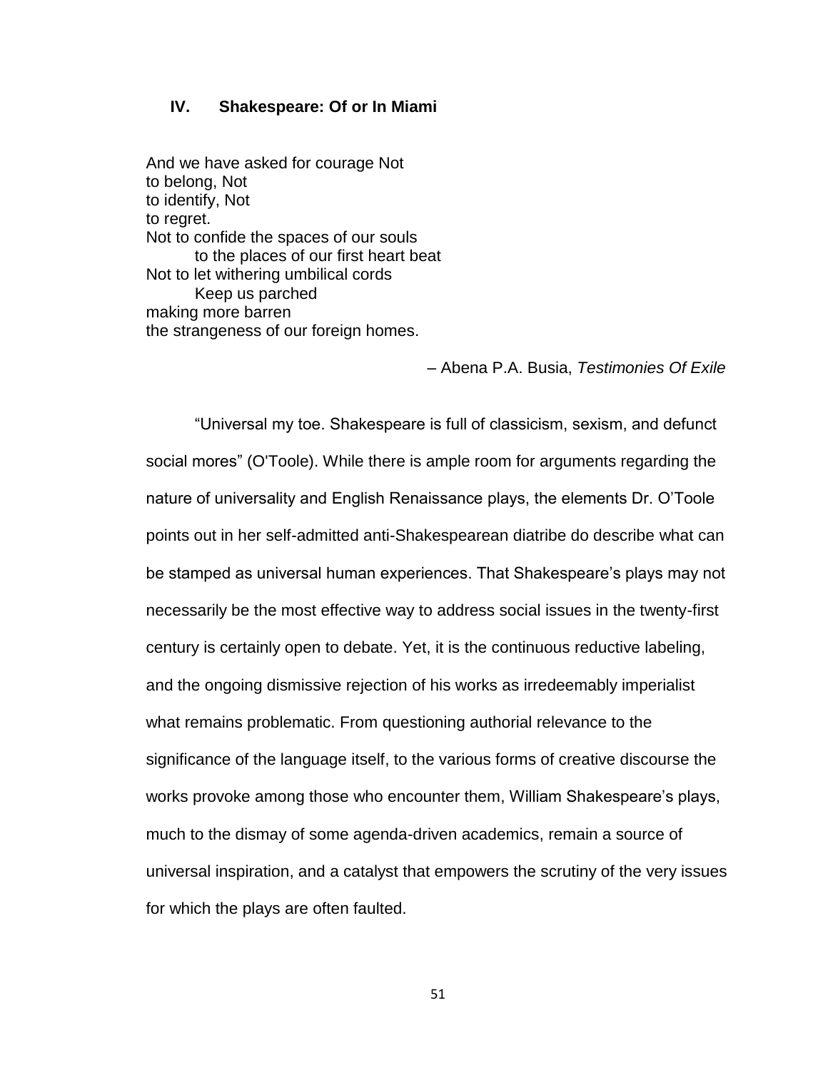## IV. Shakespeare: Of or In Miami

And we have asked for courage Not  
to belong, Not  
to identify, Not  
to regret.  
Not to confide the spaces of our souls  
    to the places of our first heart beat  
Not to let withering umbilical cords  
    Keep us parched  
making more barren  
the strangeness of our foreign homes.

– Abena P.A. Busia, *Testimonies Of Exile*

"Universal my toe. Shakespeare is full of classicism, sexism, and defunct social mores" (O'Toole). While there is ample room for arguments regarding the nature of universality and English Renaissance plays, the elements Dr. O'Toole points out in her self-admitted anti-Shakespearean diatribe do describe what can be stamped as universal human experiences. That Shakespeare's plays may not necessarily be the most effective way to address social issues in the twenty-first century is certainly open to debate. Yet, it is the continuous reductive labeling, and the ongoing dismissive rejection of his works as irredeemably imperialist what remains problematic. From questioning authorial relevance to the significance of the language itself, to the various forms of creative discourse the works provoke among those who encounter them, William Shakespeare's plays, much to the dismay of some agenda-driven academics, remain a source of universal inspiration, and a catalyst that empowers the scrutiny of the very issues for which the plays are often faulted.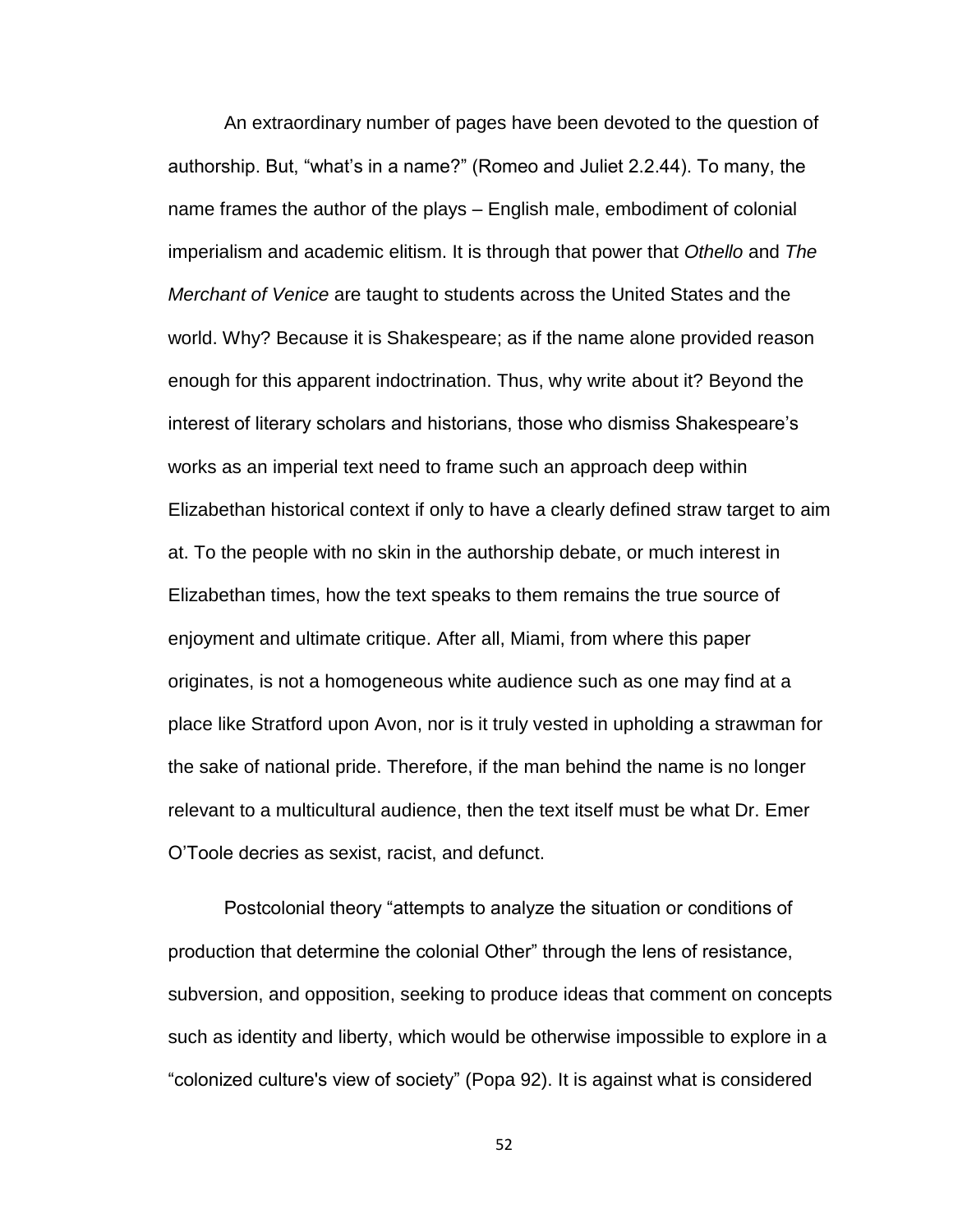An extraordinary number of pages have been devoted to the question of authorship. But, "what's in a name?" (Romeo and Juliet 2.2.44). To many, the name frames the author of the plays – English male, embodiment of colonial imperialism and academic elitism. It is through that power that *Othello* and *The Merchant of Venice* are taught to students across the United States and the world. Why? Because it is Shakespeare; as if the name alone provided reason enough for this apparent indoctrination. Thus, why write about it? Beyond the interest of literary scholars and historians, those who dismiss Shakespeare's works as an imperial text need to frame such an approach deep within Elizabethan historical context if only to have a clearly defined straw target to aim at. To the people with no skin in the authorship debate, or much interest in Elizabethan times, how the text speaks to them remains the true source of enjoyment and ultimate critique. After all, Miami, from where this paper originates, is not a homogeneous white audience such as one may find at a place like Stratford upon Avon, nor is it truly vested in upholding a strawman for the sake of national pride. Therefore, if the man behind the name is no longer relevant to a multicultural audience, then the text itself must be what Dr. Emer O'Toole decries as sexist, racist, and defunct.

Postcolonial theory "attempts to analyze the situation or conditions of production that determine the colonial Other" through the lens of resistance, subversion, and opposition, seeking to produce ideas that comment on concepts such as identity and liberty, which would be otherwise impossible to explore in a "colonized culture's view of society" (Popa 92). It is against what is considered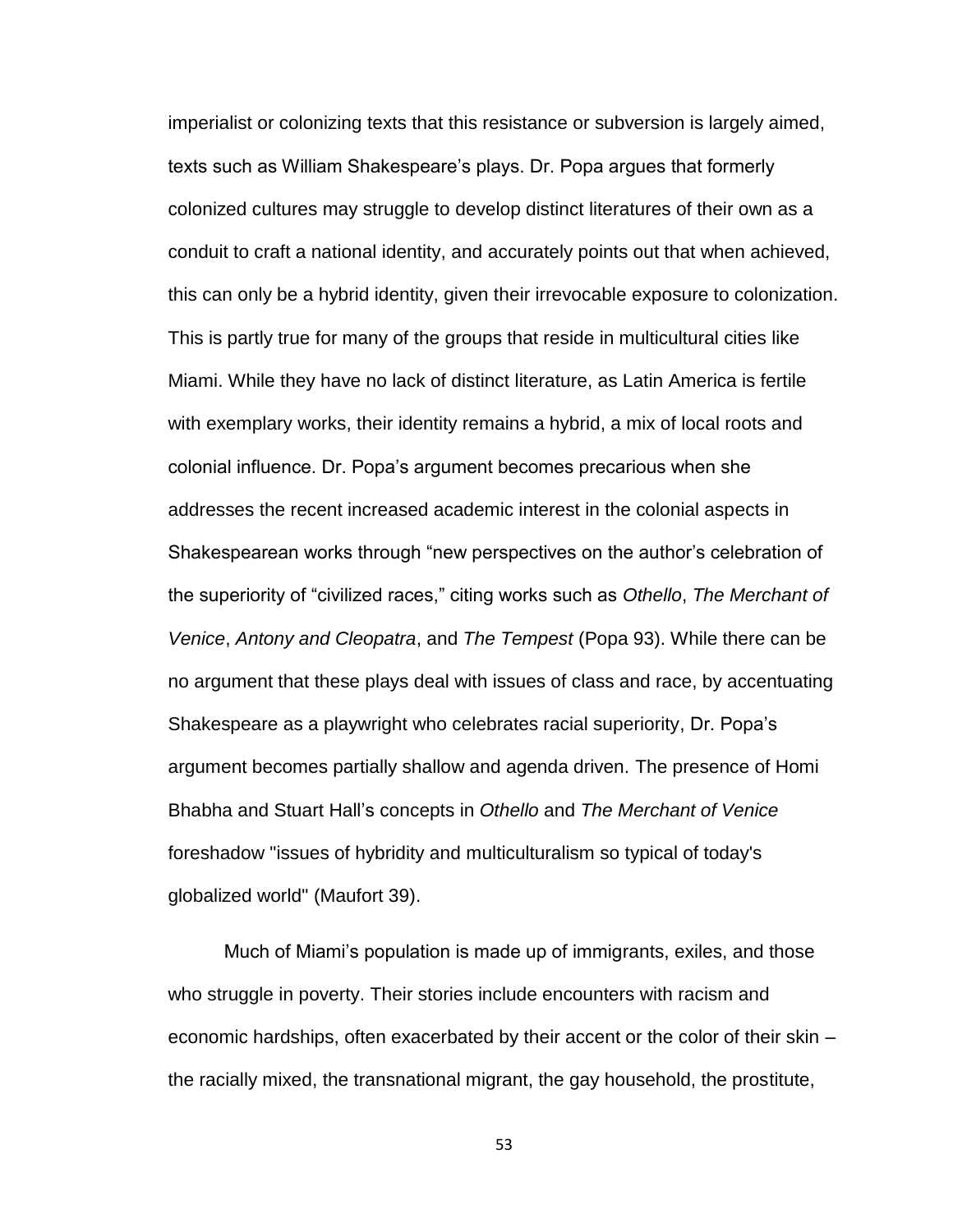imperialist or colonizing texts that this resistance or subversion is largely aimed, texts such as William Shakespeare's plays. Dr. Popa argues that formerly colonized cultures may struggle to develop distinct literatures of their own as a conduit to craft a national identity, and accurately points out that when achieved, this can only be a hybrid identity, given their irrevocable exposure to colonization. This is partly true for many of the groups that reside in multicultural cities like Miami. While they have no lack of distinct literature, as Latin America is fertile with exemplary works, their identity remains a hybrid, a mix of local roots and colonial influence. Dr. Popa's argument becomes precarious when she addresses the recent increased academic interest in the colonial aspects in Shakespearean works through "new perspectives on the author's celebration of the superiority of "civilized races," citing works such as *Othello*, *The Merchant of Venice*, *Antony and Cleopatra*, and *The Tempest* (Popa 93). While there can be no argument that these plays deal with issues of class and race, by accentuating Shakespeare as a playwright who celebrates racial superiority, Dr. Popa's argument becomes partially shallow and agenda driven. The presence of Homi Bhabha and Stuart Hall's concepts in *Othello* and *The Merchant of Venice* foreshadow "issues of hybridity and multiculturalism so typical of today's globalized world" (Maufort 39).

Much of Miami's population is made up of immigrants, exiles, and those who struggle in poverty. Their stories include encounters with racism and economic hardships, often exacerbated by their accent or the color of their skin – the racially mixed, the transnational migrant, the gay household, the prostitute,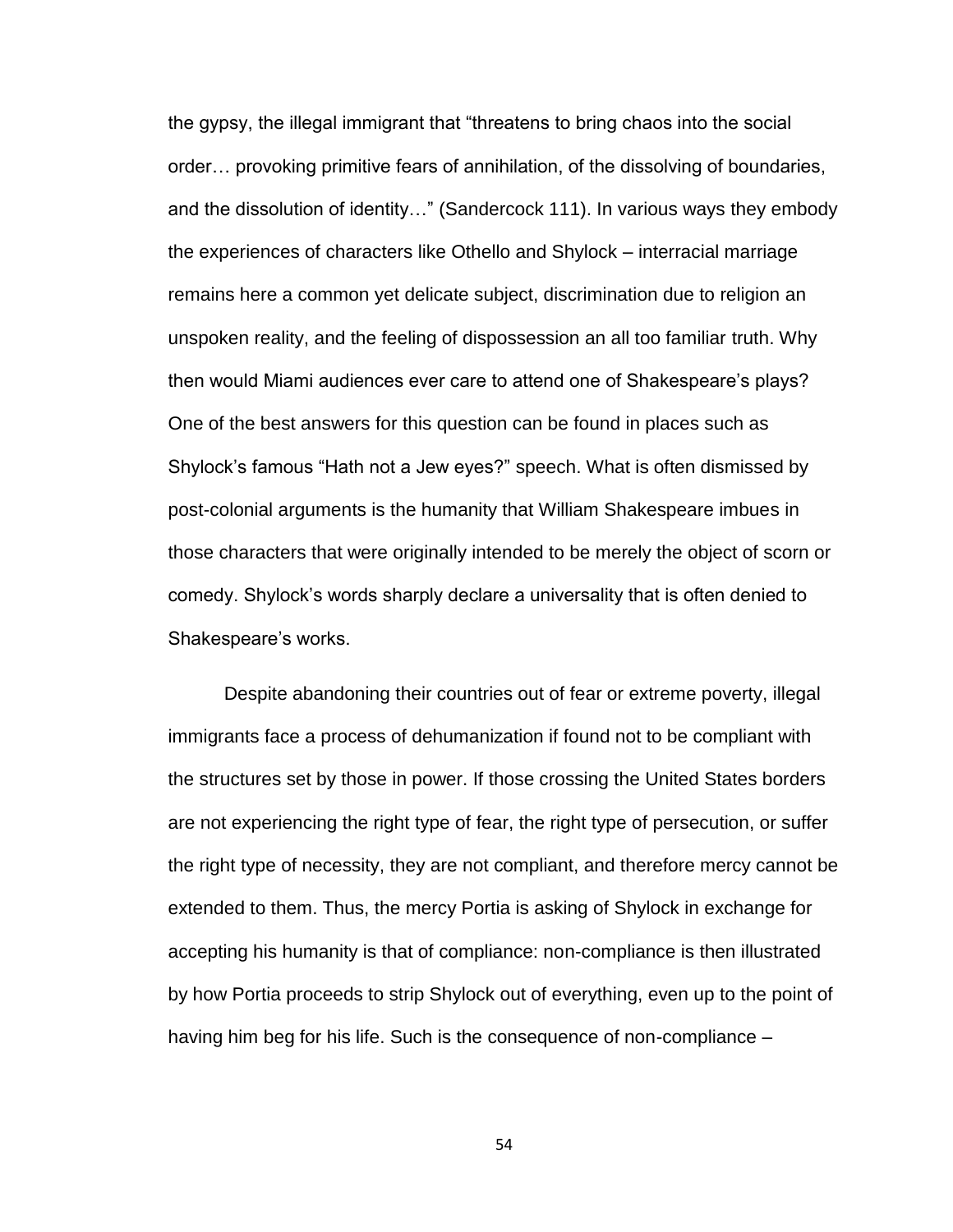the gypsy, the illegal immigrant that “threatens to bring chaos into the social order… provoking primitive fears of annihilation, of the dissolving of boundaries, and the dissolution of identity…” (Sandercock 111). In various ways they embody the experiences of characters like Othello and Shylock – interracial marriage remains here a common yet delicate subject, discrimination due to religion an unspoken reality, and the feeling of dispossession an all too familiar truth. Why then would Miami audiences ever care to attend one of Shakespeare’s plays? One of the best answers for this question can be found in places such as Shylock’s famous “Hath not a Jew eyes?” speech. What is often dismissed by post-colonial arguments is the humanity that William Shakespeare imbues in those characters that were originally intended to be merely the object of scorn or comedy. Shylock’s words sharply declare a universality that is often denied to Shakespeare’s works.

Despite abandoning their countries out of fear or extreme poverty, illegal immigrants face a process of dehumanization if found not to be compliant with the structures set by those in power. If those crossing the United States borders are not experiencing the right type of fear, the right type of persecution, or suffer the right type of necessity, they are not compliant, and therefore mercy cannot be extended to them. Thus, the mercy Portia is asking of Shylock in exchange for accepting his humanity is that of compliance: non-compliance is then illustrated by how Portia proceeds to strip Shylock out of everything, even up to the point of having him beg for his life. Such is the consequence of non-compliance –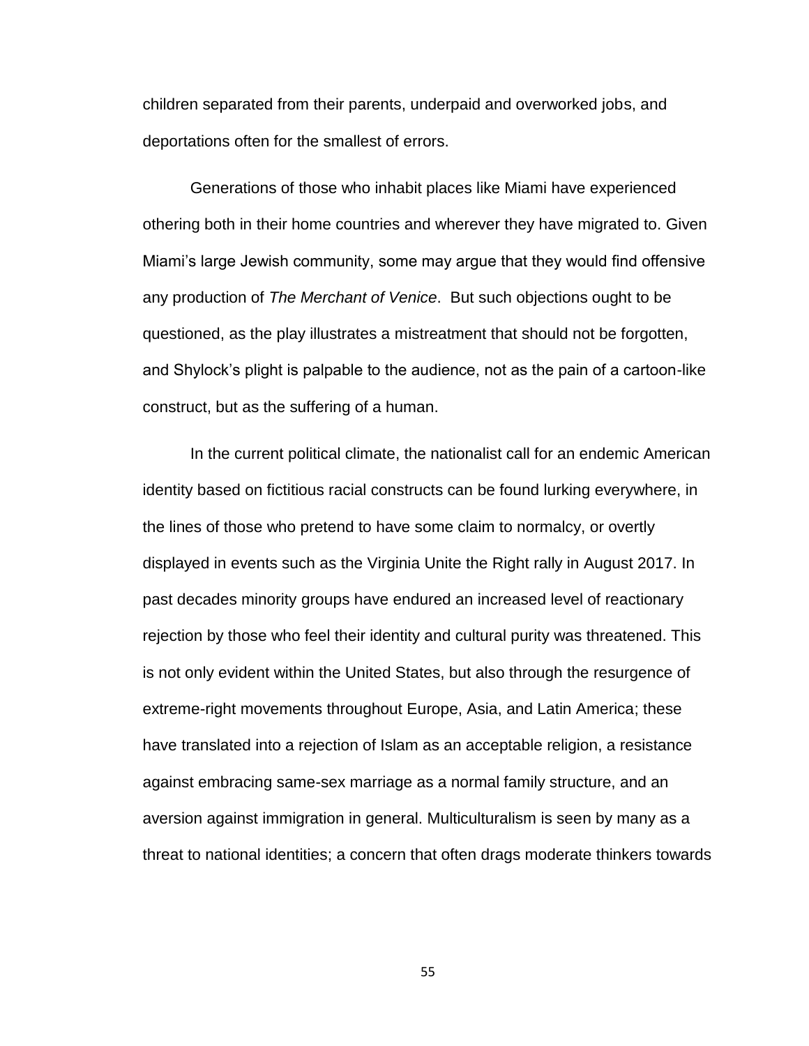children separated from their parents, underpaid and overworked jobs, and deportations often for the smallest of errors.

Generations of those who inhabit places like Miami have experienced othering both in their home countries and wherever they have migrated to. Given Miami's large Jewish community, some may argue that they would find offensive any production of *The Merchant of Venice*. But such objections ought to be questioned, as the play illustrates a mistreatment that should not be forgotten, and Shylock's plight is palpable to the audience, not as the pain of a cartoon-like construct, but as the suffering of a human.

In the current political climate, the nationalist call for an endemic American identity based on fictitious racial constructs can be found lurking everywhere, in the lines of those who pretend to have some claim to normalcy, or overtly displayed in events such as the Virginia Unite the Right rally in August 2017. In past decades minority groups have endured an increased level of reactionary rejection by those who feel their identity and cultural purity was threatened. This is not only evident within the United States, but also through the resurgence of extreme-right movements throughout Europe, Asia, and Latin America; these have translated into a rejection of Islam as an acceptable religion, a resistance against embracing same-sex marriage as a normal family structure, and an aversion against immigration in general. Multiculturalism is seen by many as a threat to national identities; a concern that often drags moderate thinkers towards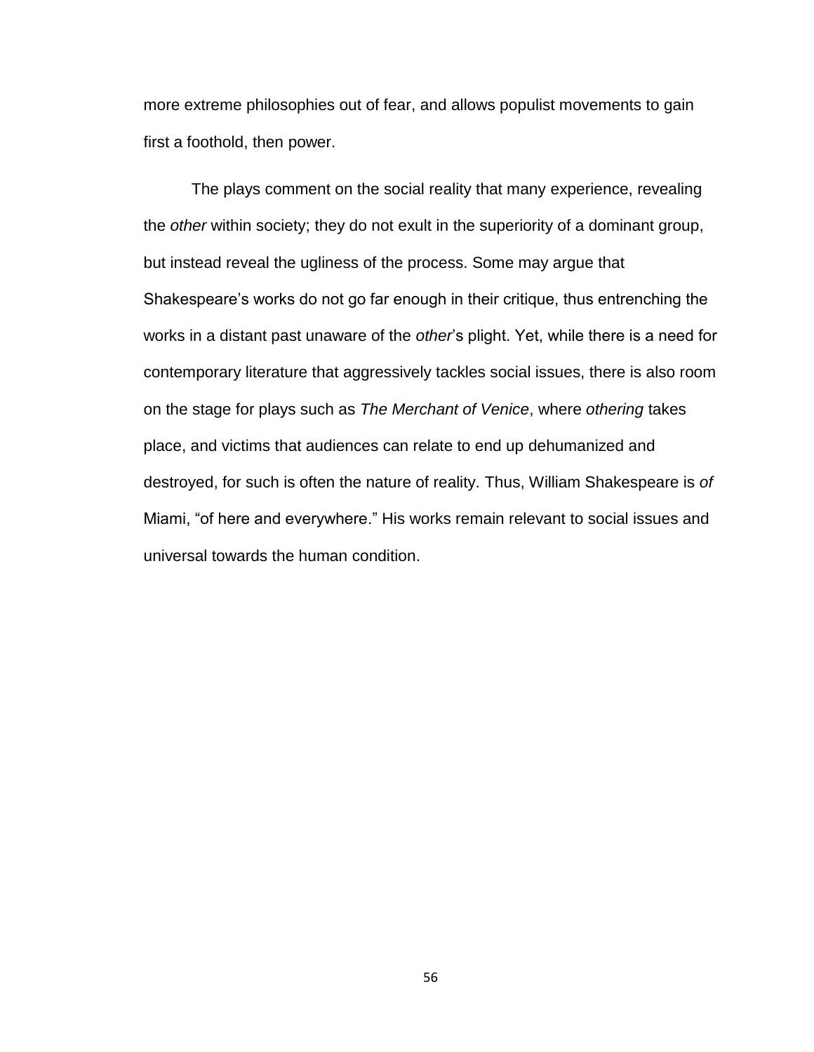more extreme philosophies out of fear, and allows populist movements to gain first a foothold, then power.

The plays comment on the social reality that many experience, revealing the *other* within society; they do not exult in the superiority of a dominant group, but instead reveal the ugliness of the process. Some may argue that Shakespeare's works do not go far enough in their critique, thus entrenching the works in a distant past unaware of the *other*'s plight. Yet, while there is a need for contemporary literature that aggressively tackles social issues, there is also room on the stage for plays such as *The Merchant of Venice*, where *othering* takes place, and victims that audiences can relate to end up dehumanized and destroyed, for such is often the nature of reality. Thus, William Shakespeare is *of* Miami, "of here and everywhere." His works remain relevant to social issues and universal towards the human condition.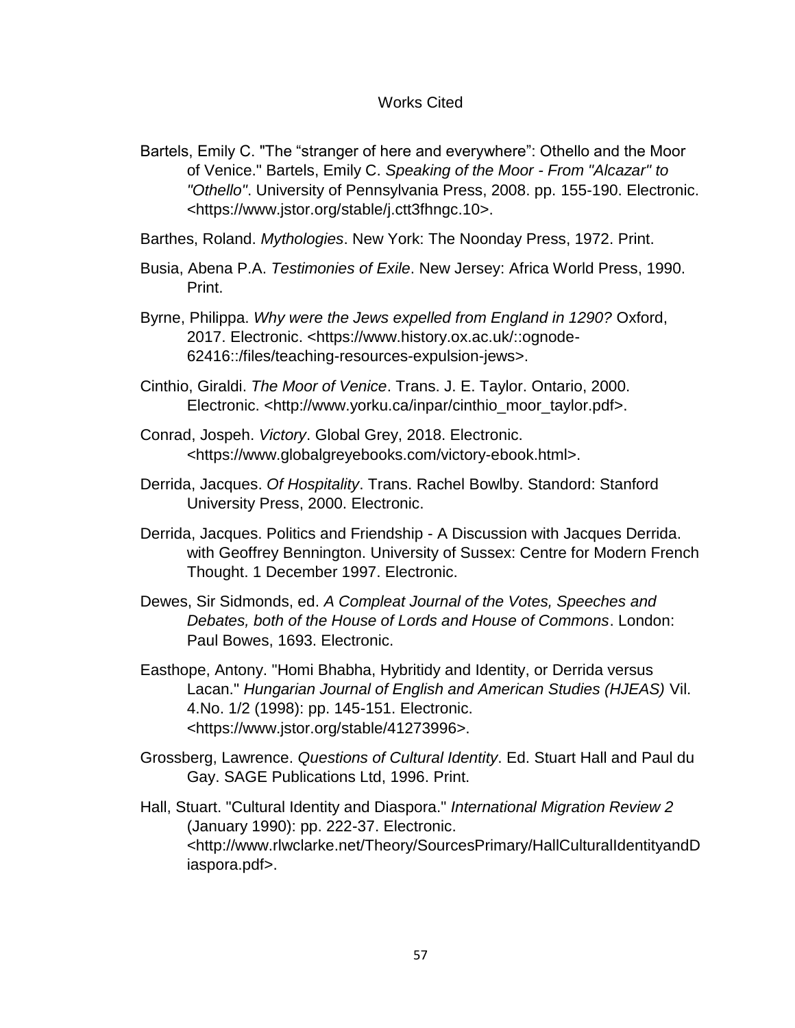# Works Cited

Bartels, Emily C. "The “stranger of here and everywhere”: Othello and the Moor of Venice." Bartels, Emily C. *Speaking of the Moor - From "Alcazar" to "Othello"*. University of Pennsylvania Press, 2008. pp. 155-190. Electronic. <https://www.jstor.org/stable/j.ctt3fhngc.10>.

Barthes, Roland. *Mythologies*. New York: The Noonday Press, 1972. Print.

Busia, Abena P.A. *Testimonies of Exile*. New Jersey: Africa World Press, 1990. Print.

Byrne, Philippa. *Why were the Jews expelled from England in 1290?* Oxford, 2017. Electronic. <https://www.history.ox.ac.uk/::ognode-62416::/files/teaching-resources-expulsion-jews>.

Cinthio, Giraldi. *The Moor of Venice*. Trans. J. E. Taylor. Ontario, 2000. Electronic. <http://www.yorku.ca/inpar/cinthio_moor_taylor.pdf>.

Conrad, Jospeh. *Victory*. Global Grey, 2018. Electronic. <https://www.globalgreyebooks.com/victory-ebook.html>.

Derrida, Jacques. *Of Hospitality*. Trans. Rachel Bowlby. Standord: Stanford University Press, 2000. Electronic.

Derrida, Jacques. Politics and Friendship - A Discussion with Jacques Derrida. with Geoffrey Bennington. University of Sussex: Centre for Modern French Thought. 1 December 1997. Electronic.

Dewes, Sir Sidmonds, ed. *A Compleat Journal of the Votes, Speeches and Debates, both of the House of Lords and House of Commons*. London: Paul Bowes, 1693. Electronic.

Easthope, Antony. "Homi Bhabha, Hybritidy and Identity, or Derrida versus Lacan." *Hungarian Journal of English and American Studies (HJEAS)* Vil. 4.No. 1/2 (1998): pp. 145-151. Electronic. <https://www.jstor.org/stable/41273996>.

Grossberg, Lawrence. *Questions of Cultural Identity*. Ed. Stuart Hall and Paul du Gay. SAGE Publications Ltd, 1996. Print.

Hall, Stuart. "Cultural Identity and Diaspora." *International Migration Review 2* (January 1990): pp. 222-37. Electronic. <http://www.rlwclarke.net/Theory/SourcesPrimary/HallCulturalIdentityandDiaspora.pdf>.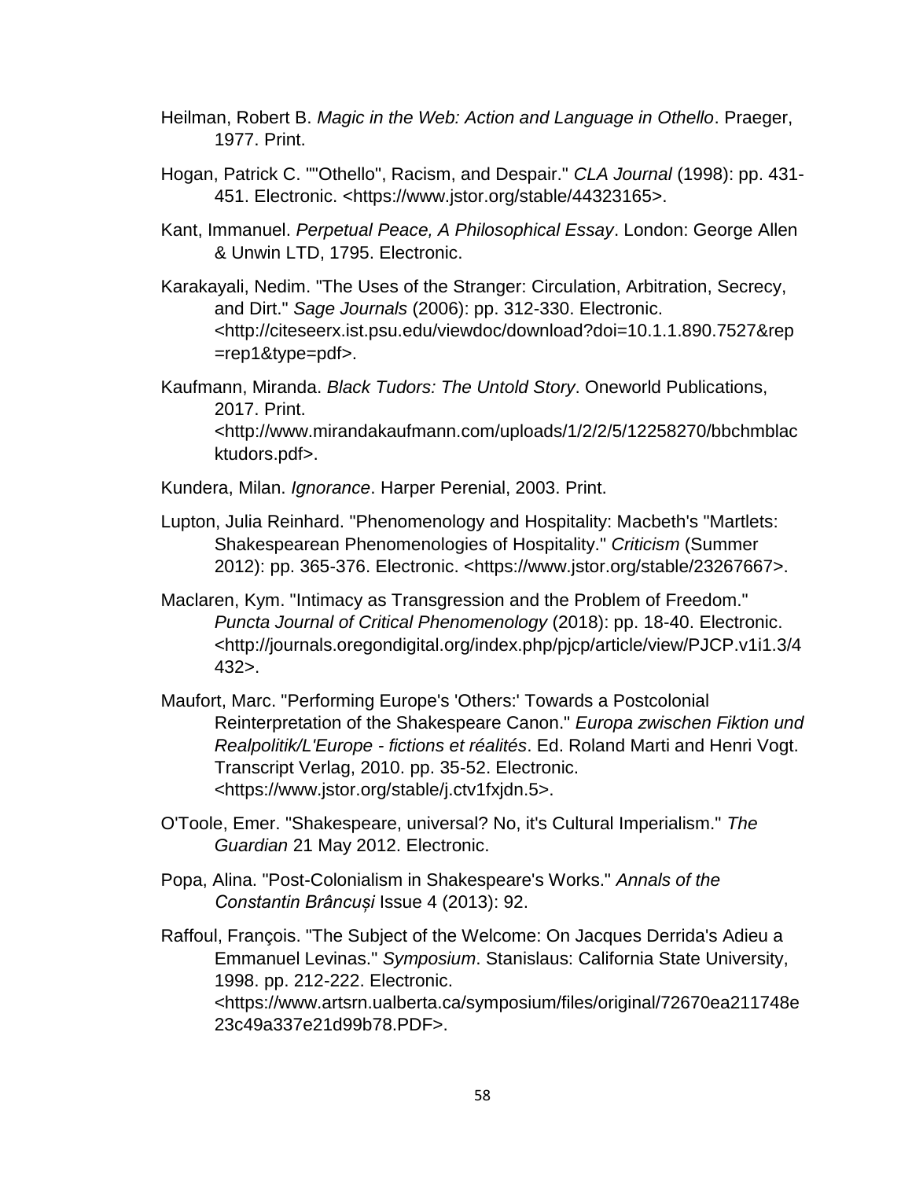Heilman, Robert B. *Magic in the Web: Action and Language in Othello*. Praeger, 1977. Print.

Hogan, Patrick C. ""Othello", Racism, and Despair." *CLA Journal* (1998): pp. 431-451. Electronic. <https://www.jstor.org/stable/44323165>.

Kant, Immanuel. *Perpetual Peace, A Philosophical Essay*. London: George Allen & Unwin LTD, 1795. Electronic.

Karakayali, Nedim. "The Uses of the Stranger: Circulation, Arbitration, Secrecy, and Dirt." *Sage Journals* (2006): pp. 312-330. Electronic. <http://citeseerx.ist.psu.edu/viewdoc/download?doi=10.1.1.890.7527&rep=rep1&type=pdf>.

Kaufmann, Miranda. *Black Tudors: The Untold Story*. Oneworld Publications, 2017. Print. <http://www.mirandakaufmann.com/uploads/1/2/2/5/12258270/bbchmblacktudors.pdf>.

Kundera, Milan. *Ignorance*. Harper Perenial, 2003. Print.

Lupton, Julia Reinhard. "Phenomenology and Hospitality: Macbeth's "Martlets: Shakespearean Phenomenologies of Hospitality." *Criticism* (Summer 2012): pp. 365-376. Electronic. <https://www.jstor.org/stable/23267667>.

Maclaren, Kym. "Intimacy as Transgression and the Problem of Freedom." *Puncta Journal of Critical Phenomenology* (2018): pp. 18-40. Electronic. <http://journals.oregondigital.org/index.php/pjcp/article/view/PJCP.v1i1.3/4432>.

Maufort, Marc. "Performing Europe's 'Others:' Towards a Postcolonial Reinterpretation of the Shakespeare Canon." *Europa zwischen Fiktion und Realpolitik/L'Europe - fictions et réalités*. Ed. Roland Marti and Henri Vogt. Transcript Verlag, 2010. pp. 35-52. Electronic. <https://www.jstor.org/stable/j.ctv1fxjdn.5>.

O'Toole, Emer. "Shakespeare, universal? No, it's Cultural Imperialism." *The Guardian* 21 May 2012. Electronic.

Popa, Alina. "Post-Colonialism in Shakespeare's Works." *Annals of the Constantin Brâncuși* Issue 4 (2013): 92.

Raffoul, François. "The Subject of the Welcome: On Jacques Derrida's Adieu a Emmanuel Levinas." *Symposium*. Stanislaus: California State University, 1998. pp. 212-222. Electronic. <https://www.artsrn.ualberta.ca/symposium/files/original/72670ea211748e23c49a337e21d99b78.PDF>.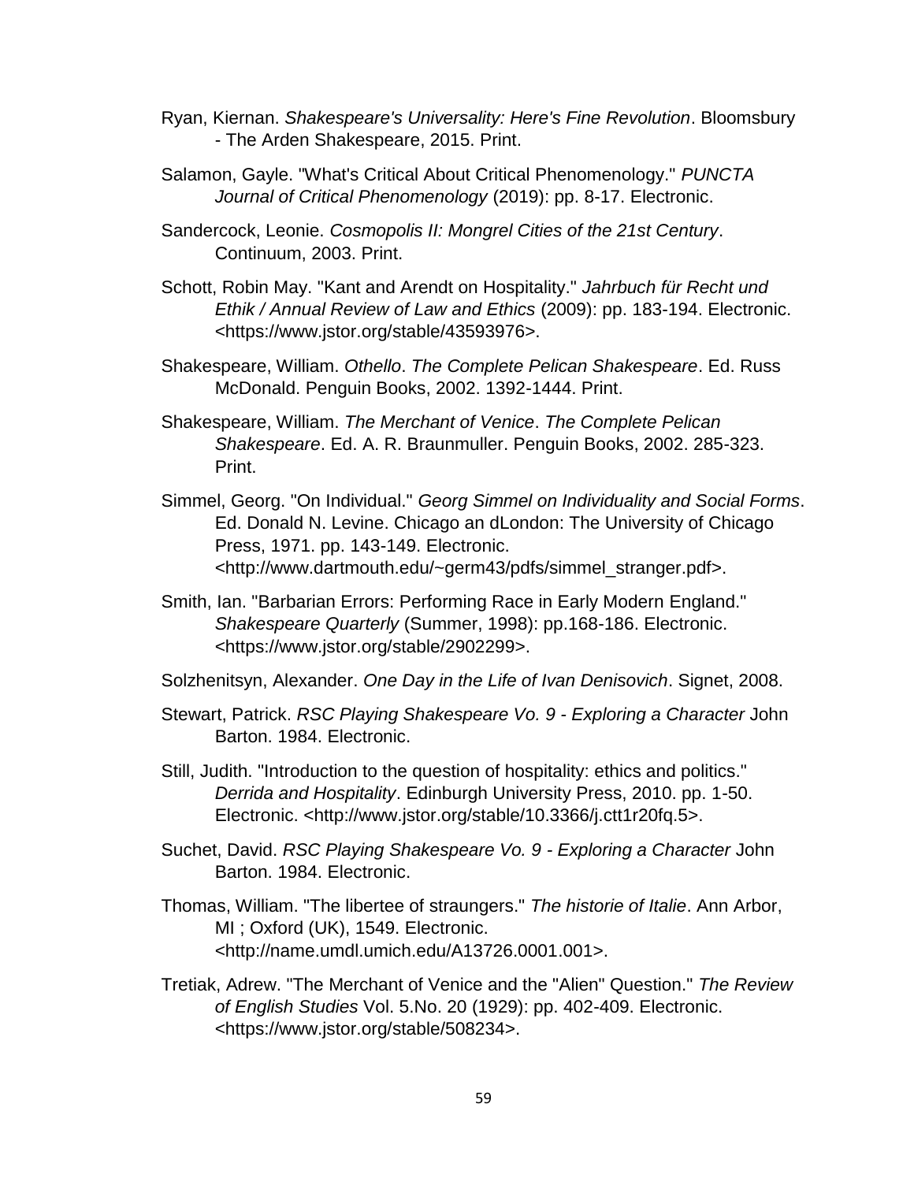Ryan, Kiernan. *Shakespeare's Universality: Here's Fine Revolution*. Bloomsbury - The Arden Shakespeare, 2015. Print.

Salamon, Gayle. "What's Critical About Critical Phenomenology." *PUNCTA Journal of Critical Phenomenology* (2019): pp. 8-17. Electronic.

Sandercock, Leonie. *Cosmopolis II: Mongrel Cities of the 21st Century*. Continuum, 2003. Print.

Schott, Robin May. "Kant and Arendt on Hospitality." *Jahrbuch für Recht und Ethik / Annual Review of Law and Ethics* (2009): pp. 183-194. Electronic. <https://www.jstor.org/stable/43593976>.

Shakespeare, William. *Othello*. *The Complete Pelican Shakespeare*. Ed. Russ McDonald. Penguin Books, 2002. 1392-1444. Print.

Shakespeare, William. *The Merchant of Venice*. *The Complete Pelican Shakespeare*. Ed. A. R. Braunmuller. Penguin Books, 2002. 285-323. Print.

Simmel, Georg. "On Individual." *Georg Simmel on Individuality and Social Forms*. Ed. Donald N. Levine. Chicago an dLondon: The University of Chicago Press, 1971. pp. 143-149. Electronic. <http://www.dartmouth.edu/~germ43/pdfs/simmel_stranger.pdf>.

Smith, Ian. "Barbarian Errors: Performing Race in Early Modern England." *Shakespeare Quarterly* (Summer, 1998): pp.168-186. Electronic. <https://www.jstor.org/stable/2902299>.

Solzhenitsyn, Alexander. *One Day in the Life of Ivan Denisovich*. Signet, 2008.

Stewart, Patrick. *RSC Playing Shakespeare Vo. 9 - Exploring a Character* John Barton. 1984. Electronic.

Still, Judith. "Introduction to the question of hospitality: ethics and politics." *Derrida and Hospitality*. Edinburgh University Press, 2010. pp. 1-50. Electronic. <http://www.jstor.org/stable/10.3366/j.ctt1r20fq.5>.

Suchet, David. *RSC Playing Shakespeare Vo. 9 - Exploring a Character* John Barton. 1984. Electronic.

Thomas, William. "The libertee of straungers." *The historie of Italie*. Ann Arbor, MI ; Oxford (UK), 1549. Electronic. <http://name.umdl.umich.edu/A13726.0001.001>.

Tretiak, Adrew. "The Merchant of Venice and the "Alien" Question." *The Review of English Studies* Vol. 5.No. 20 (1929): pp. 402-409. Electronic. <https://www.jstor.org/stable/508234>.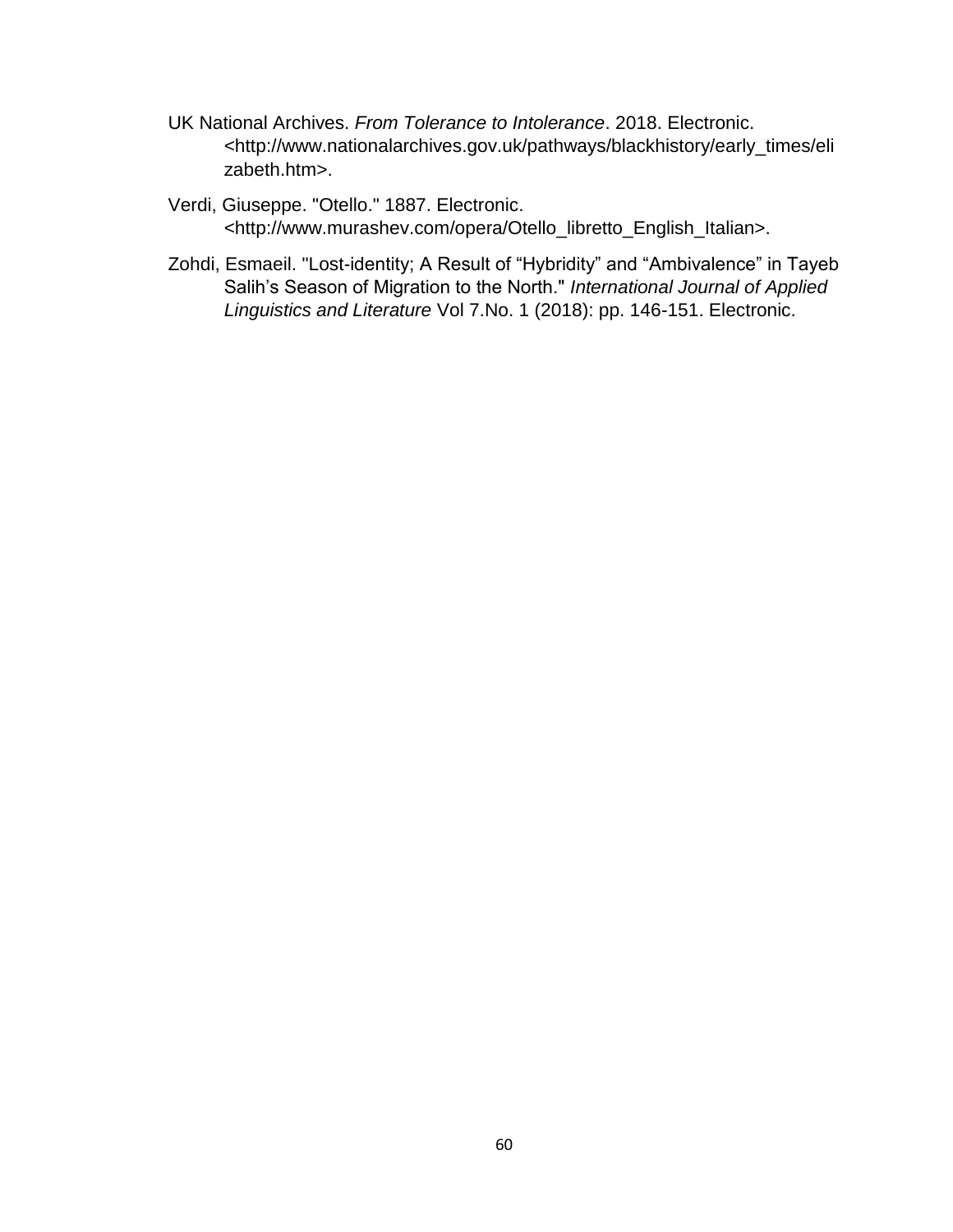UK National Archives. *From Tolerance to Intolerance*. 2018. Electronic. <http://www.nationalarchives.gov.uk/pathways/blackhistory/early_times/elizabeth.htm>.

Verdi, Giuseppe. "Otello." 1887. Electronic. <http://www.murashev.com/opera/Otello_libretto_English_Italian>.

Zohdi, Esmaeil. "Lost-identity; A Result of "Hybridity" and "Ambivalence" in Tayeb Salih's Season of Migration to the North." *International Journal of Applied Linguistics and Literature* Vol 7.No. 1 (2018): pp. 146-151. Electronic.